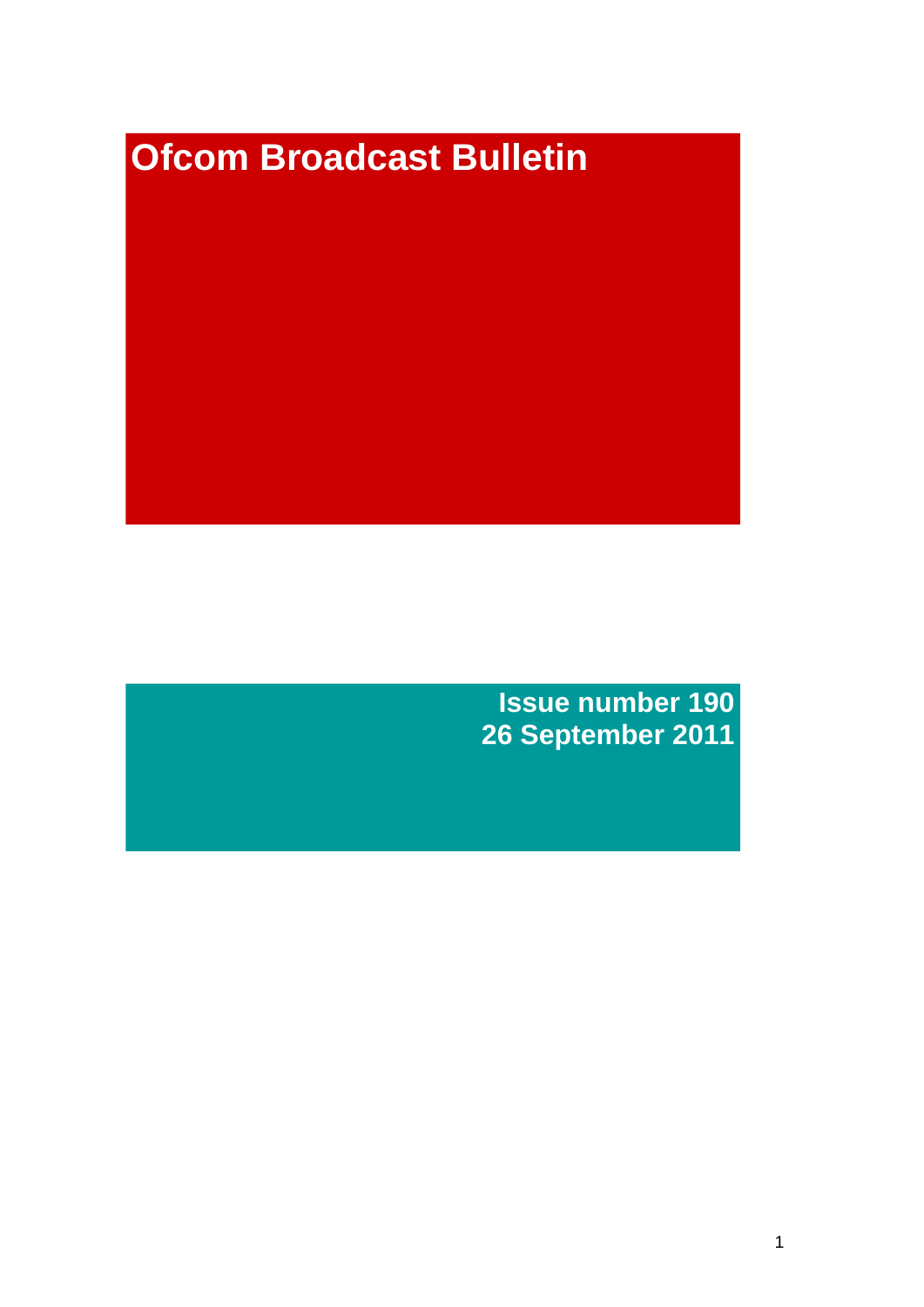# Ofcom Broadcast Bulletin

**Issue number 190**
**26 September 2011**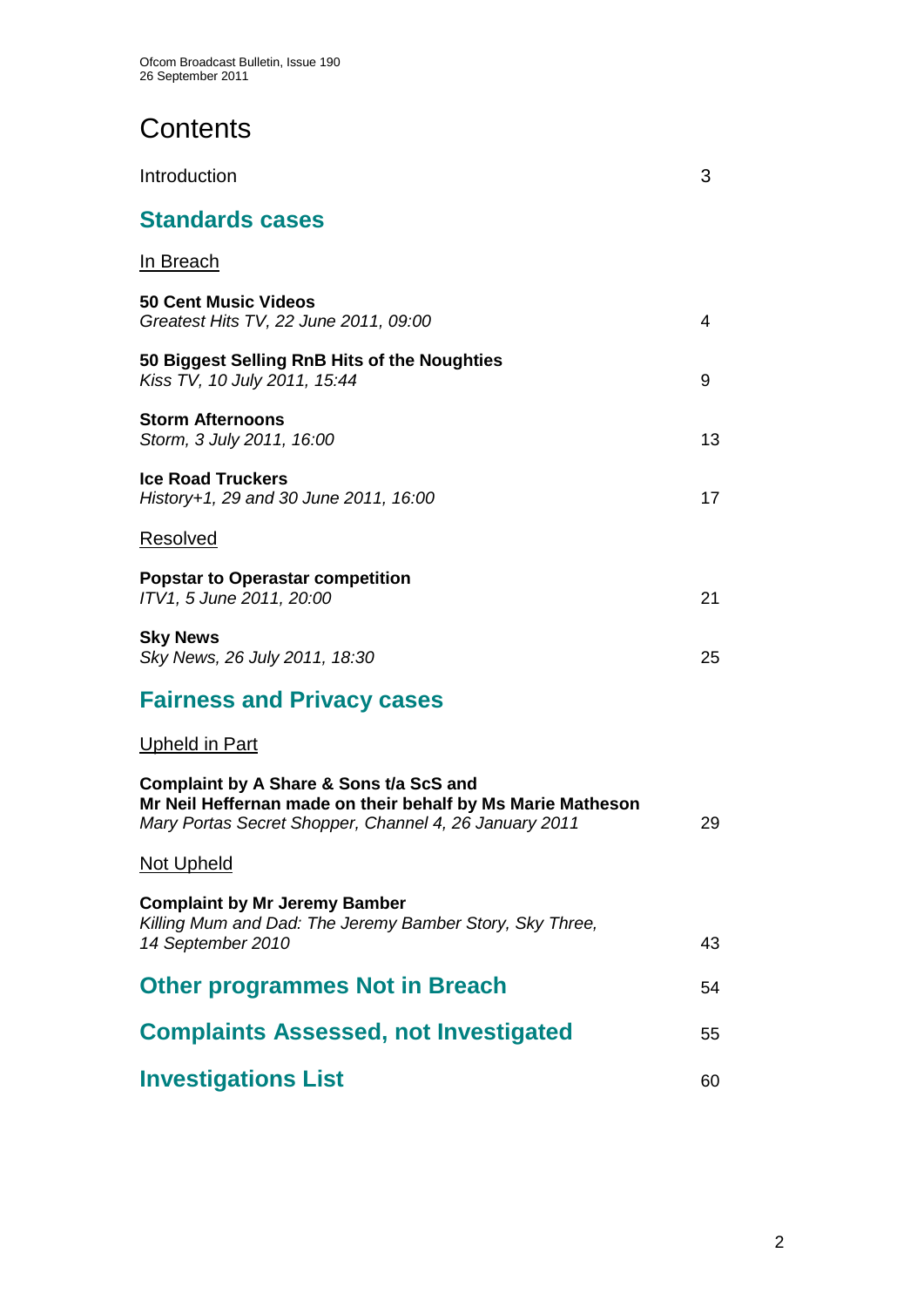# Contents

Introduction 3

## Standards cases

In Breach

**50 Cent Music Videos**
*Greatest Hits TV, 22 June 2011, 09:00* 4

**50 Biggest Selling RnB Hits of the Noughties**
*Kiss TV, 10 July 2011, 15:44* 9

**Storm Afternoons**
*Storm, 3 July 2011, 16:00* 13

**Ice Road Truckers**
*History+1, 29 and 30 June 2011, 16:00* 17

Resolved

**Popstar to Operastar competition**
*ITV1, 5 June 2011, 20:00* 21

**Sky News**
*Sky News, 26 July 2011, 18:30* 25

## Fairness and Privacy cases

Upheld in Part

**Complaint by A Share & Sons t/a ScS and Mr Neil Heffernan made on their behalf by Ms Marie Matheson**
*Mary Portas Secret Shopper, Channel 4, 26 January 2011* 29

Not Upheld

**Complaint by Mr Jeremy Bamber**
*Killing Mum and Dad: The Jeremy Bamber Story, Sky Three, 14 September 2010* 43

## Other programmes Not in Breach 54

## Complaints Assessed, not Investigated 55

## Investigations List 60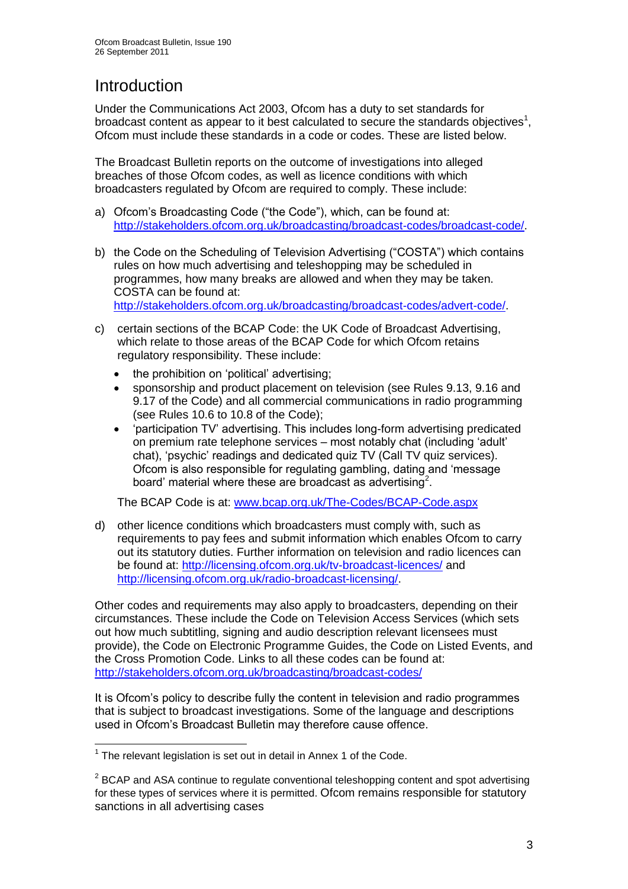# Introduction

Under the Communications Act 2003, Ofcom has a duty to set standards for broadcast content as appear to it best calculated to secure the standards objectives[1], Ofcom must include these standards in a code or codes. These are listed below.

The Broadcast Bulletin reports on the outcome of investigations into alleged breaches of those Ofcom codes, as well as licence conditions with which broadcasters regulated by Ofcom are required to comply. These include:

a) Ofcom's Broadcasting Code ("the Code"), which, can be found at: http://stakeholders.ofcom.org.uk/broadcasting/broadcast-codes/broadcast-code/.

b) the Code on the Scheduling of Television Advertising ("COSTA") which contains rules on how much advertising and teleshopping may be scheduled in programmes, how many breaks are allowed and when they may be taken. COSTA can be found at: http://stakeholders.ofcom.org.uk/broadcasting/broadcast-codes/advert-code/.

c) certain sections of the BCAP Code: the UK Code of Broadcast Advertising, which relate to those areas of the BCAP Code for which Ofcom retains regulatory responsibility. These include:

- the prohibition on 'political' advertising;
- sponsorship and product placement on television (see Rules 9.13, 9.16 and 9.17 of the Code) and all commercial communications in radio programming (see Rules 10.6 to 10.8 of the Code);
- 'participation TV' advertising. This includes long-form advertising predicated on premium rate telephone services – most notably chat (including 'adult' chat), 'psychic' readings and dedicated quiz TV (Call TV quiz services). Ofcom is also responsible for regulating gambling, dating and 'message board' material where these are broadcast as advertising[2].

The BCAP Code is at: www.bcap.org.uk/The-Codes/BCAP-Code.aspx

d) other licence conditions which broadcasters must comply with, such as requirements to pay fees and submit information which enables Ofcom to carry out its statutory duties. Further information on television and radio licences can be found at: http://licensing.ofcom.org.uk/tv-broadcast-licences/ and http://licensing.ofcom.org.uk/radio-broadcast-licensing/.

Other codes and requirements may also apply to broadcasters, depending on their circumstances. These include the Code on Television Access Services (which sets out how much subtitling, signing and audio description relevant licensees must provide), the Code on Electronic Programme Guides, the Code on Listed Events, and the Cross Promotion Code. Links to all these codes can be found at: http://stakeholders.ofcom.org.uk/broadcasting/broadcast-codes/

It is Ofcom's policy to describe fully the content in television and radio programmes that is subject to broadcast investigations. Some of the language and descriptions used in Ofcom's Broadcast Bulletin may therefore cause offence.

---

[1] The relevant legislation is set out in detail in Annex 1 of the Code.

[2] BCAP and ASA continue to regulate conventional teleshopping content and spot advertising for these types of services where it is permitted. Ofcom remains responsible for statutory sanctions in all advertising cases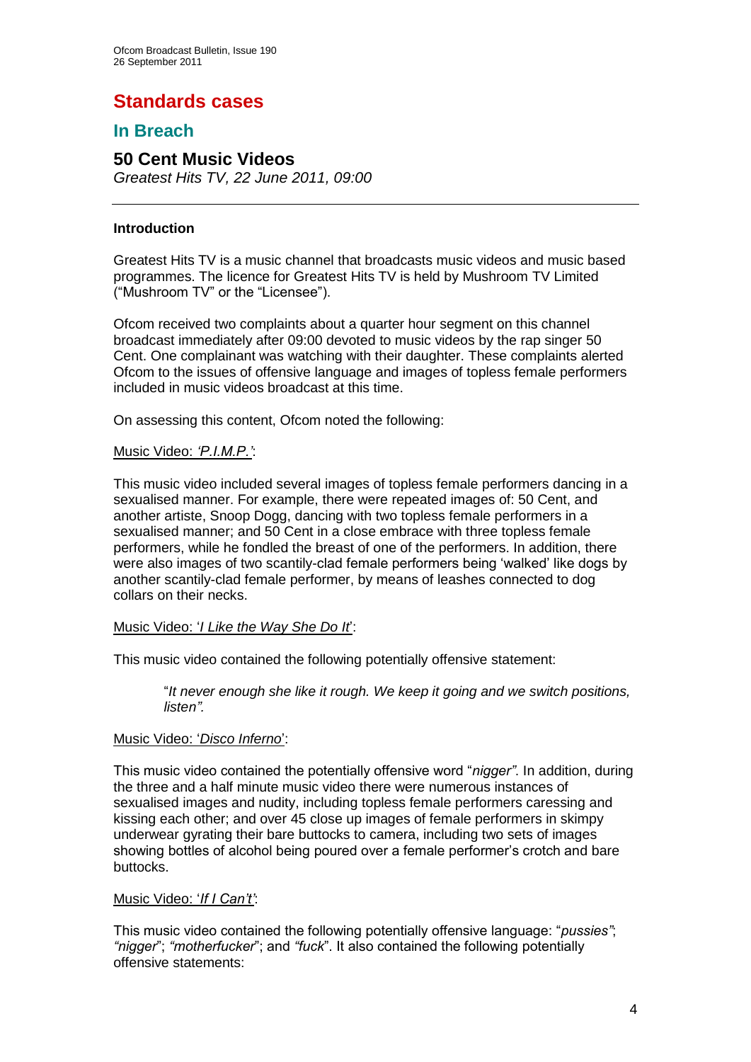# Standards cases

## In Breach

### 50 Cent Music Videos

*Greatest Hits TV, 22 June 2011, 09:00*

---

**Introduction**

Greatest Hits TV is a music channel that broadcasts music videos and music based programmes. The licence for Greatest Hits TV is held by Mushroom TV Limited ("Mushroom TV" or the "Licensee").

Ofcom received two complaints about a quarter hour segment on this channel broadcast immediately after 09:00 devoted to music videos by the rap singer 50 Cent. One complainant was watching with their daughter. These complaints alerted Ofcom to the issues of offensive language and images of topless female performers included in music videos broadcast at this time.

On assessing this content, Ofcom noted the following:

Music Video: *'P.I.M.P.'*:

This music video included several images of topless female performers dancing in a sexualised manner. For example, there were repeated images of: 50 Cent, and another artiste, Snoop Dogg, dancing with two topless female performers in a sexualised manner; and 50 Cent in a close embrace with three topless female performers, while he fondled the breast of one of the performers. In addition, there were also images of two scantily-clad female performers being 'walked' like dogs by another scantily-clad female performer, by means of leashes connected to dog collars on their necks.

Music Video: '*I Like the Way She Do It*':

This music video contained the following potentially offensive statement:

> "*It never enough she like it rough. We keep it going and we switch positions, listen".*

Music Video: '*Disco Inferno*':

This music video contained the potentially offensive word "*nigger"*. In addition, during the three and a half minute music video there were numerous instances of sexualised images and nudity, including topless female performers caressing and kissing each other; and over 45 close up images of female performers in skimpy underwear gyrating their bare buttocks to camera, including two sets of images showing bottles of alcohol being poured over a female performer's crotch and bare buttocks.

Music Video: '*If I Can't'*:

This music video contained the following potentially offensive language: "*pussies"*; *"nigger*"; *"motherfucker*"; and *"fuck*". It also contained the following potentially offensive statements: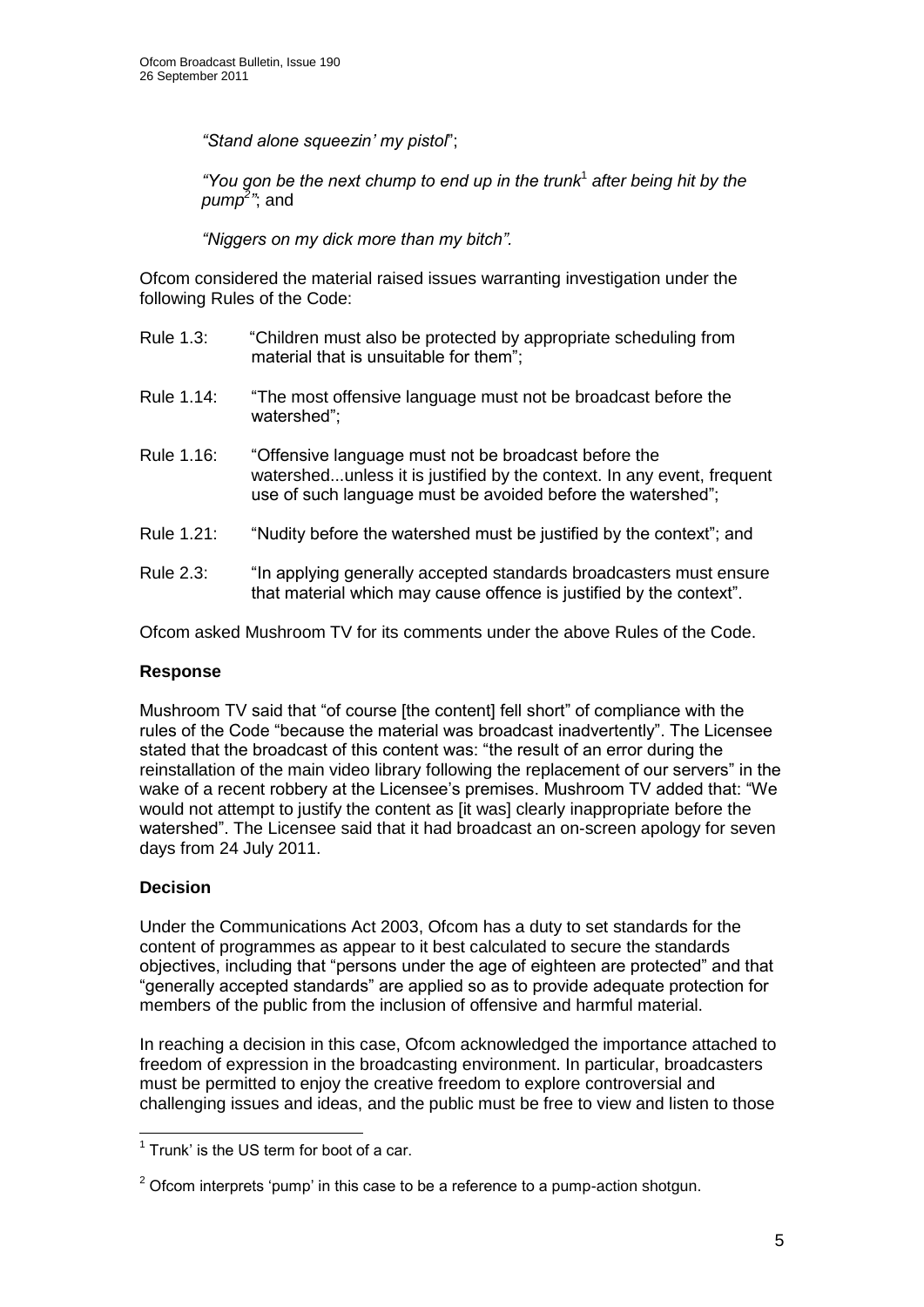*"Stand alone squeezin' my pistol*";

*"You gon be the next chump to end up in the trunk*[1] *after being hit by the pump*[2]*"*; and

*"Niggers on my dick more than my bitch".*

Ofcom considered the material raised issues warranting investigation under the following Rules of the Code:

| | |
|---|---|
| Rule 1.3: | "Children must also be protected by appropriate scheduling from material that is unsuitable for them"; |
| Rule 1.14: | "The most offensive language must not be broadcast before the watershed"; |
| Rule 1.16: | "Offensive language must not be broadcast before the watershed...unless it is justified by the context. In any event, frequent use of such language must be avoided before the watershed"; |
| Rule 1.21: | "Nudity before the watershed must be justified by the context"; and |
| Rule 2.3: | "In applying generally accepted standards broadcasters must ensure that material which may cause offence is justified by the context". |

Ofcom asked Mushroom TV for its comments under the above Rules of the Code.

### Response

Mushroom TV said that "of course [the content] fell short" of compliance with the rules of the Code "because the material was broadcast inadvertently". The Licensee stated that the broadcast of this content was: "the result of an error during the reinstallation of the main video library following the replacement of our servers" in the wake of a recent robbery at the Licensee's premises. Mushroom TV added that: "We would not attempt to justify the content as [it was] clearly inappropriate before the watershed". The Licensee said that it had broadcast an on-screen apology for seven days from 24 July 2011.

### Decision

Under the Communications Act 2003, Ofcom has a duty to set standards for the content of programmes as appear to it best calculated to secure the standards objectives, including that "persons under the age of eighteen are protected" and that "generally accepted standards" are applied so as to provide adequate protection for members of the public from the inclusion of offensive and harmful material.

In reaching a decision in this case, Ofcom acknowledged the importance attached to freedom of expression in the broadcasting environment. In particular, broadcasters must be permitted to enjoy the creative freedom to explore controversial and challenging issues and ideas, and the public must be free to view and listen to those

---

[1] Trunk' is the US term for boot of a car.

[2] Ofcom interprets 'pump' in this case to be a reference to a pump-action shotgun.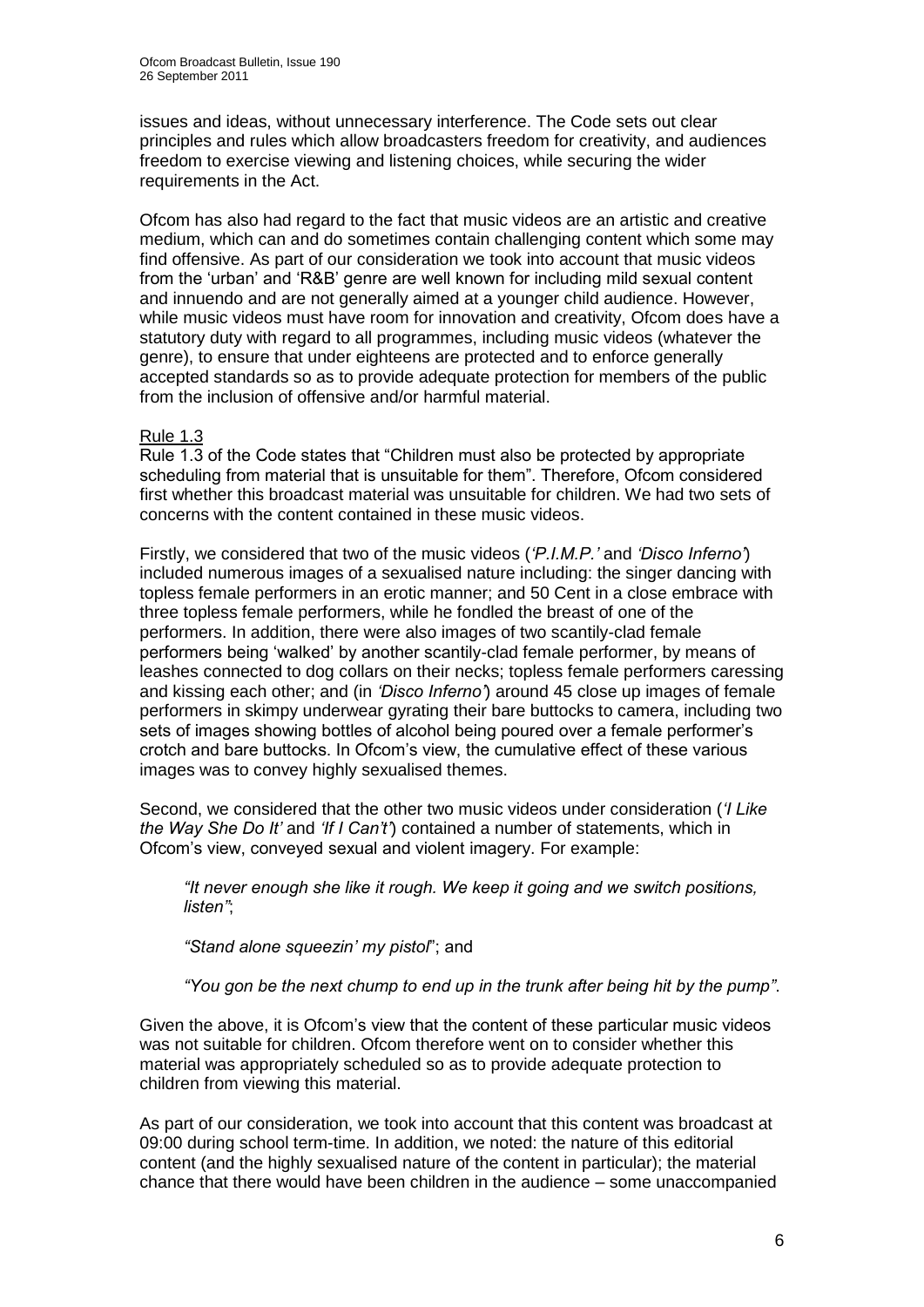issues and ideas, without unnecessary interference. The Code sets out clear principles and rules which allow broadcasters freedom for creativity, and audiences freedom to exercise viewing and listening choices, while securing the wider requirements in the Act.

Ofcom has also had regard to the fact that music videos are an artistic and creative medium, which can and do sometimes contain challenging content which some may find offensive. As part of our consideration we took into account that music videos from the 'urban' and 'R&B' genre are well known for including mild sexual content and innuendo and are not generally aimed at a younger child audience. However, while music videos must have room for innovation and creativity, Ofcom does have a statutory duty with regard to all programmes, including music videos (whatever the genre), to ensure that under eighteens are protected and to enforce generally accepted standards so as to provide adequate protection for members of the public from the inclusion of offensive and/or harmful material.

Rule 1.3

Rule 1.3 of the Code states that "Children must also be protected by appropriate scheduling from material that is unsuitable for them". Therefore, Ofcom considered first whether this broadcast material was unsuitable for children. We had two sets of concerns with the content contained in these music videos.

Firstly, we considered that two of the music videos (*'P.I.M.P.'* and *'Disco Inferno'*) included numerous images of a sexualised nature including: the singer dancing with topless female performers in an erotic manner; and 50 Cent in a close embrace with three topless female performers, while he fondled the breast of one of the performers. In addition, there were also images of two scantily-clad female performers being 'walked' by another scantily-clad female performer, by means of leashes connected to dog collars on their necks; topless female performers caressing and kissing each other; and (in *'Disco Inferno'*) around 45 close up images of female performers in skimpy underwear gyrating their bare buttocks to camera, including two sets of images showing bottles of alcohol being poured over a female performer's crotch and bare buttocks. In Ofcom's view, the cumulative effect of these various images was to convey highly sexualised themes.

Second, we considered that the other two music videos under consideration (*'I Like the Way She Do It'* and *'If I Can't'*) contained a number of statements, which in Ofcom's view, conveyed sexual and violent imagery. For example:

> *"It never enough she like it rough. We keep it going and we switch positions, listen"*;
>
> *"Stand alone squeezin' my pistol*"; and
>
> *"You gon be the next chump to end up in the trunk after being hit by the pump"*.

Given the above, it is Ofcom's view that the content of these particular music videos was not suitable for children. Ofcom therefore went on to consider whether this material was appropriately scheduled so as to provide adequate protection to children from viewing this material.

As part of our consideration, we took into account that this content was broadcast at 09:00 during school term-time. In addition, we noted: the nature of this editorial content (and the highly sexualised nature of the content in particular); the material chance that there would have been children in the audience – some unaccompanied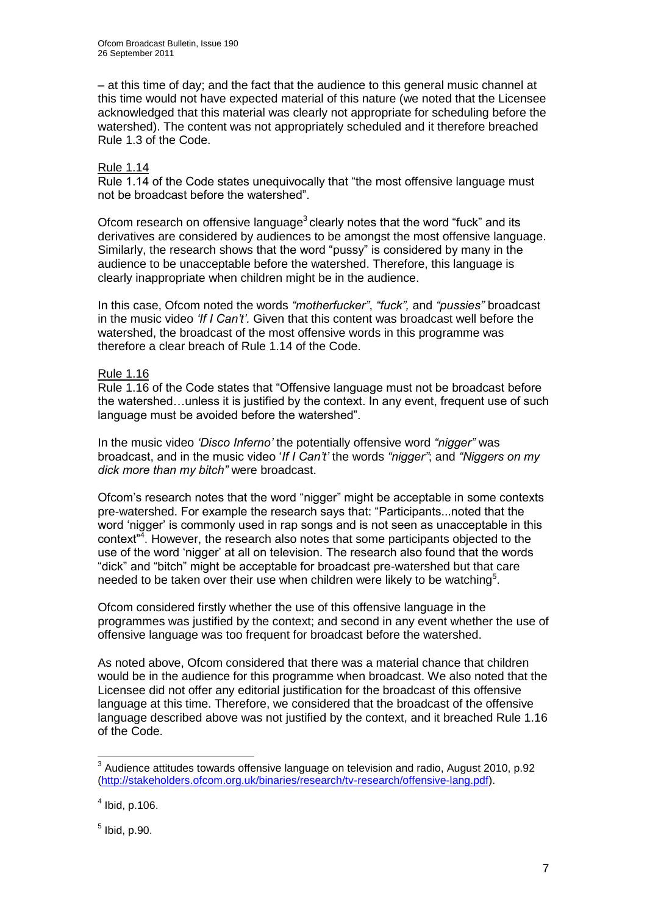– at this time of day; and the fact that the audience to this general music channel at this time would not have expected material of this nature (we noted that the Licensee acknowledged that this material was clearly not appropriate for scheduling before the watershed). The content was not appropriately scheduled and it therefore breached Rule 1.3 of the Code.

Rule 1.14

Rule 1.14 of the Code states unequivocally that "the most offensive language must not be broadcast before the watershed".

Ofcom research on offensive language[3] clearly notes that the word "fuck" and its derivatives are considered by audiences to be amongst the most offensive language. Similarly, the research shows that the word "pussy" is considered by many in the audience to be unacceptable before the watershed. Therefore, this language is clearly inappropriate when children might be in the audience.

In this case, Ofcom noted the words *"motherfucker"*, *"fuck",* and *"pussies"* broadcast in the music video *'If I Can't'.* Given that this content was broadcast well before the watershed, the broadcast of the most offensive words in this programme was therefore a clear breach of Rule 1.14 of the Code.

Rule 1.16

Rule 1.16 of the Code states that "Offensive language must not be broadcast before the watershed…unless it is justified by the context. In any event, frequent use of such language must be avoided before the watershed".

In the music video *'Disco Inferno'* the potentially offensive word *"nigger"* was broadcast, and in the music video '*If I Can't'* the words *"nigger"*; and *"Niggers on my dick more than my bitch"* were broadcast.

Ofcom's research notes that the word "nigger" might be acceptable in some contexts pre-watershed. For example the research says that: "Participants...noted that the word 'nigger' is commonly used in rap songs and is not seen as unacceptable in this context"[4]. However, the research also notes that some participants objected to the use of the word 'nigger' at all on television. The research also found that the words "dick" and "bitch" might be acceptable for broadcast pre-watershed but that care needed to be taken over their use when children were likely to be watching[5].

Ofcom considered firstly whether the use of this offensive language in the programmes was justified by the context; and second in any event whether the use of offensive language was too frequent for broadcast before the watershed.

As noted above, Ofcom considered that there was a material chance that children would be in the audience for this programme when broadcast. We also noted that the Licensee did not offer any editorial justification for the broadcast of this offensive language at this time. Therefore, we considered that the broadcast of the offensive language described above was not justified by the context, and it breached Rule 1.16 of the Code.

---

[3] Audience attitudes towards offensive language on television and radio, August 2010, p.92 (http://stakeholders.ofcom.org.uk/binaries/research/tv-research/offensive-lang.pdf).

[4] Ibid, p.106.

[5] Ibid, p.90.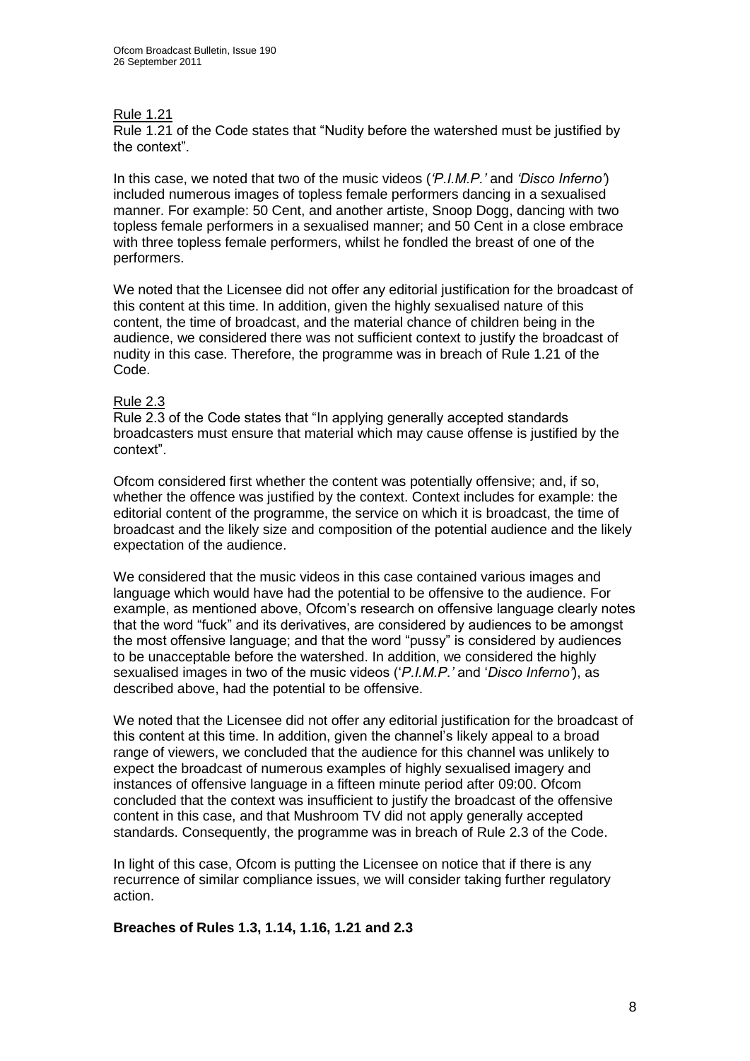Rule 1.21

Rule 1.21 of the Code states that "Nudity before the watershed must be justified by the context".

In this case, we noted that two of the music videos (*'P.I.M.P.'* and *'Disco Inferno'*) included numerous images of topless female performers dancing in a sexualised manner. For example: 50 Cent, and another artiste, Snoop Dogg, dancing with two topless female performers in a sexualised manner; and 50 Cent in a close embrace with three topless female performers, whilst he fondled the breast of one of the performers.

We noted that the Licensee did not offer any editorial justification for the broadcast of this content at this time. In addition, given the highly sexualised nature of this content, the time of broadcast, and the material chance of children being in the audience, we considered there was not sufficient context to justify the broadcast of nudity in this case. Therefore, the programme was in breach of Rule 1.21 of the Code.

Rule 2.3

Rule 2.3 of the Code states that "In applying generally accepted standards broadcasters must ensure that material which may cause offense is justified by the context".

Ofcom considered first whether the content was potentially offensive; and, if so, whether the offence was justified by the context. Context includes for example: the editorial content of the programme, the service on which it is broadcast, the time of broadcast and the likely size and composition of the potential audience and the likely expectation of the audience.

We considered that the music videos in this case contained various images and language which would have had the potential to be offensive to the audience. For example, as mentioned above, Ofcom's research on offensive language clearly notes that the word "fuck" and its derivatives, are considered by audiences to be amongst the most offensive language; and that the word "pussy" is considered by audiences to be unacceptable before the watershed. In addition, we considered the highly sexualised images in two of the music videos ('*P.I.M.P.'* and '*Disco Inferno'*), as described above, had the potential to be offensive.

We noted that the Licensee did not offer any editorial justification for the broadcast of this content at this time. In addition, given the channel's likely appeal to a broad range of viewers, we concluded that the audience for this channel was unlikely to expect the broadcast of numerous examples of highly sexualised imagery and instances of offensive language in a fifteen minute period after 09:00. Ofcom concluded that the context was insufficient to justify the broadcast of the offensive content in this case, and that Mushroom TV did not apply generally accepted standards. Consequently, the programme was in breach of Rule 2.3 of the Code.

In light of this case, Ofcom is putting the Licensee on notice that if there is any recurrence of similar compliance issues, we will consider taking further regulatory action.

**Breaches of Rules 1.3, 1.14, 1.16, 1.21 and 2.3**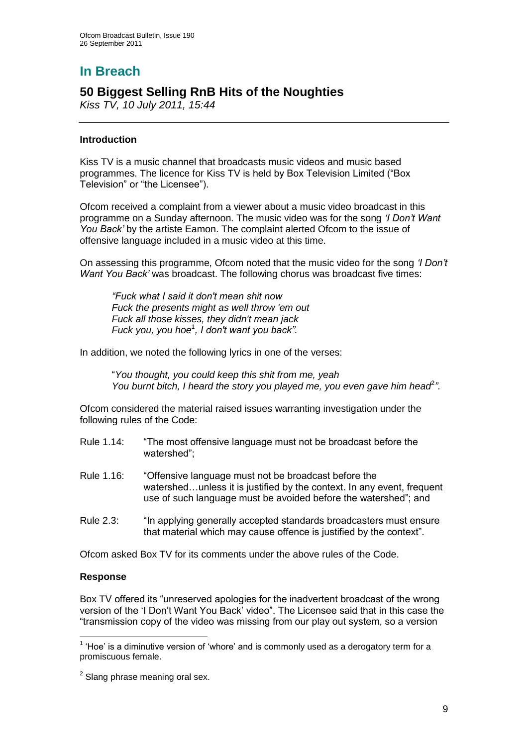# In Breach

## 50 Biggest Selling RnB Hits of the Noughties

*Kiss TV, 10 July 2011, 15:44*

### Introduction

Kiss TV is a music channel that broadcasts music videos and music based programmes. The licence for Kiss TV is held by Box Television Limited ("Box Television" or "the Licensee").

Ofcom received a complaint from a viewer about a music video broadcast in this programme on a Sunday afternoon. The music video was for the song *'I Don't Want You Back'* by the artiste Eamon. The complaint alerted Ofcom to the issue of offensive language included in a music video at this time.

On assessing this programme, Ofcom noted that the music video for the song *'I Don't Want You Back'* was broadcast. The following chorus was broadcast five times:

> *"Fuck what I said it don't mean shit now*
> *Fuck the presents might as well throw 'em out*
> *Fuck all those kisses, they didn't mean jack*
> *Fuck you, you hoe*[1]*, I don't want you back".*

In addition, we noted the following lyrics in one of the verses:

> "*You thought, you could keep this shit from me, yeah*
> *You burnt bitch, I heard the story you played me, you even gave him head*[2]*".*

Ofcom considered the material raised issues warranting investigation under the following rules of the Code:

Rule 1.14: "The most offensive language must not be broadcast before the watershed";

Rule 1.16: "Offensive language must not be broadcast before the watershed…unless it is justified by the context. In any event, frequent use of such language must be avoided before the watershed"; and

Rule 2.3: "In applying generally accepted standards broadcasters must ensure that material which may cause offence is justified by the context".

Ofcom asked Box TV for its comments under the above rules of the Code.

### Response

Box TV offered its "unreserved apologies for the inadvertent broadcast of the wrong version of the 'I Don't Want You Back' video". The Licensee said that in this case the "transmission copy of the video was missing from our play out system, so a version

---

[1] 'Hoe' is a diminutive version of 'whore' and is commonly used as a derogatory term for a promiscuous female.

[2] Slang phrase meaning oral sex.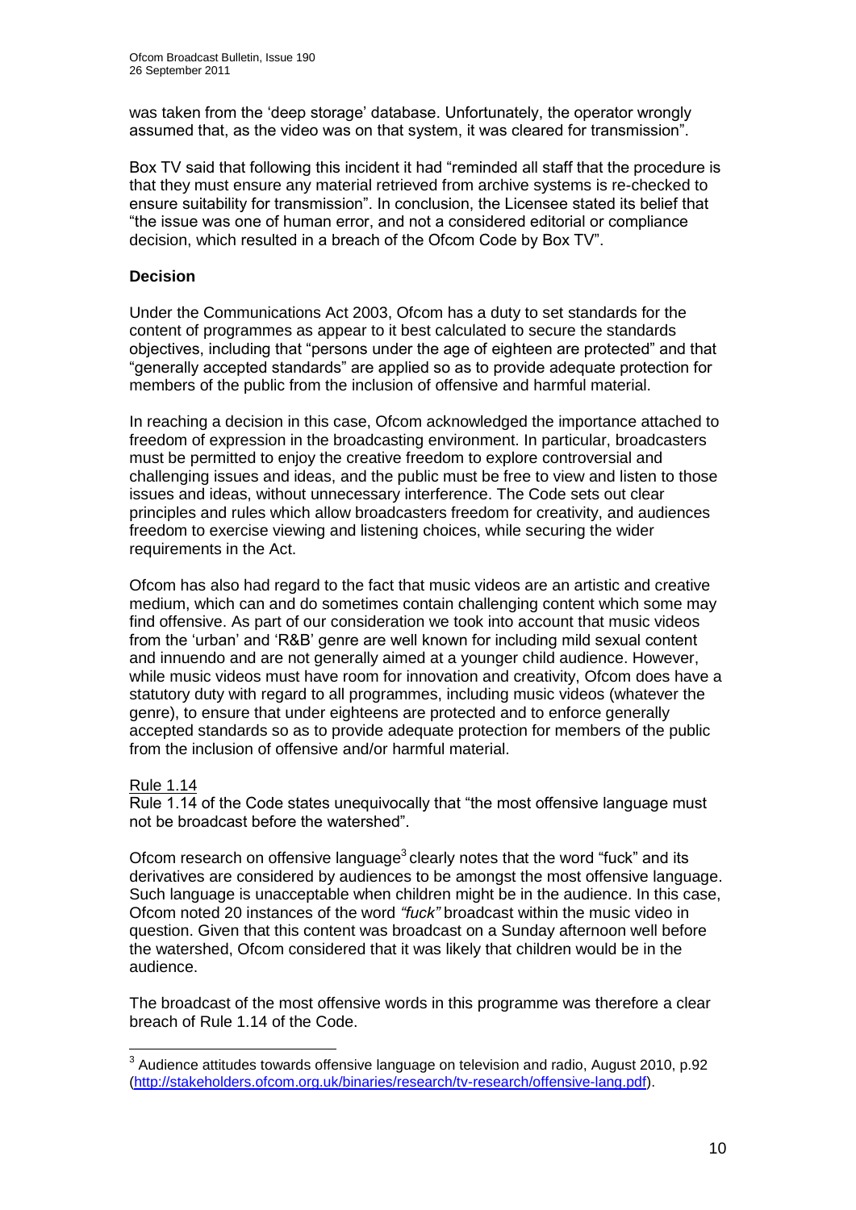was taken from the 'deep storage' database. Unfortunately, the operator wrongly assumed that, as the video was on that system, it was cleared for transmission".

Box TV said that following this incident it had "reminded all staff that the procedure is that they must ensure any material retrieved from archive systems is re-checked to ensure suitability for transmission". In conclusion, the Licensee stated its belief that "the issue was one of human error, and not a considered editorial or compliance decision, which resulted in a breach of the Ofcom Code by Box TV".

**Decision**

Under the Communications Act 2003, Ofcom has a duty to set standards for the content of programmes as appear to it best calculated to secure the standards objectives, including that "persons under the age of eighteen are protected" and that "generally accepted standards" are applied so as to provide adequate protection for members of the public from the inclusion of offensive and harmful material.

In reaching a decision in this case, Ofcom acknowledged the importance attached to freedom of expression in the broadcasting environment. In particular, broadcasters must be permitted to enjoy the creative freedom to explore controversial and challenging issues and ideas, and the public must be free to view and listen to those issues and ideas, without unnecessary interference. The Code sets out clear principles and rules which allow broadcasters freedom for creativity, and audiences freedom to exercise viewing and listening choices, while securing the wider requirements in the Act.

Ofcom has also had regard to the fact that music videos are an artistic and creative medium, which can and do sometimes contain challenging content which some may find offensive. As part of our consideration we took into account that music videos from the 'urban' and 'R&B' genre are well known for including mild sexual content and innuendo and are not generally aimed at a younger child audience. However, while music videos must have room for innovation and creativity, Ofcom does have a statutory duty with regard to all programmes, including music videos (whatever the genre), to ensure that under eighteens are protected and to enforce generally accepted standards so as to provide adequate protection for members of the public from the inclusion of offensive and/or harmful material.

Rule 1.14

Rule 1.14 of the Code states unequivocally that "the most offensive language must not be broadcast before the watershed".

Ofcom research on offensive language[3] clearly notes that the word "fuck" and its derivatives are considered by audiences to be amongst the most offensive language. Such language is unacceptable when children might be in the audience. In this case, Ofcom noted 20 instances of the word *"fuck"* broadcast within the music video in question. Given that this content was broadcast on a Sunday afternoon well before the watershed, Ofcom considered that it was likely that children would be in the audience.

The broadcast of the most offensive words in this programme was therefore a clear breach of Rule 1.14 of the Code.

[3] Audience attitudes towards offensive language on television and radio, August 2010, p.92 (http://stakeholders.ofcom.org.uk/binaries/research/tv-research/offensive-lang.pdf).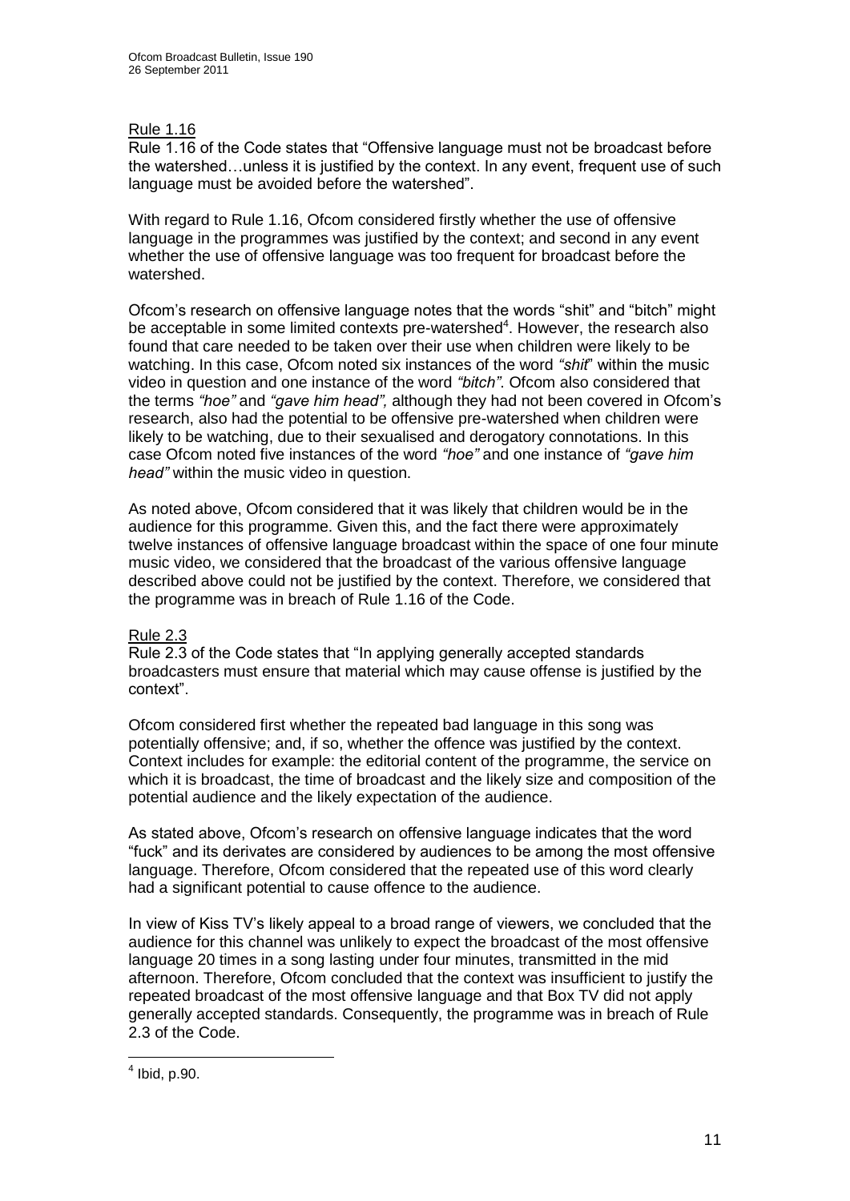Rule 1.16

Rule 1.16 of the Code states that "Offensive language must not be broadcast before the watershed…unless it is justified by the context. In any event, frequent use of such language must be avoided before the watershed".

With regard to Rule 1.16, Ofcom considered firstly whether the use of offensive language in the programmes was justified by the context; and second in any event whether the use of offensive language was too frequent for broadcast before the watershed.

Ofcom's research on offensive language notes that the words "shit" and "bitch" might be acceptable in some limited contexts pre-watershed[4]. However, the research also found that care needed to be taken over their use when children were likely to be watching. In this case, Ofcom noted six instances of the word *"shit*" within the music video in question and one instance of the word *"bitch"*. Ofcom also considered that the terms *"hoe"* and *"gave him head",* although they had not been covered in Ofcom's research, also had the potential to be offensive pre-watershed when children were likely to be watching, due to their sexualised and derogatory connotations. In this case Ofcom noted five instances of the word *"hoe"* and one instance of *"gave him head"* within the music video in question.

As noted above, Ofcom considered that it was likely that children would be in the audience for this programme. Given this, and the fact there were approximately twelve instances of offensive language broadcast within the space of one four minute music video, we considered that the broadcast of the various offensive language described above could not be justified by the context. Therefore, we considered that the programme was in breach of Rule 1.16 of the Code.

Rule 2.3

Rule 2.3 of the Code states that "In applying generally accepted standards broadcasters must ensure that material which may cause offense is justified by the context".

Ofcom considered first whether the repeated bad language in this song was potentially offensive; and, if so, whether the offence was justified by the context. Context includes for example: the editorial content of the programme, the service on which it is broadcast, the time of broadcast and the likely size and composition of the potential audience and the likely expectation of the audience.

As stated above, Ofcom's research on offensive language indicates that the word "fuck" and its derivates are considered by audiences to be among the most offensive language. Therefore, Ofcom considered that the repeated use of this word clearly had a significant potential to cause offence to the audience.

In view of Kiss TV's likely appeal to a broad range of viewers, we concluded that the audience for this channel was unlikely to expect the broadcast of the most offensive language 20 times in a song lasting under four minutes, transmitted in the mid afternoon. Therefore, Ofcom concluded that the context was insufficient to justify the repeated broadcast of the most offensive language and that Box TV did not apply generally accepted standards. Consequently, the programme was in breach of Rule 2.3 of the Code.

[4] Ibid, p.90.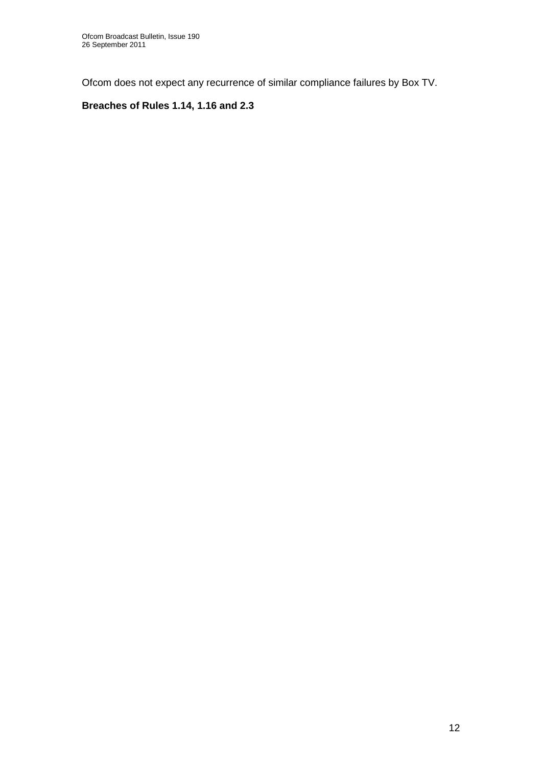Ofcom does not expect any recurrence of similar compliance failures by Box TV.

**Breaches of Rules 1.14, 1.16 and 2.3**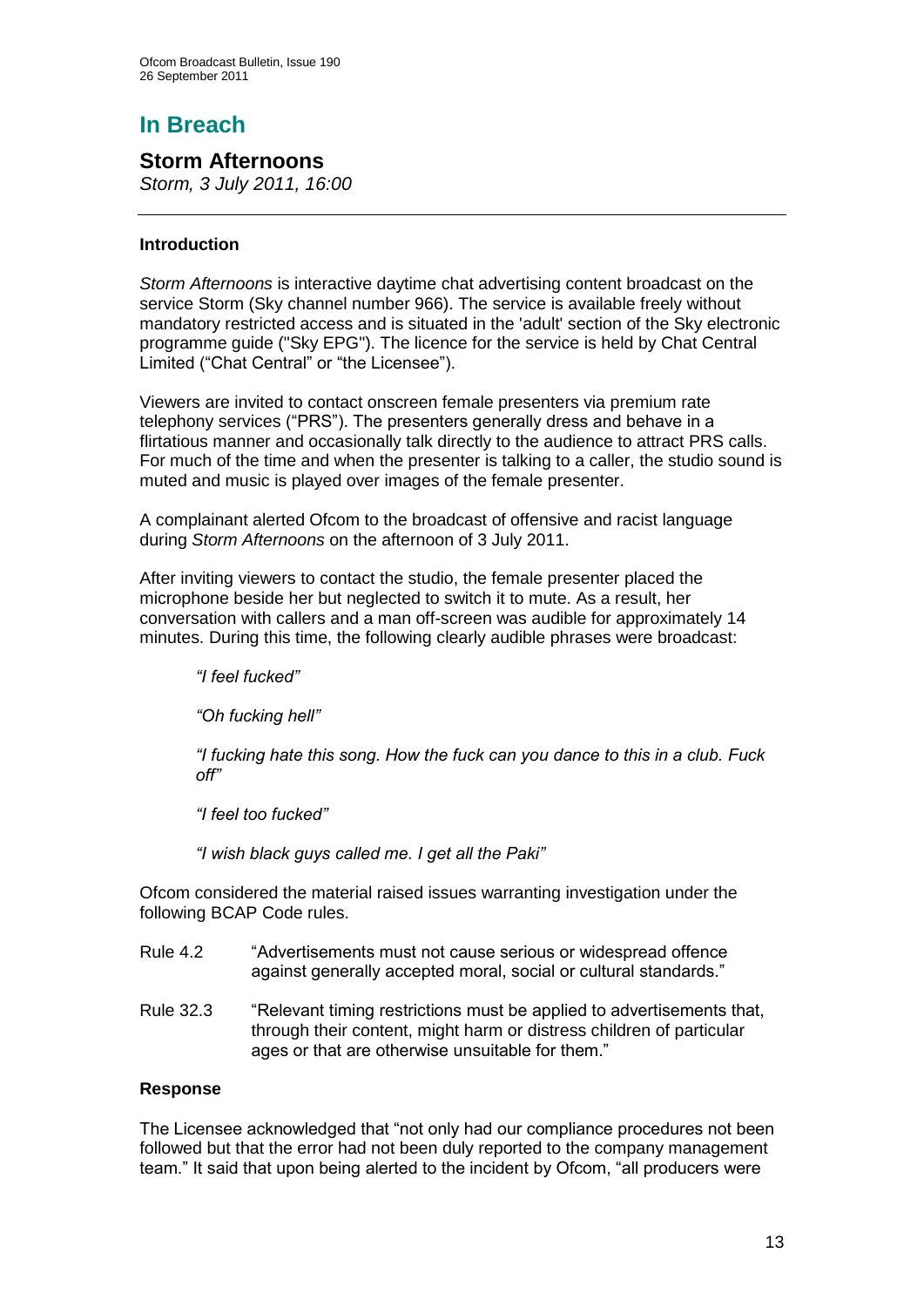## In Breach

### Storm Afternoons

*Storm, 3 July 2011, 16:00*

---

#### Introduction

*Storm Afternoons* is interactive daytime chat advertising content broadcast on the service Storm (Sky channel number 966). The service is available freely without mandatory restricted access and is situated in the 'adult' section of the Sky electronic programme guide ("Sky EPG"). The licence for the service is held by Chat Central Limited ("Chat Central" or "the Licensee").

Viewers are invited to contact onscreen female presenters via premium rate telephony services ("PRS"). The presenters generally dress and behave in a flirtatious manner and occasionally talk directly to the audience to attract PRS calls. For much of the time and when the presenter is talking to a caller, the studio sound is muted and music is played over images of the female presenter.

A complainant alerted Ofcom to the broadcast of offensive and racist language during *Storm Afternoons* on the afternoon of 3 July 2011.

After inviting viewers to contact the studio, the female presenter placed the microphone beside her but neglected to switch it to mute. As a result, her conversation with callers and a man off-screen was audible for approximately 14 minutes. During this time, the following clearly audible phrases were broadcast:

> *"I feel fucked"*
>
> *"Oh fucking hell"*
>
> *"I fucking hate this song. How the fuck can you dance to this in a club. Fuck off"*
>
> *"I feel too fucked"*
>
> *"I wish black guys called me. I get all the Paki"*

Ofcom considered the material raised issues warranting investigation under the following BCAP Code rules.

| | |
|---|---|
| Rule 4.2 | "Advertisements must not cause serious or widespread offence against generally accepted moral, social or cultural standards." |
| Rule 32.3 | "Relevant timing restrictions must be applied to advertisements that, through their content, might harm or distress children of particular ages or that are otherwise unsuitable for them." |

#### Response

The Licensee acknowledged that "not only had our compliance procedures not been followed but that the error had not been duly reported to the company management team." It said that upon being alerted to the incident by Ofcom, "all producers were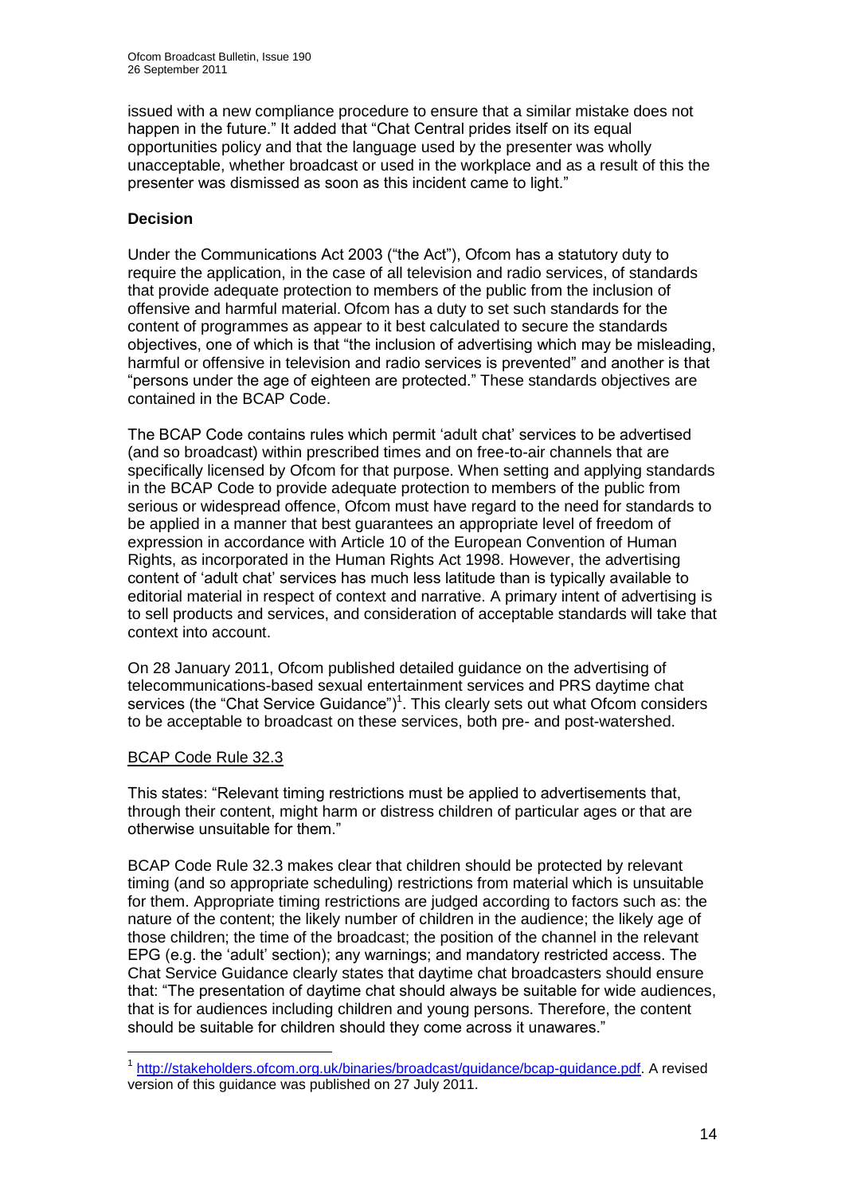issued with a new compliance procedure to ensure that a similar mistake does not happen in the future." It added that "Chat Central prides itself on its equal opportunities policy and that the language used by the presenter was wholly unacceptable, whether broadcast or used in the workplace and as a result of this the presenter was dismissed as soon as this incident came to light."

**Decision**

Under the Communications Act 2003 ("the Act"), Ofcom has a statutory duty to require the application, in the case of all television and radio services, of standards that provide adequate protection to members of the public from the inclusion of offensive and harmful material. Ofcom has a duty to set such standards for the content of programmes as appear to it best calculated to secure the standards objectives, one of which is that "the inclusion of advertising which may be misleading, harmful or offensive in television and radio services is prevented" and another is that "persons under the age of eighteen are protected." These standards objectives are contained in the BCAP Code.

The BCAP Code contains rules which permit 'adult chat' services to be advertised (and so broadcast) within prescribed times and on free-to-air channels that are specifically licensed by Ofcom for that purpose. When setting and applying standards in the BCAP Code to provide adequate protection to members of the public from serious or widespread offence, Ofcom must have regard to the need for standards to be applied in a manner that best guarantees an appropriate level of freedom of expression in accordance with Article 10 of the European Convention of Human Rights, as incorporated in the Human Rights Act 1998. However, the advertising content of 'adult chat' services has much less latitude than is typically available to editorial material in respect of context and narrative. A primary intent of advertising is to sell products and services, and consideration of acceptable standards will take that context into account.

On 28 January 2011, Ofcom published detailed guidance on the advertising of telecommunications-based sexual entertainment services and PRS daytime chat services (the "Chat Service Guidance")[1]. This clearly sets out what Ofcom considers to be acceptable to broadcast on these services, both pre- and post-watershed.

BCAP Code Rule 32.3

This states: "Relevant timing restrictions must be applied to advertisements that, through their content, might harm or distress children of particular ages or that are otherwise unsuitable for them."

BCAP Code Rule 32.3 makes clear that children should be protected by relevant timing (and so appropriate scheduling) restrictions from material which is unsuitable for them. Appropriate timing restrictions are judged according to factors such as: the nature of the content; the likely number of children in the audience; the likely age of those children; the time of the broadcast; the position of the channel in the relevant EPG (e.g. the 'adult' section); any warnings; and mandatory restricted access. The Chat Service Guidance clearly states that daytime chat broadcasters should ensure that: "The presentation of daytime chat should always be suitable for wide audiences, that is for audiences including children and young persons. Therefore, the content should be suitable for children should they come across it unawares."

[1] http://stakeholders.ofcom.org.uk/binaries/broadcast/guidance/bcap-guidance.pdf. A revised version of this guidance was published on 27 July 2011.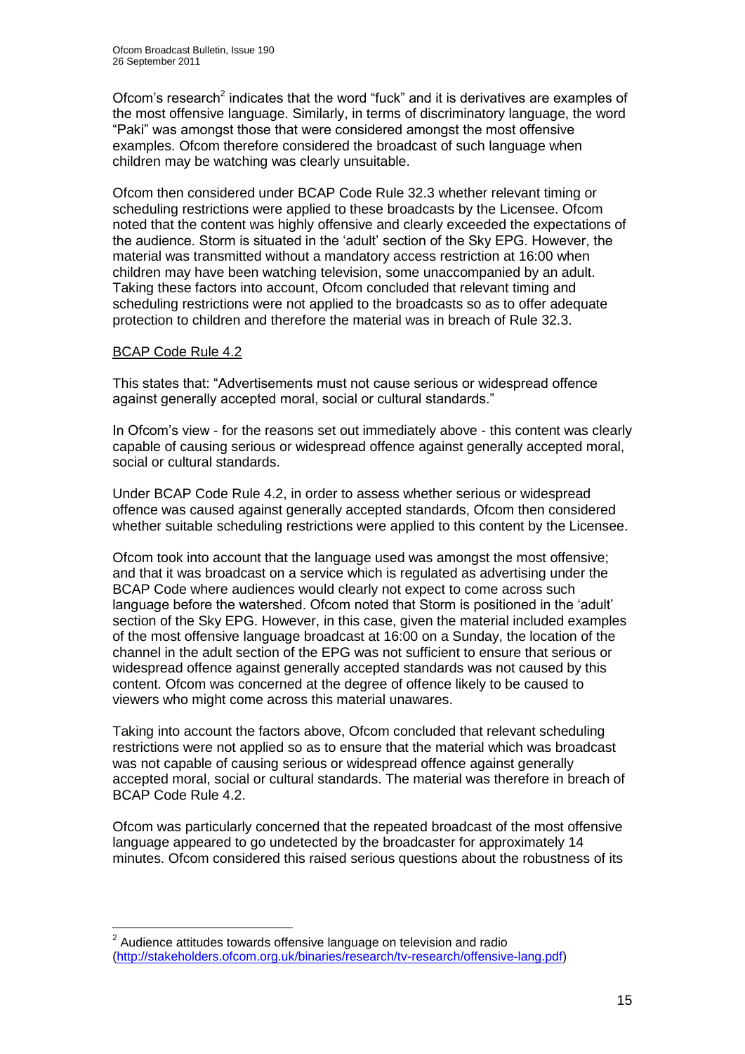Ofcom's research[2] indicates that the word "fuck" and it is derivatives are examples of the most offensive language. Similarly, in terms of discriminatory language, the word "Paki" was amongst those that were considered amongst the most offensive examples. Ofcom therefore considered the broadcast of such language when children may be watching was clearly unsuitable.

Ofcom then considered under BCAP Code Rule 32.3 whether relevant timing or scheduling restrictions were applied to these broadcasts by the Licensee. Ofcom noted that the content was highly offensive and clearly exceeded the expectations of the audience. Storm is situated in the 'adult' section of the Sky EPG. However, the material was transmitted without a mandatory access restriction at 16:00 when children may have been watching television, some unaccompanied by an adult. Taking these factors into account, Ofcom concluded that relevant timing and scheduling restrictions were not applied to the broadcasts so as to offer adequate protection to children and therefore the material was in breach of Rule 32.3.

<u>BCAP Code Rule 4.2</u>

This states that: "Advertisements must not cause serious or widespread offence against generally accepted moral, social or cultural standards."

In Ofcom's view - for the reasons set out immediately above - this content was clearly capable of causing serious or widespread offence against generally accepted moral, social or cultural standards.

Under BCAP Code Rule 4.2, in order to assess whether serious or widespread offence was caused against generally accepted standards, Ofcom then considered whether suitable scheduling restrictions were applied to this content by the Licensee.

Ofcom took into account that the language used was amongst the most offensive; and that it was broadcast on a service which is regulated as advertising under the BCAP Code where audiences would clearly not expect to come across such language before the watershed. Ofcom noted that Storm is positioned in the 'adult' section of the Sky EPG. However, in this case, given the material included examples of the most offensive language broadcast at 16:00 on a Sunday, the location of the channel in the adult section of the EPG was not sufficient to ensure that serious or widespread offence against generally accepted standards was not caused by this content. Ofcom was concerned at the degree of offence likely to be caused to viewers who might come across this material unawares.

Taking into account the factors above, Ofcom concluded that relevant scheduling restrictions were not applied so as to ensure that the material which was broadcast was not capable of causing serious or widespread offence against generally accepted moral, social or cultural standards. The material was therefore in breach of BCAP Code Rule 4.2.

Ofcom was particularly concerned that the repeated broadcast of the most offensive language appeared to go undetected by the broadcaster for approximately 14 minutes. Ofcom considered this raised serious questions about the robustness of its

---

[2] Audience attitudes towards offensive language on television and radio (http://stakeholders.ofcom.org.uk/binaries/research/tv-research/offensive-lang.pdf)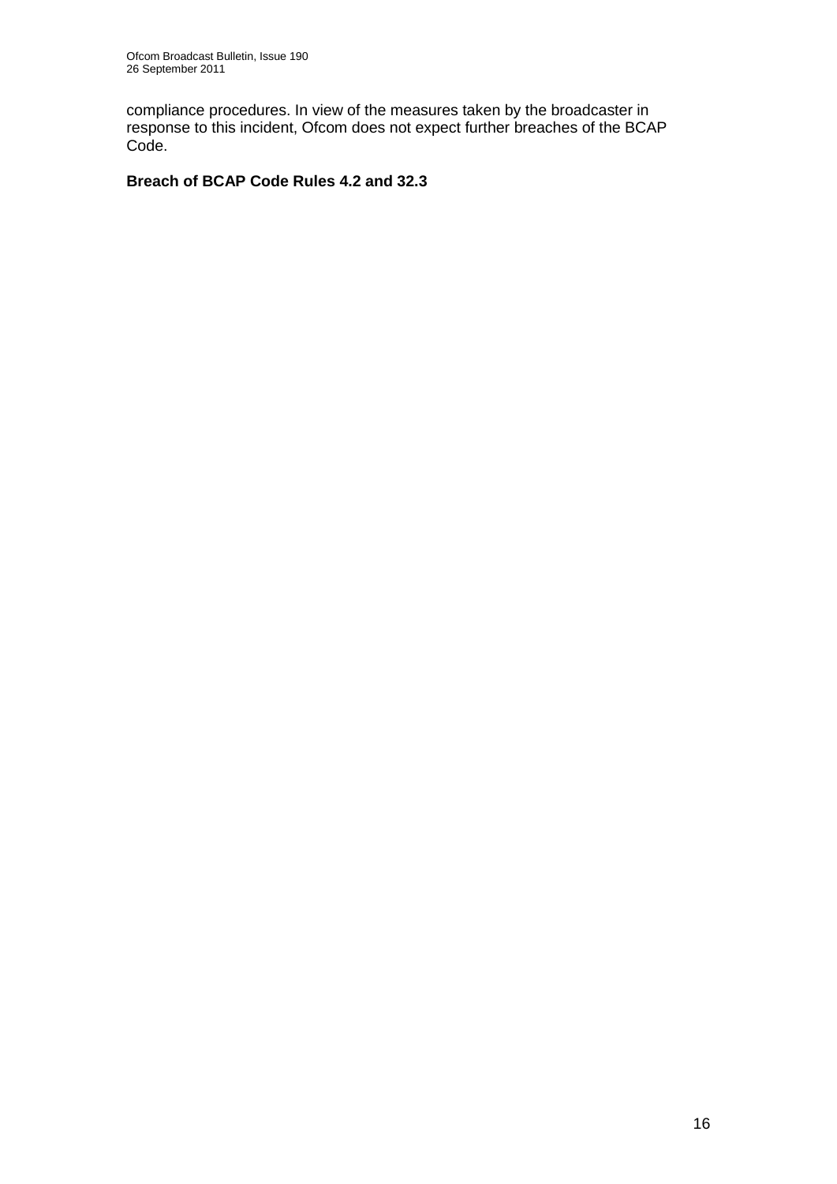compliance procedures. In view of the measures taken by the broadcaster in response to this incident, Ofcom does not expect further breaches of the BCAP Code.

**Breach of BCAP Code Rules 4.2 and 32.3**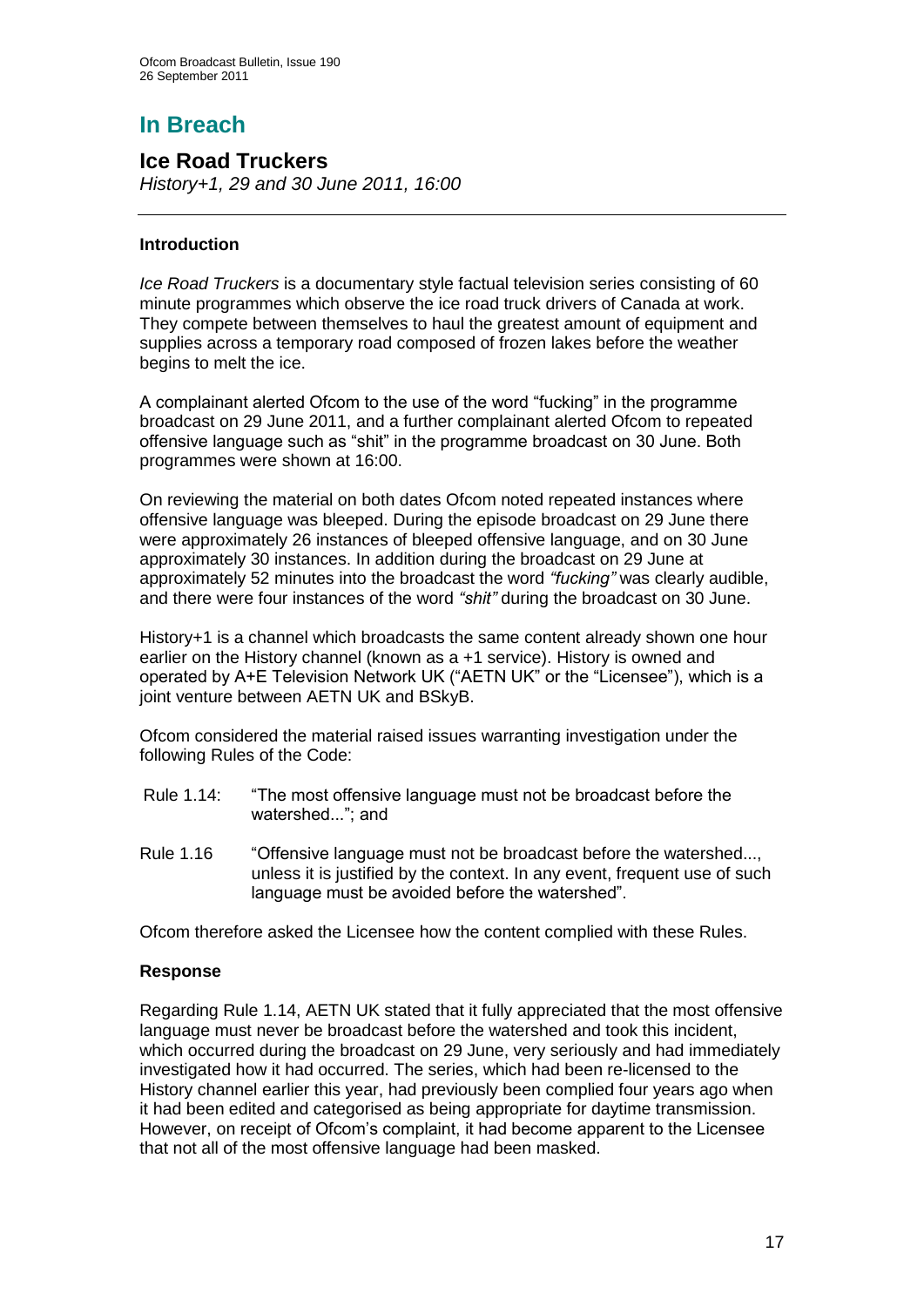# In Breach

## Ice Road Truckers

*History+1, 29 and 30 June 2011, 16:00*

### Introduction

*Ice Road Truckers* is a documentary style factual television series consisting of 60 minute programmes which observe the ice road truck drivers of Canada at work. They compete between themselves to haul the greatest amount of equipment and supplies across a temporary road composed of frozen lakes before the weather begins to melt the ice.

A complainant alerted Ofcom to the use of the word "fucking" in the programme broadcast on 29 June 2011, and a further complainant alerted Ofcom to repeated offensive language such as "shit" in the programme broadcast on 30 June. Both programmes were shown at 16:00.

On reviewing the material on both dates Ofcom noted repeated instances where offensive language was bleeped. During the episode broadcast on 29 June there were approximately 26 instances of bleeped offensive language, and on 30 June approximately 30 instances. In addition during the broadcast on 29 June at approximately 52 minutes into the broadcast the word *"fucking"* was clearly audible, and there were four instances of the word *"shit"* during the broadcast on 30 June.

History+1 is a channel which broadcasts the same content already shown one hour earlier on the History channel (known as a +1 service). History is owned and operated by A+E Television Network UK ("AETN UK" or the "Licensee"), which is a joint venture between AETN UK and BSkyB.

Ofcom considered the material raised issues warranting investigation under the following Rules of the Code:

Rule 1.14: "The most offensive language must not be broadcast before the watershed..."; and

Rule 1.16 "Offensive language must not be broadcast before the watershed..., unless it is justified by the context. In any event, frequent use of such language must be avoided before the watershed".

Ofcom therefore asked the Licensee how the content complied with these Rules.

### Response

Regarding Rule 1.14, AETN UK stated that it fully appreciated that the most offensive language must never be broadcast before the watershed and took this incident, which occurred during the broadcast on 29 June, very seriously and had immediately investigated how it had occurred. The series, which had been re-licensed to the History channel earlier this year, had previously been complied four years ago when it had been edited and categorised as being appropriate for daytime transmission. However, on receipt of Ofcom's complaint, it had become apparent to the Licensee that not all of the most offensive language had been masked.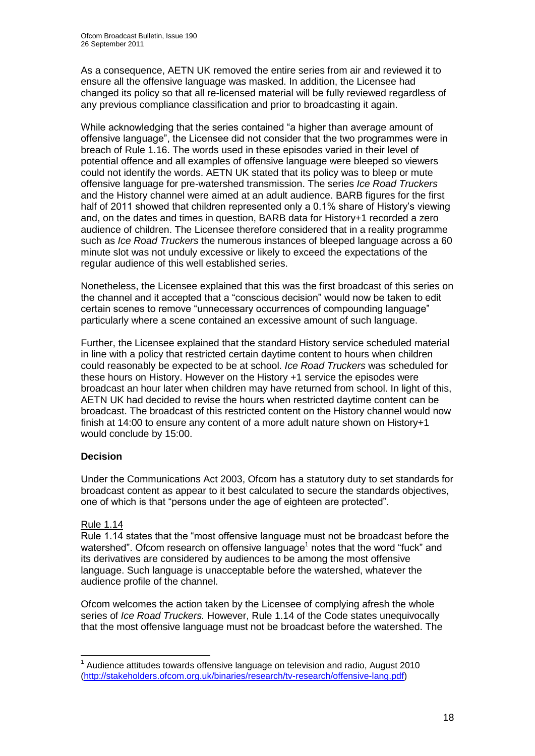As a consequence, AETN UK removed the entire series from air and reviewed it to ensure all the offensive language was masked. In addition, the Licensee had changed its policy so that all re-licensed material will be fully reviewed regardless of any previous compliance classification and prior to broadcasting it again.

While acknowledging that the series contained "a higher than average amount of offensive language", the Licensee did not consider that the two programmes were in breach of Rule 1.16. The words used in these episodes varied in their level of potential offence and all examples of offensive language were bleeped so viewers could not identify the words. AETN UK stated that its policy was to bleep or mute offensive language for pre-watershed transmission. The series *Ice Road Truckers* and the History channel were aimed at an adult audience. BARB figures for the first half of 2011 showed that children represented only a 0.1% share of History's viewing and, on the dates and times in question, BARB data for History+1 recorded a zero audience of children. The Licensee therefore considered that in a reality programme such as *Ice Road Truckers* the numerous instances of bleeped language across a 60 minute slot was not unduly excessive or likely to exceed the expectations of the regular audience of this well established series.

Nonetheless, the Licensee explained that this was the first broadcast of this series on the channel and it accepted that a "conscious decision" would now be taken to edit certain scenes to remove "unnecessary occurrences of compounding language" particularly where a scene contained an excessive amount of such language.

Further, the Licensee explained that the standard History service scheduled material in line with a policy that restricted certain daytime content to hours when children could reasonably be expected to be at school. *Ice Road Truckers* was scheduled for these hours on History. However on the History +1 service the episodes were broadcast an hour later when children may have returned from school. In light of this, AETN UK had decided to revise the hours when restricted daytime content can be broadcast. The broadcast of this restricted content on the History channel would now finish at 14:00 to ensure any content of a more adult nature shown on History+1 would conclude by 15:00.

**Decision**

Under the Communications Act 2003, Ofcom has a statutory duty to set standards for broadcast content as appear to it best calculated to secure the standards objectives, one of which is that "persons under the age of eighteen are protected".

Rule 1.14

Rule 1.14 states that the "most offensive language must not be broadcast before the watershed". Ofcom research on offensive language[1] notes that the word "fuck" and its derivatives are considered by audiences to be among the most offensive language. Such language is unacceptable before the watershed, whatever the audience profile of the channel.

Ofcom welcomes the action taken by the Licensee of complying afresh the whole series of *Ice Road Truckers.* However, Rule 1.14 of the Code states unequivocally that the most offensive language must not be broadcast before the watershed. The

[1] Audience attitudes towards offensive language on television and radio, August 2010 (http://stakeholders.ofcom.org.uk/binaries/research/tv-research/offensive-lang.pdf)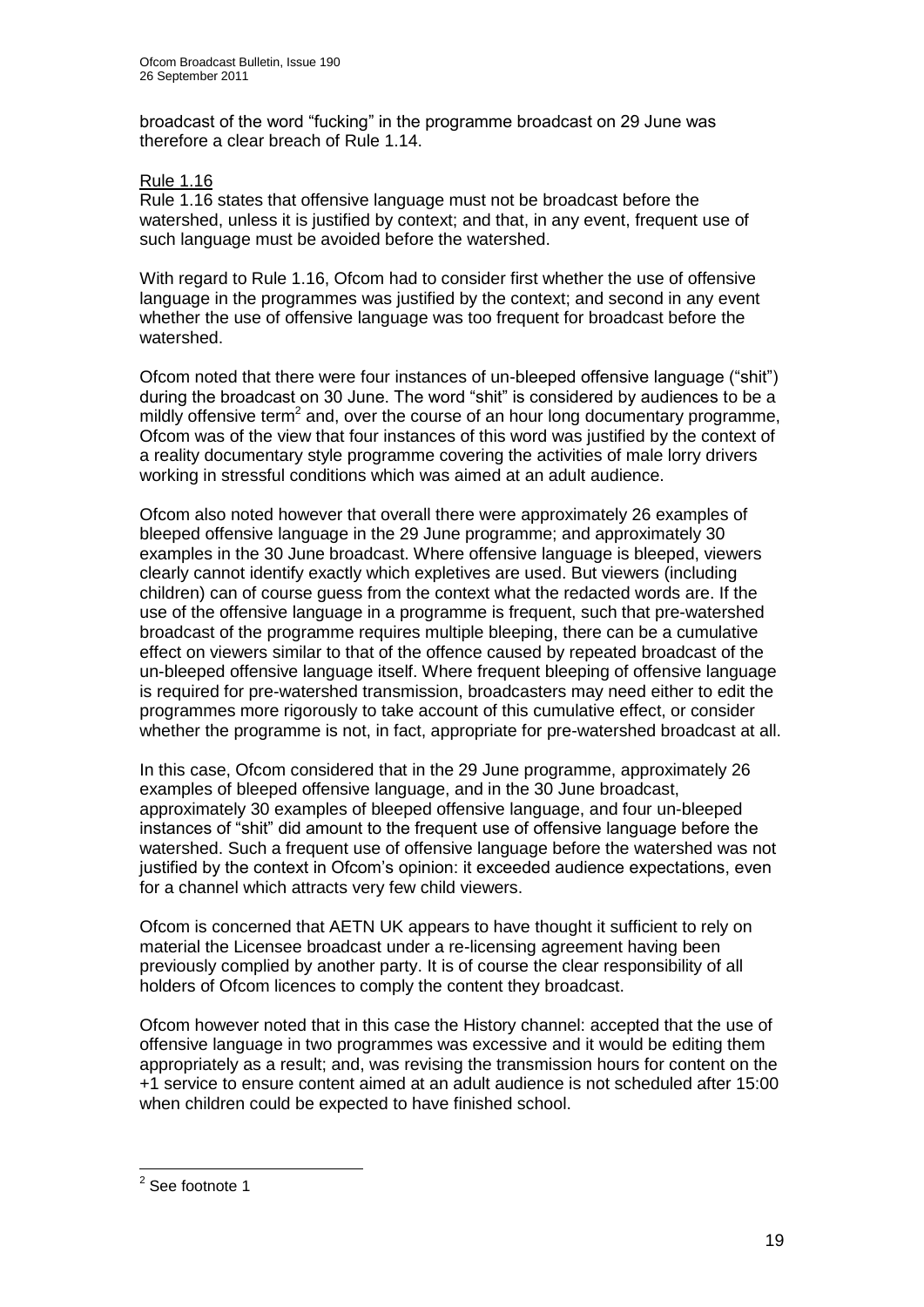broadcast of the word "fucking" in the programme broadcast on 29 June was therefore a clear breach of Rule 1.14.

Rule 1.16

Rule 1.16 states that offensive language must not be broadcast before the watershed, unless it is justified by context; and that, in any event, frequent use of such language must be avoided before the watershed.

With regard to Rule 1.16, Ofcom had to consider first whether the use of offensive language in the programmes was justified by the context; and second in any event whether the use of offensive language was too frequent for broadcast before the watershed.

Ofcom noted that there were four instances of un-bleeped offensive language ("shit") during the broadcast on 30 June. The word "shit" is considered by audiences to be a mildly offensive term[2] and, over the course of an hour long documentary programme, Ofcom was of the view that four instances of this word was justified by the context of a reality documentary style programme covering the activities of male lorry drivers working in stressful conditions which was aimed at an adult audience.

Ofcom also noted however that overall there were approximately 26 examples of bleeped offensive language in the 29 June programme; and approximately 30 examples in the 30 June broadcast. Where offensive language is bleeped, viewers clearly cannot identify exactly which expletives are used. But viewers (including children) can of course guess from the context what the redacted words are. If the use of the offensive language in a programme is frequent, such that pre-watershed broadcast of the programme requires multiple bleeping, there can be a cumulative effect on viewers similar to that of the offence caused by repeated broadcast of the un-bleeped offensive language itself. Where frequent bleeping of offensive language is required for pre-watershed transmission, broadcasters may need either to edit the programmes more rigorously to take account of this cumulative effect, or consider whether the programme is not, in fact, appropriate for pre-watershed broadcast at all.

In this case, Ofcom considered that in the 29 June programme, approximately 26 examples of bleeped offensive language, and in the 30 June broadcast, approximately 30 examples of bleeped offensive language, and four un-bleeped instances of "shit" did amount to the frequent use of offensive language before the watershed. Such a frequent use of offensive language before the watershed was not justified by the context in Ofcom's opinion: it exceeded audience expectations, even for a channel which attracts very few child viewers.

Ofcom is concerned that AETN UK appears to have thought it sufficient to rely on material the Licensee broadcast under a re-licensing agreement having been previously complied by another party. It is of course the clear responsibility of all holders of Ofcom licences to comply the content they broadcast.

Ofcom however noted that in this case the History channel: accepted that the use of offensive language in two programmes was excessive and it would be editing them appropriately as a result; and, was revising the transmission hours for content on the +1 service to ensure content aimed at an adult audience is not scheduled after 15:00 when children could be expected to have finished school.

---

[2] See footnote 1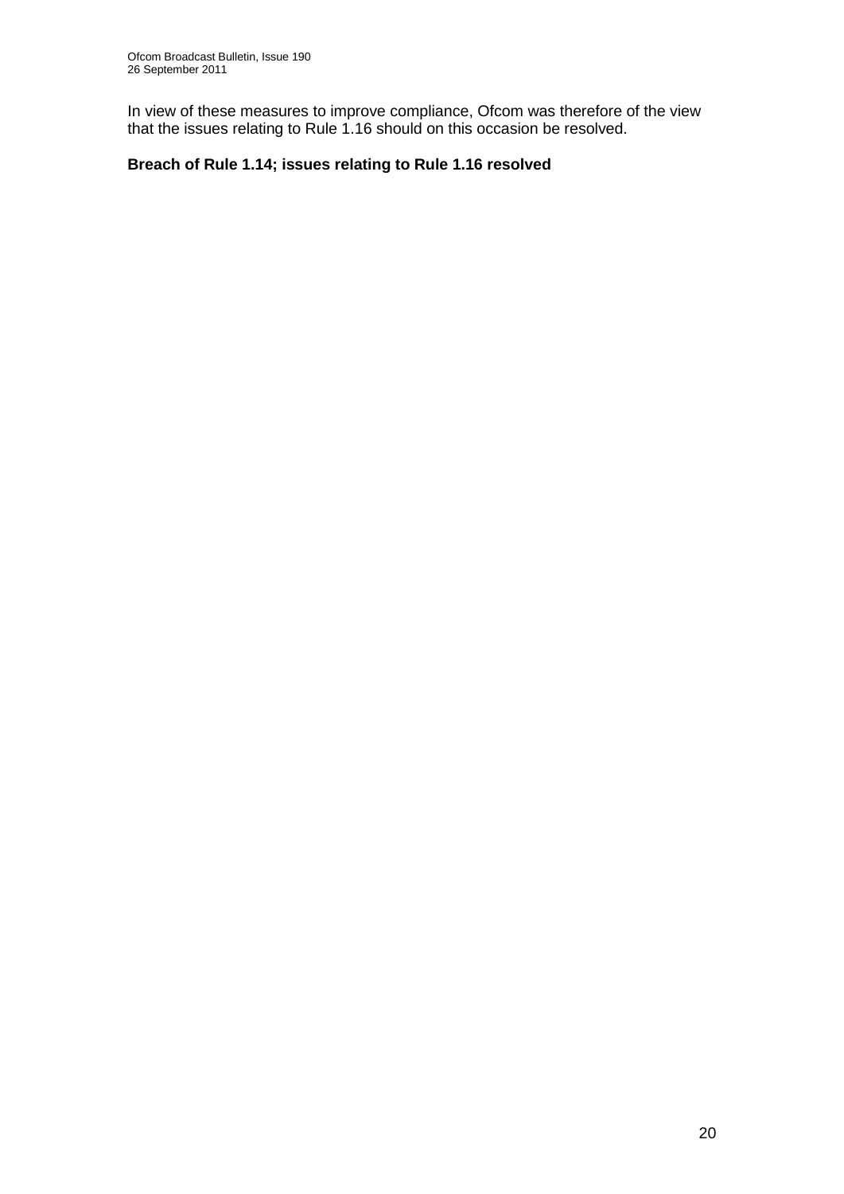In view of these measures to improve compliance, Ofcom was therefore of the view that the issues relating to Rule 1.16 should on this occasion be resolved.

**Breach of Rule 1.14; issues relating to Rule 1.16 resolved**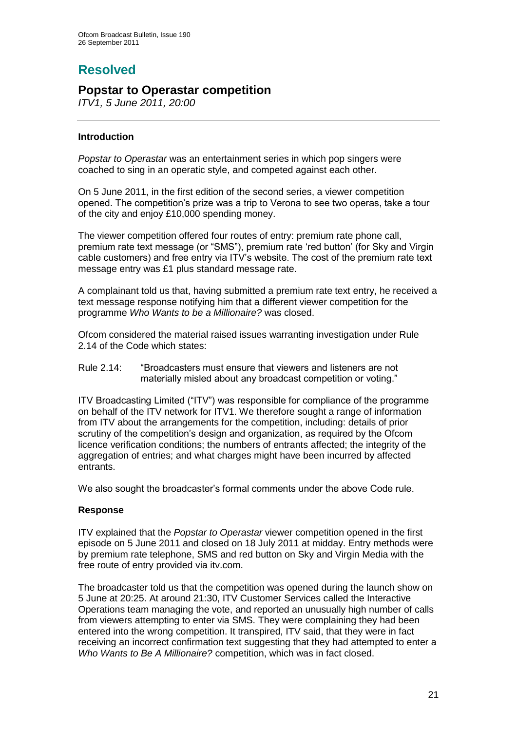# Resolved

## Popstar to Operastar competition

*ITV1, 5 June 2011, 20:00*

### Introduction

*Popstar to Operastar* was an entertainment series in which pop singers were coached to sing in an operatic style, and competed against each other.

On 5 June 2011, in the first edition of the second series, a viewer competition opened. The competition's prize was a trip to Verona to see two operas, take a tour of the city and enjoy £10,000 spending money.

The viewer competition offered four routes of entry: premium rate phone call, premium rate text message (or "SMS"), premium rate 'red button' (for Sky and Virgin cable customers) and free entry via ITV's website. The cost of the premium rate text message entry was £1 plus standard message rate.

A complainant told us that, having submitted a premium rate text entry, he received a text message response notifying him that a different viewer competition for the programme *Who Wants to be a Millionaire?* was closed.

Ofcom considered the material raised issues warranting investigation under Rule 2.14 of the Code which states:

Rule 2.14: "Broadcasters must ensure that viewers and listeners are not materially misled about any broadcast competition or voting."

ITV Broadcasting Limited ("ITV") was responsible for compliance of the programme on behalf of the ITV network for ITV1. We therefore sought a range of information from ITV about the arrangements for the competition, including: details of prior scrutiny of the competition's design and organization, as required by the Ofcom licence verification conditions; the numbers of entrants affected; the integrity of the aggregation of entries; and what charges might have been incurred by affected entrants.

We also sought the broadcaster's formal comments under the above Code rule.

### Response

ITV explained that the *Popstar to Operastar* viewer competition opened in the first episode on 5 June 2011 and closed on 18 July 2011 at midday. Entry methods were by premium rate telephone, SMS and red button on Sky and Virgin Media with the free route of entry provided via itv.com.

The broadcaster told us that the competition was opened during the launch show on 5 June at 20:25. At around 21:30, ITV Customer Services called the Interactive Operations team managing the vote, and reported an unusually high number of calls from viewers attempting to enter via SMS. They were complaining they had been entered into the wrong competition. It transpired, ITV said, that they were in fact receiving an incorrect confirmation text suggesting that they had attempted to enter a *Who Wants to Be A Millionaire?* competition, which was in fact closed.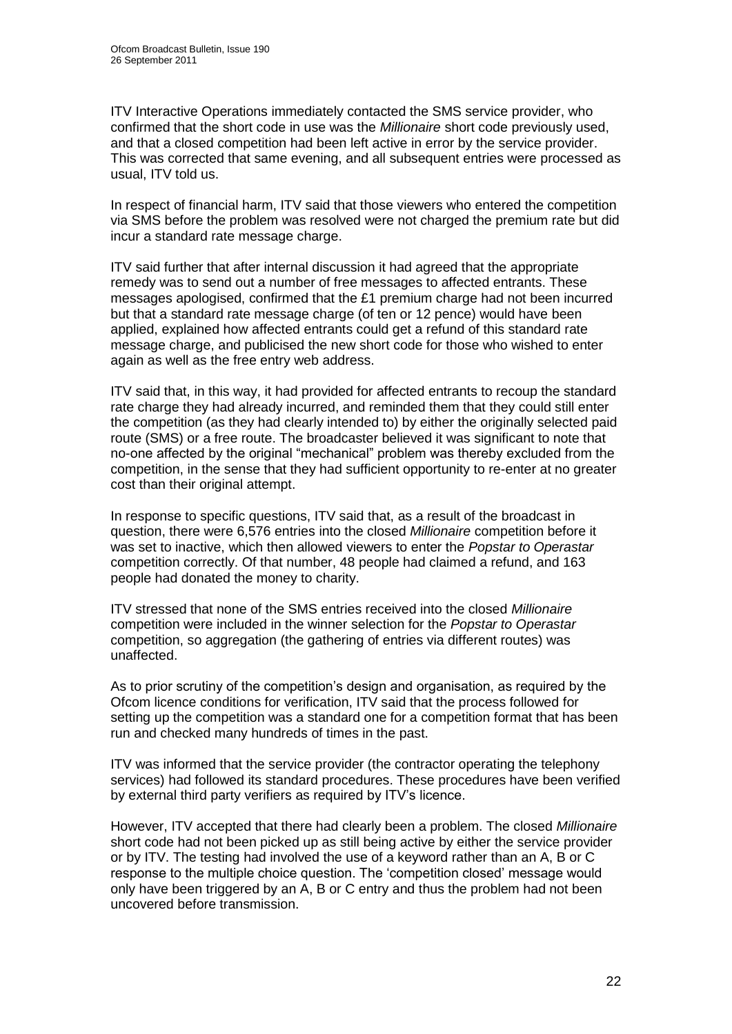ITV Interactive Operations immediately contacted the SMS service provider, who confirmed that the short code in use was the *Millionaire* short code previously used, and that a closed competition had been left active in error by the service provider. This was corrected that same evening, and all subsequent entries were processed as usual, ITV told us.

In respect of financial harm, ITV said that those viewers who entered the competition via SMS before the problem was resolved were not charged the premium rate but did incur a standard rate message charge.

ITV said further that after internal discussion it had agreed that the appropriate remedy was to send out a number of free messages to affected entrants. These messages apologised, confirmed that the £1 premium charge had not been incurred but that a standard rate message charge (of ten or 12 pence) would have been applied, explained how affected entrants could get a refund of this standard rate message charge, and publicised the new short code for those who wished to enter again as well as the free entry web address.

ITV said that, in this way, it had provided for affected entrants to recoup the standard rate charge they had already incurred, and reminded them that they could still enter the competition (as they had clearly intended to) by either the originally selected paid route (SMS) or a free route. The broadcaster believed it was significant to note that no-one affected by the original "mechanical" problem was thereby excluded from the competition, in the sense that they had sufficient opportunity to re-enter at no greater cost than their original attempt.

In response to specific questions, ITV said that, as a result of the broadcast in question, there were 6,576 entries into the closed *Millionaire* competition before it was set to inactive, which then allowed viewers to enter the *Popstar to Operastar* competition correctly. Of that number, 48 people had claimed a refund, and 163 people had donated the money to charity.

ITV stressed that none of the SMS entries received into the closed *Millionaire* competition were included in the winner selection for the *Popstar to Operastar* competition, so aggregation (the gathering of entries via different routes) was unaffected.

As to prior scrutiny of the competition's design and organisation, as required by the Ofcom licence conditions for verification, ITV said that the process followed for setting up the competition was a standard one for a competition format that has been run and checked many hundreds of times in the past.

ITV was informed that the service provider (the contractor operating the telephony services) had followed its standard procedures. These procedures have been verified by external third party verifiers as required by ITV's licence.

However, ITV accepted that there had clearly been a problem. The closed *Millionaire* short code had not been picked up as still being active by either the service provider or by ITV. The testing had involved the use of a keyword rather than an A, B or C response to the multiple choice question. The 'competition closed' message would only have been triggered by an A, B or C entry and thus the problem had not been uncovered before transmission.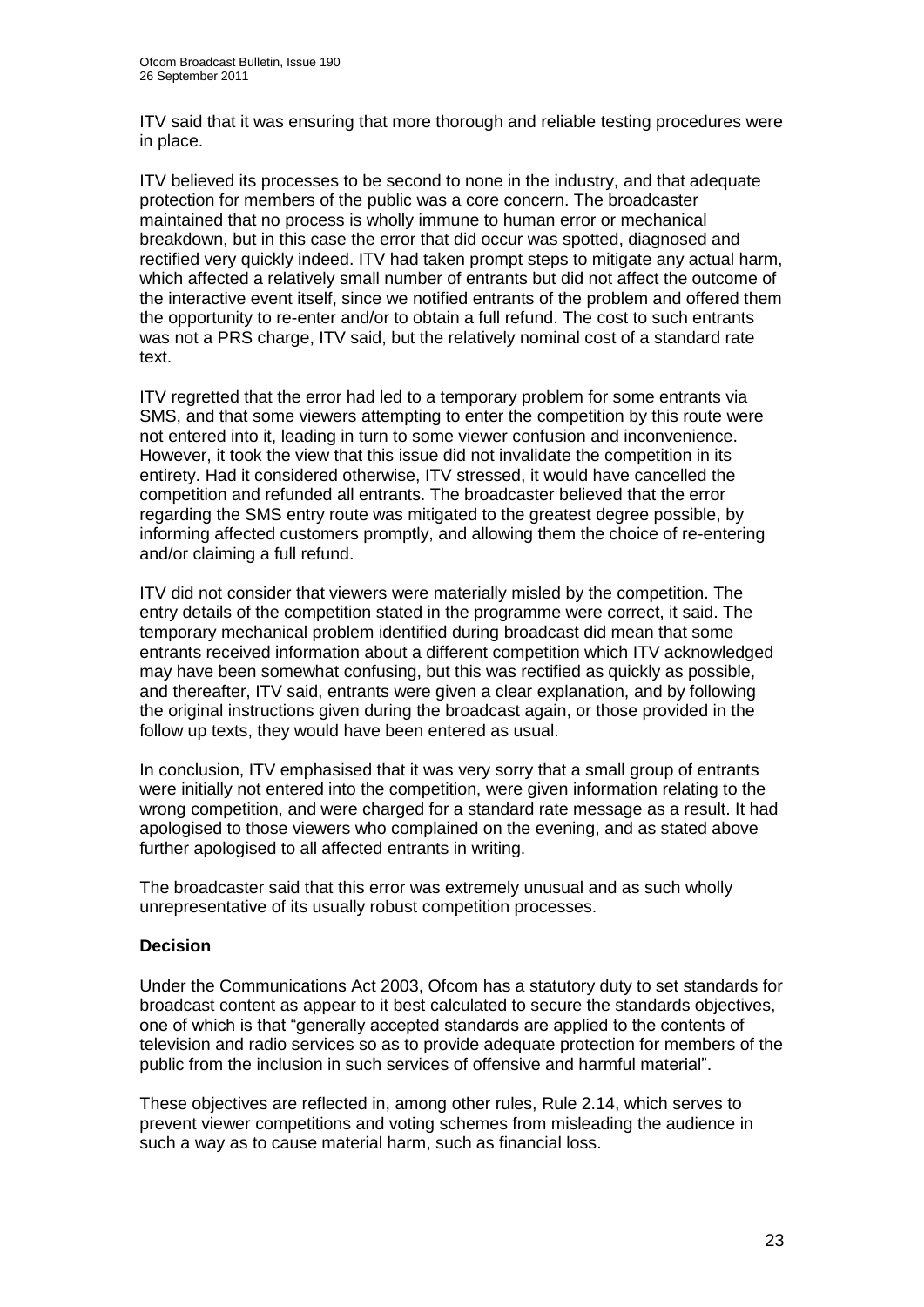ITV said that it was ensuring that more thorough and reliable testing procedures were in place.

ITV believed its processes to be second to none in the industry, and that adequate protection for members of the public was a core concern. The broadcaster maintained that no process is wholly immune to human error or mechanical breakdown, but in this case the error that did occur was spotted, diagnosed and rectified very quickly indeed. ITV had taken prompt steps to mitigate any actual harm, which affected a relatively small number of entrants but did not affect the outcome of the interactive event itself, since we notified entrants of the problem and offered them the opportunity to re-enter and/or to obtain a full refund. The cost to such entrants was not a PRS charge, ITV said, but the relatively nominal cost of a standard rate text.

ITV regretted that the error had led to a temporary problem for some entrants via SMS, and that some viewers attempting to enter the competition by this route were not entered into it, leading in turn to some viewer confusion and inconvenience. However, it took the view that this issue did not invalidate the competition in its entirety. Had it considered otherwise, ITV stressed, it would have cancelled the competition and refunded all entrants. The broadcaster believed that the error regarding the SMS entry route was mitigated to the greatest degree possible, by informing affected customers promptly, and allowing them the choice of re-entering and/or claiming a full refund.

ITV did not consider that viewers were materially misled by the competition. The entry details of the competition stated in the programme were correct, it said. The temporary mechanical problem identified during broadcast did mean that some entrants received information about a different competition which ITV acknowledged may have been somewhat confusing, but this was rectified as quickly as possible, and thereafter, ITV said, entrants were given a clear explanation, and by following the original instructions given during the broadcast again, or those provided in the follow up texts, they would have been entered as usual.

In conclusion, ITV emphasised that it was very sorry that a small group of entrants were initially not entered into the competition, were given information relating to the wrong competition, and were charged for a standard rate message as a result. It had apologised to those viewers who complained on the evening, and as stated above further apologised to all affected entrants in writing.

The broadcaster said that this error was extremely unusual and as such wholly unrepresentative of its usually robust competition processes.

**Decision**

Under the Communications Act 2003, Ofcom has a statutory duty to set standards for broadcast content as appear to it best calculated to secure the standards objectives, one of which is that "generally accepted standards are applied to the contents of television and radio services so as to provide adequate protection for members of the public from the inclusion in such services of offensive and harmful material".

These objectives are reflected in, among other rules, Rule 2.14, which serves to prevent viewer competitions and voting schemes from misleading the audience in such a way as to cause material harm, such as financial loss.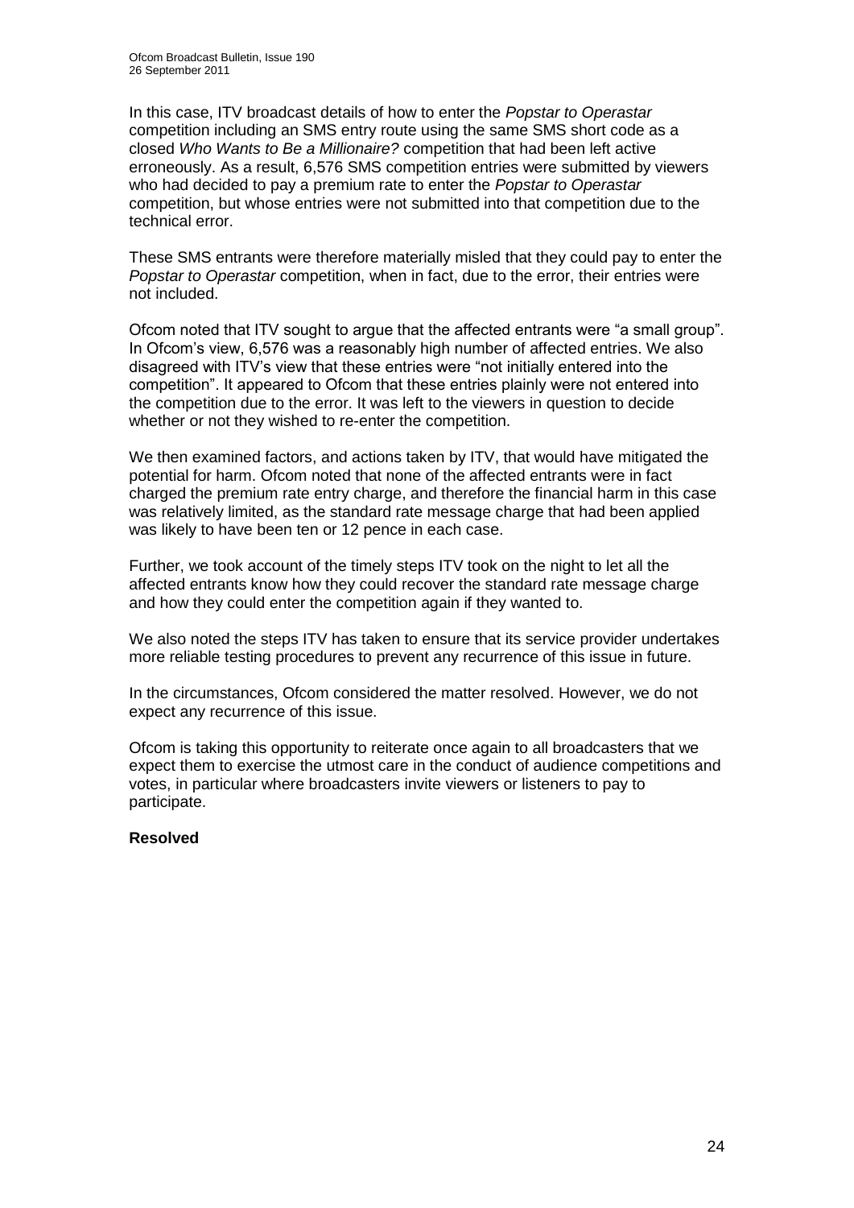In this case, ITV broadcast details of how to enter the *Popstar to Operastar* competition including an SMS entry route using the same SMS short code as a closed *Who Wants to Be a Millionaire?* competition that had been left active erroneously. As a result, 6,576 SMS competition entries were submitted by viewers who had decided to pay a premium rate to enter the *Popstar to Operastar* competition, but whose entries were not submitted into that competition due to the technical error.

These SMS entrants were therefore materially misled that they could pay to enter the *Popstar to Operastar* competition, when in fact, due to the error, their entries were not included.

Ofcom noted that ITV sought to argue that the affected entrants were "a small group". In Ofcom's view, 6,576 was a reasonably high number of affected entries. We also disagreed with ITV's view that these entries were "not initially entered into the competition". It appeared to Ofcom that these entries plainly were not entered into the competition due to the error. It was left to the viewers in question to decide whether or not they wished to re-enter the competition.

We then examined factors, and actions taken by ITV, that would have mitigated the potential for harm. Ofcom noted that none of the affected entrants were in fact charged the premium rate entry charge, and therefore the financial harm in this case was relatively limited, as the standard rate message charge that had been applied was likely to have been ten or 12 pence in each case.

Further, we took account of the timely steps ITV took on the night to let all the affected entrants know how they could recover the standard rate message charge and how they could enter the competition again if they wanted to.

We also noted the steps ITV has taken to ensure that its service provider undertakes more reliable testing procedures to prevent any recurrence of this issue in future.

In the circumstances, Ofcom considered the matter resolved. However, we do not expect any recurrence of this issue.

Ofcom is taking this opportunity to reiterate once again to all broadcasters that we expect them to exercise the utmost care in the conduct of audience competitions and votes, in particular where broadcasters invite viewers or listeners to pay to participate.

**Resolved**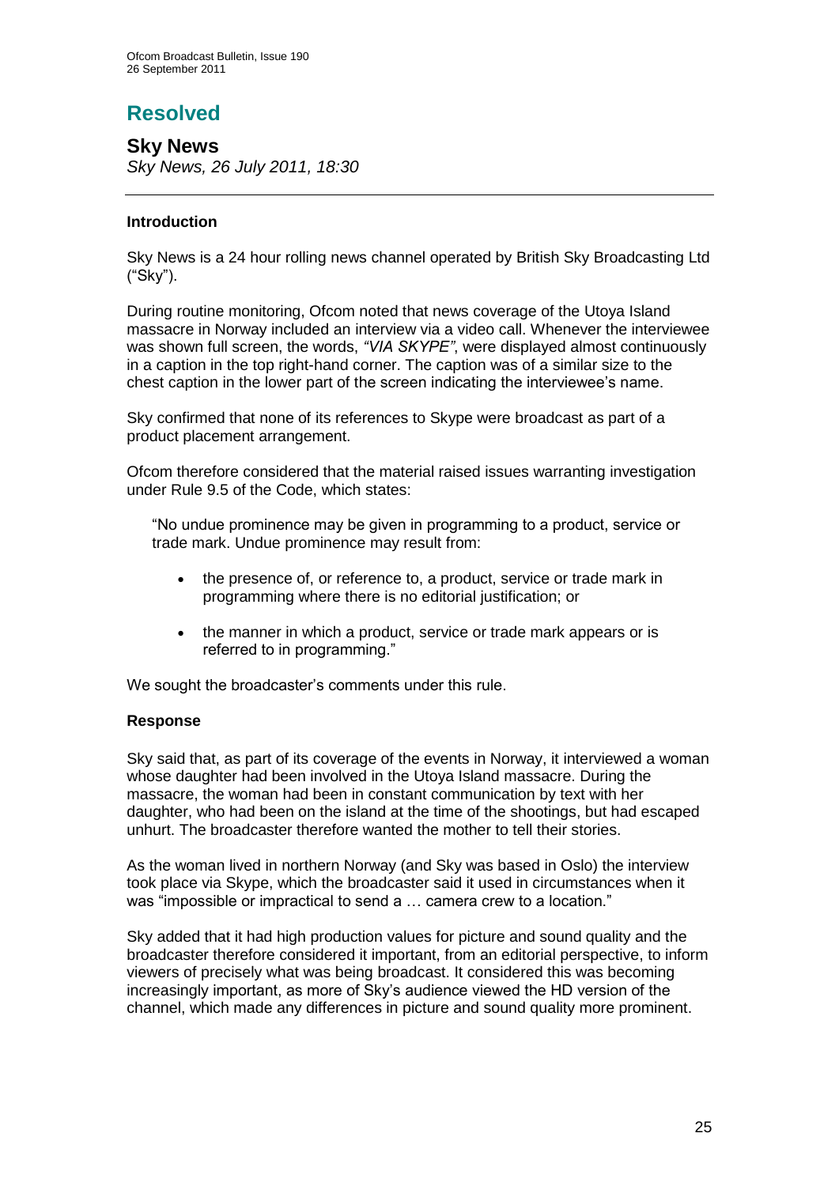# Resolved

## Sky News

*Sky News, 26 July 2011, 18:30*

### Introduction

Sky News is a 24 hour rolling news channel operated by British Sky Broadcasting Ltd ("Sky").

During routine monitoring, Ofcom noted that news coverage of the Utoya Island massacre in Norway included an interview via a video call. Whenever the interviewee was shown full screen, the words, *"VIA SKYPE"*, were displayed almost continuously in a caption in the top right-hand corner. The caption was of a similar size to the chest caption in the lower part of the screen indicating the interviewee's name.

Sky confirmed that none of its references to Skype were broadcast as part of a product placement arrangement.

Ofcom therefore considered that the material raised issues warranting investigation under Rule 9.5 of the Code, which states:

> "No undue prominence may be given in programming to a product, service or trade mark. Undue prominence may result from:
>
> - the presence of, or reference to, a product, service or trade mark in programming where there is no editorial justification; or
> - the manner in which a product, service or trade mark appears or is referred to in programming."

We sought the broadcaster's comments under this rule.

### Response

Sky said that, as part of its coverage of the events in Norway, it interviewed a woman whose daughter had been involved in the Utoya Island massacre. During the massacre, the woman had been in constant communication by text with her daughter, who had been on the island at the time of the shootings, but had escaped unhurt. The broadcaster therefore wanted the mother to tell their stories.

As the woman lived in northern Norway (and Sky was based in Oslo) the interview took place via Skype, which the broadcaster said it used in circumstances when it was "impossible or impractical to send a … camera crew to a location."

Sky added that it had high production values for picture and sound quality and the broadcaster therefore considered it important, from an editorial perspective, to inform viewers of precisely what was being broadcast. It considered this was becoming increasingly important, as more of Sky's audience viewed the HD version of the channel, which made any differences in picture and sound quality more prominent.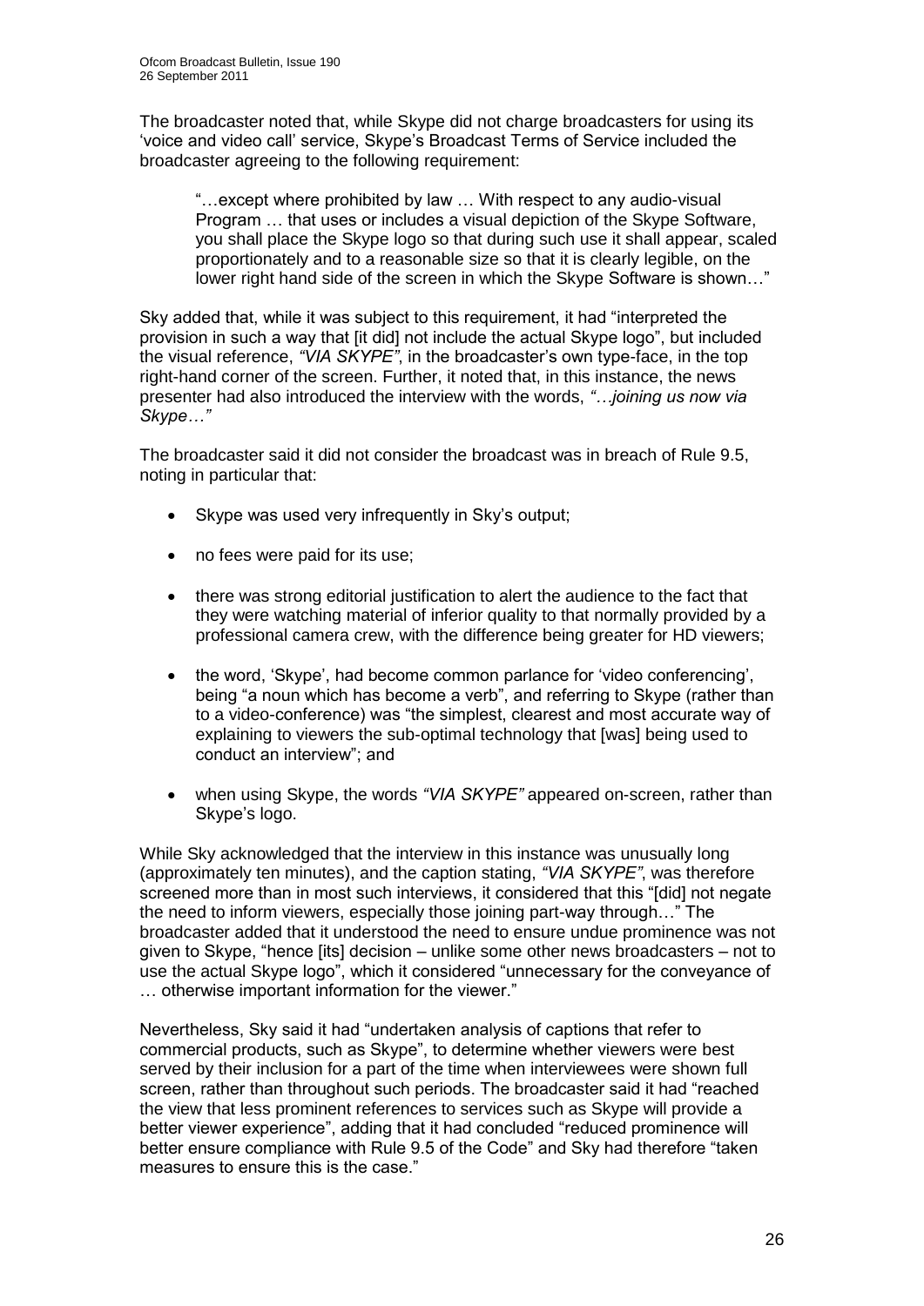The broadcaster noted that, while Skype did not charge broadcasters for using its 'voice and video call' service, Skype's Broadcast Terms of Service included the broadcaster agreeing to the following requirement:

> "…except where prohibited by law … With respect to any audio-visual Program … that uses or includes a visual depiction of the Skype Software, you shall place the Skype logo so that during such use it shall appear, scaled proportionately and to a reasonable size so that it is clearly legible, on the lower right hand side of the screen in which the Skype Software is shown…"

Sky added that, while it was subject to this requirement, it had "interpreted the provision in such a way that [it did] not include the actual Skype logo", but included the visual reference, *"VIA SKYPE"*, in the broadcaster's own type-face, in the top right-hand corner of the screen. Further, it noted that, in this instance, the news presenter had also introduced the interview with the words, *"…joining us now via Skype…"*

The broadcaster said it did not consider the broadcast was in breach of Rule 9.5, noting in particular that:

- Skype was used very infrequently in Sky's output;
- no fees were paid for its use;
- there was strong editorial justification to alert the audience to the fact that they were watching material of inferior quality to that normally provided by a professional camera crew, with the difference being greater for HD viewers;
- the word, 'Skype', had become common parlance for 'video conferencing', being "a noun which has become a verb", and referring to Skype (rather than to a video-conference) was "the simplest, clearest and most accurate way of explaining to viewers the sub-optimal technology that [was] being used to conduct an interview"; and
- when using Skype, the words *"VIA SKYPE"* appeared on-screen, rather than Skype's logo.

While Sky acknowledged that the interview in this instance was unusually long (approximately ten minutes), and the caption stating, *"VIA SKYPE"*, was therefore screened more than in most such interviews, it considered that this "[did] not negate the need to inform viewers, especially those joining part-way through…" The broadcaster added that it understood the need to ensure undue prominence was not given to Skype, "hence [its] decision – unlike some other news broadcasters – not to use the actual Skype logo", which it considered "unnecessary for the conveyance of … otherwise important information for the viewer."

Nevertheless, Sky said it had "undertaken analysis of captions that refer to commercial products, such as Skype", to determine whether viewers were best served by their inclusion for a part of the time when interviewees were shown full screen, rather than throughout such periods. The broadcaster said it had "reached the view that less prominent references to services such as Skype will provide a better viewer experience", adding that it had concluded "reduced prominence will better ensure compliance with Rule 9.5 of the Code" and Sky had therefore "taken measures to ensure this is the case."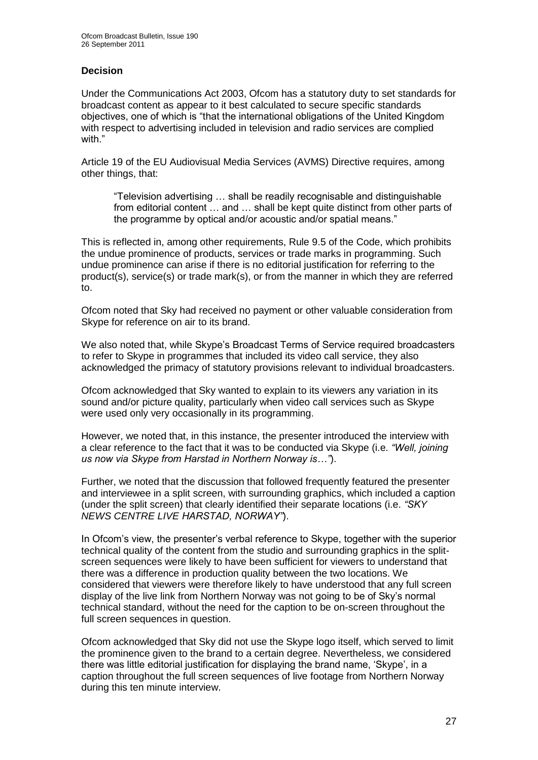### Decision

Under the Communications Act 2003, Ofcom has a statutory duty to set standards for broadcast content as appear to it best calculated to secure specific standards objectives, one of which is "that the international obligations of the United Kingdom with respect to advertising included in television and radio services are complied with."

Article 19 of the EU Audiovisual Media Services (AVMS) Directive requires, among other things, that:

> "Television advertising … shall be readily recognisable and distinguishable from editorial content … and … shall be kept quite distinct from other parts of the programme by optical and/or acoustic and/or spatial means."

This is reflected in, among other requirements, Rule 9.5 of the Code, which prohibits the undue prominence of products, services or trade marks in programming. Such undue prominence can arise if there is no editorial justification for referring to the product(s), service(s) or trade mark(s), or from the manner in which they are referred to.

Ofcom noted that Sky had received no payment or other valuable consideration from Skype for reference on air to its brand.

We also noted that, while Skype's Broadcast Terms of Service required broadcasters to refer to Skype in programmes that included its video call service, they also acknowledged the primacy of statutory provisions relevant to individual broadcasters.

Ofcom acknowledged that Sky wanted to explain to its viewers any variation in its sound and/or picture quality, particularly when video call services such as Skype were used only very occasionally in its programming.

However, we noted that, in this instance, the presenter introduced the interview with a clear reference to the fact that it was to be conducted via Skype (i.e. *"Well, joining us now via Skype from Harstad in Northern Norway is…"*).

Further, we noted that the discussion that followed frequently featured the presenter and interviewee in a split screen, with surrounding graphics, which included a caption (under the split screen) that clearly identified their separate locations (i.e. *"SKY NEWS CENTRE LIVE HARSTAD, NORWAY"*).

In Ofcom's view, the presenter's verbal reference to Skype, together with the superior technical quality of the content from the studio and surrounding graphics in the split-screen sequences were likely to have been sufficient for viewers to understand that there was a difference in production quality between the two locations. We considered that viewers were therefore likely to have understood that any full screen display of the live link from Northern Norway was not going to be of Sky's normal technical standard, without the need for the caption to be on-screen throughout the full screen sequences in question.

Ofcom acknowledged that Sky did not use the Skype logo itself, which served to limit the prominence given to the brand to a certain degree. Nevertheless, we considered there was little editorial justification for displaying the brand name, 'Skype', in a caption throughout the full screen sequences of live footage from Northern Norway during this ten minute interview.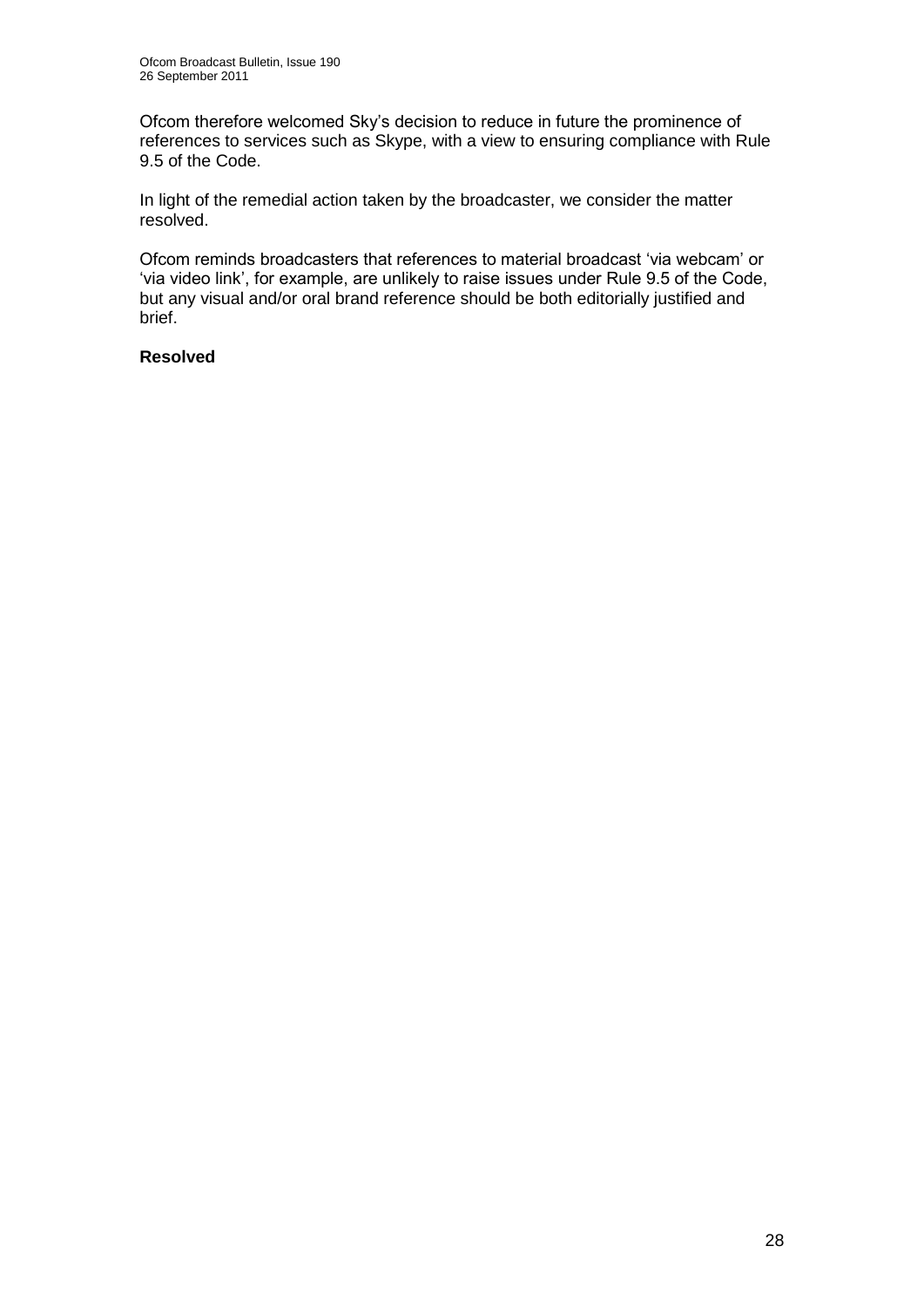Ofcom therefore welcomed Sky's decision to reduce in future the prominence of references to services such as Skype, with a view to ensuring compliance with Rule 9.5 of the Code.

In light of the remedial action taken by the broadcaster, we consider the matter resolved.

Ofcom reminds broadcasters that references to material broadcast 'via webcam' or 'via video link', for example, are unlikely to raise issues under Rule 9.5 of the Code, but any visual and/or oral brand reference should be both editorially justified and brief.

**Resolved**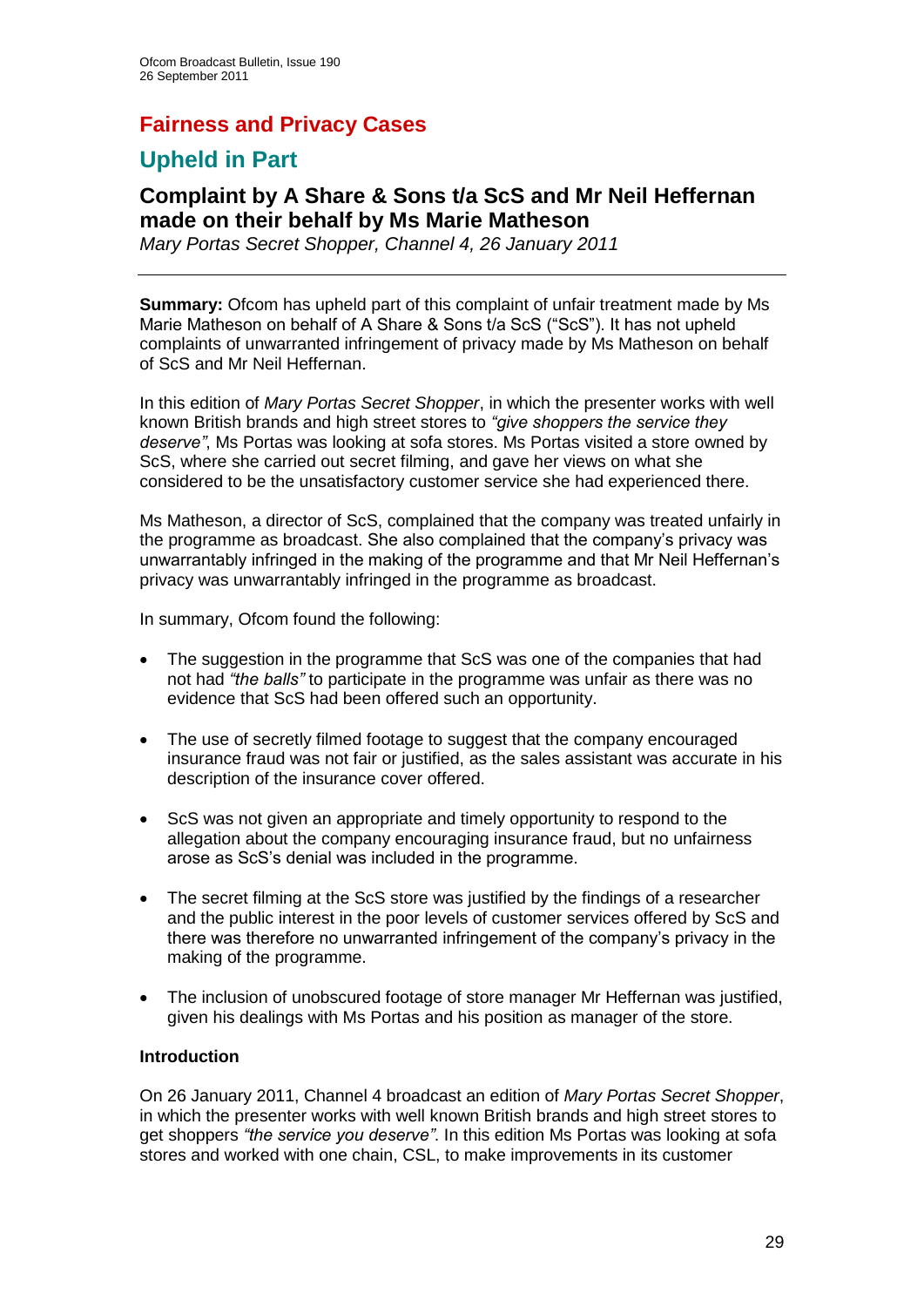# Fairness and Privacy Cases

## Upheld in Part

### Complaint by A Share & Sons t/a ScS and Mr Neil Heffernan made on their behalf by Ms Marie Matheson

*Mary Portas Secret Shopper, Channel 4, 26 January 2011*

---

**Summary:** Ofcom has upheld part of this complaint of unfair treatment made by Ms Marie Matheson on behalf of A Share & Sons t/a ScS ("ScS"). It has not upheld complaints of unwarranted infringement of privacy made by Ms Matheson on behalf of ScS and Mr Neil Heffernan.

In this edition of *Mary Portas Secret Shopper*, in which the presenter works with well known British brands and high street stores to *"give shoppers the service they deserve"*, Ms Portas was looking at sofa stores. Ms Portas visited a store owned by ScS, where she carried out secret filming, and gave her views on what she considered to be the unsatisfactory customer service she had experienced there.

Ms Matheson, a director of ScS, complained that the company was treated unfairly in the programme as broadcast. She also complained that the company's privacy was unwarrantably infringed in the making of the programme and that Mr Neil Heffernan's privacy was unwarrantably infringed in the programme as broadcast.

In summary, Ofcom found the following:

- The suggestion in the programme that ScS was one of the companies that had not had *"the balls"* to participate in the programme was unfair as there was no evidence that ScS had been offered such an opportunity.

- The use of secretly filmed footage to suggest that the company encouraged insurance fraud was not fair or justified, as the sales assistant was accurate in his description of the insurance cover offered.

- ScS was not given an appropriate and timely opportunity to respond to the allegation about the company encouraging insurance fraud, but no unfairness arose as ScS's denial was included in the programme.

- The secret filming at the ScS store was justified by the findings of a researcher and the public interest in the poor levels of customer services offered by ScS and there was therefore no unwarranted infringement of the company's privacy in the making of the programme.

- The inclusion of unobscured footage of store manager Mr Heffernan was justified, given his dealings with Ms Portas and his position as manager of the store.

**Introduction**

On 26 January 2011, Channel 4 broadcast an edition of *Mary Portas Secret Shopper*, in which the presenter works with well known British brands and high street stores to get shoppers *"the service you deserve"*. In this edition Ms Portas was looking at sofa stores and worked with one chain, CSL, to make improvements in its customer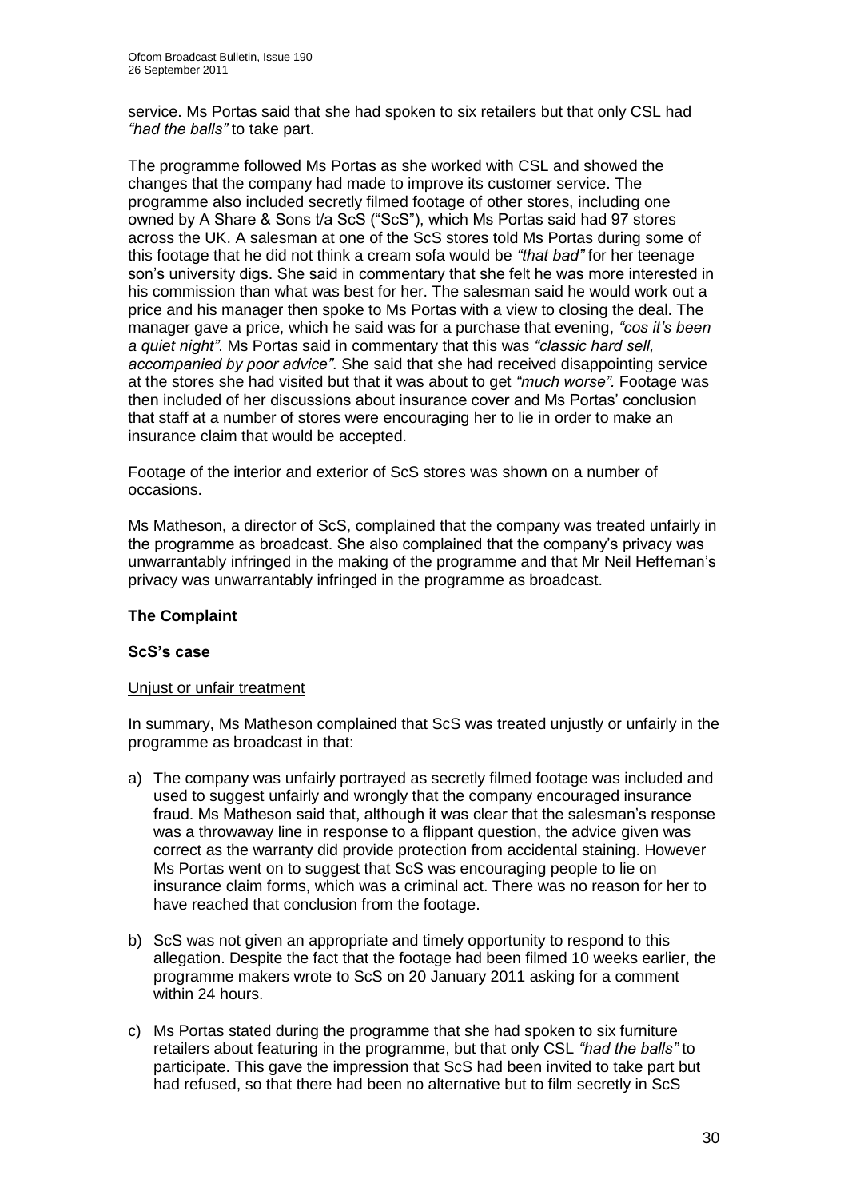service. Ms Portas said that she had spoken to six retailers but that only CSL had *"had the balls"* to take part.

The programme followed Ms Portas as she worked with CSL and showed the changes that the company had made to improve its customer service. The programme also included secretly filmed footage of other stores, including one owned by A Share & Sons t/a ScS ("ScS"), which Ms Portas said had 97 stores across the UK. A salesman at one of the ScS stores told Ms Portas during some of this footage that he did not think a cream sofa would be *"that bad"* for her teenage son's university digs. She said in commentary that she felt he was more interested in his commission than what was best for her. The salesman said he would work out a price and his manager then spoke to Ms Portas with a view to closing the deal. The manager gave a price, which he said was for a purchase that evening, *"cos it's been a quiet night"*. Ms Portas said in commentary that this was *"classic hard sell, accompanied by poor advice"*. She said that she had received disappointing service at the stores she had visited but that it was about to get *"much worse"*. Footage was then included of her discussions about insurance cover and Ms Portas' conclusion that staff at a number of stores were encouraging her to lie in order to make an insurance claim that would be accepted.

Footage of the interior and exterior of ScS stores was shown on a number of occasions.

Ms Matheson, a director of ScS, complained that the company was treated unfairly in the programme as broadcast. She also complained that the company's privacy was unwarrantably infringed in the making of the programme and that Mr Neil Heffernan's privacy was unwarrantably infringed in the programme as broadcast.

## The Complaint

### ScS's case

Unjust or unfair treatment

In summary, Ms Matheson complained that ScS was treated unjustly or unfairly in the programme as broadcast in that:

a) The company was unfairly portrayed as secretly filmed footage was included and used to suggest unfairly and wrongly that the company encouraged insurance fraud. Ms Matheson said that, although it was clear that the salesman's response was a throwaway line in response to a flippant question, the advice given was correct as the warranty did provide protection from accidental staining. However Ms Portas went on to suggest that ScS was encouraging people to lie on insurance claim forms, which was a criminal act. There was no reason for her to have reached that conclusion from the footage.

b) ScS was not given an appropriate and timely opportunity to respond to this allegation. Despite the fact that the footage had been filmed 10 weeks earlier, the programme makers wrote to ScS on 20 January 2011 asking for a comment within 24 hours.

c) Ms Portas stated during the programme that she had spoken to six furniture retailers about featuring in the programme, but that only CSL *"had the balls"* to participate. This gave the impression that ScS had been invited to take part but had refused, so that there had been no alternative but to film secretly in ScS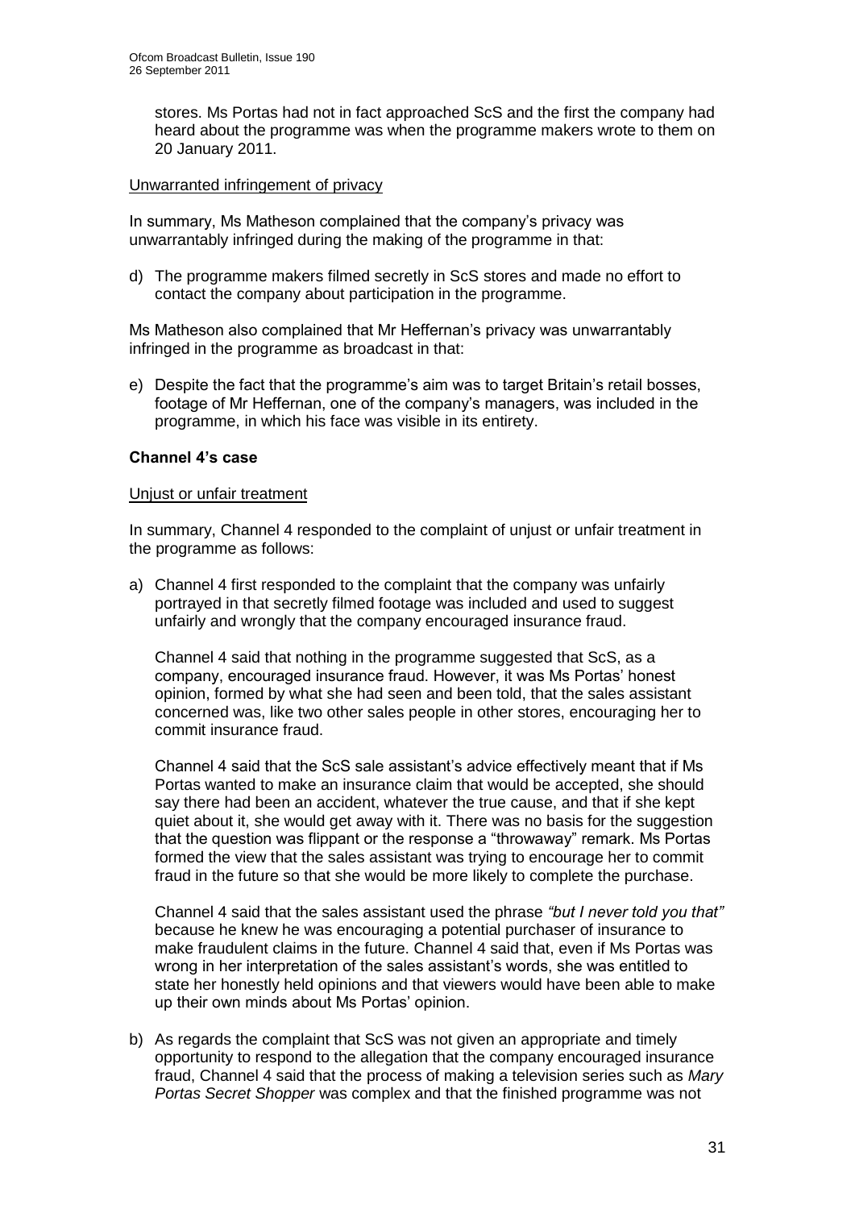stores. Ms Portas had not in fact approached ScS and the first the company had heard about the programme was when the programme makers wrote to them on 20 January 2011.

Unwarranted infringement of privacy

In summary, Ms Matheson complained that the company's privacy was unwarrantably infringed during the making of the programme in that:

d) The programme makers filmed secretly in ScS stores and made no effort to contact the company about participation in the programme.

Ms Matheson also complained that Mr Heffernan's privacy was unwarrantably infringed in the programme as broadcast in that:

e) Despite the fact that the programme's aim was to target Britain's retail bosses, footage of Mr Heffernan, one of the company's managers, was included in the programme, in which his face was visible in its entirety.

**Channel 4's case**

Unjust or unfair treatment

In summary, Channel 4 responded to the complaint of unjust or unfair treatment in the programme as follows:

a) Channel 4 first responded to the complaint that the company was unfairly portrayed in that secretly filmed footage was included and used to suggest unfairly and wrongly that the company encouraged insurance fraud.

   Channel 4 said that nothing in the programme suggested that ScS, as a company, encouraged insurance fraud. However, it was Ms Portas' honest opinion, formed by what she had seen and been told, that the sales assistant concerned was, like two other sales people in other stores, encouraging her to commit insurance fraud.

   Channel 4 said that the ScS sale assistant's advice effectively meant that if Ms Portas wanted to make an insurance claim that would be accepted, she should say there had been an accident, whatever the true cause, and that if she kept quiet about it, she would get away with it. There was no basis for the suggestion that the question was flippant or the response a "throwaway" remark. Ms Portas formed the view that the sales assistant was trying to encourage her to commit fraud in the future so that she would be more likely to complete the purchase.

   Channel 4 said that the sales assistant used the phrase *"but I never told you that"* because he knew he was encouraging a potential purchaser of insurance to make fraudulent claims in the future. Channel 4 said that, even if Ms Portas was wrong in her interpretation of the sales assistant's words, she was entitled to state her honestly held opinions and that viewers would have been able to make up their own minds about Ms Portas' opinion.

b) As regards the complaint that ScS was not given an appropriate and timely opportunity to respond to the allegation that the company encouraged insurance fraud, Channel 4 said that the process of making a television series such as *Mary Portas Secret Shopper* was complex and that the finished programme was not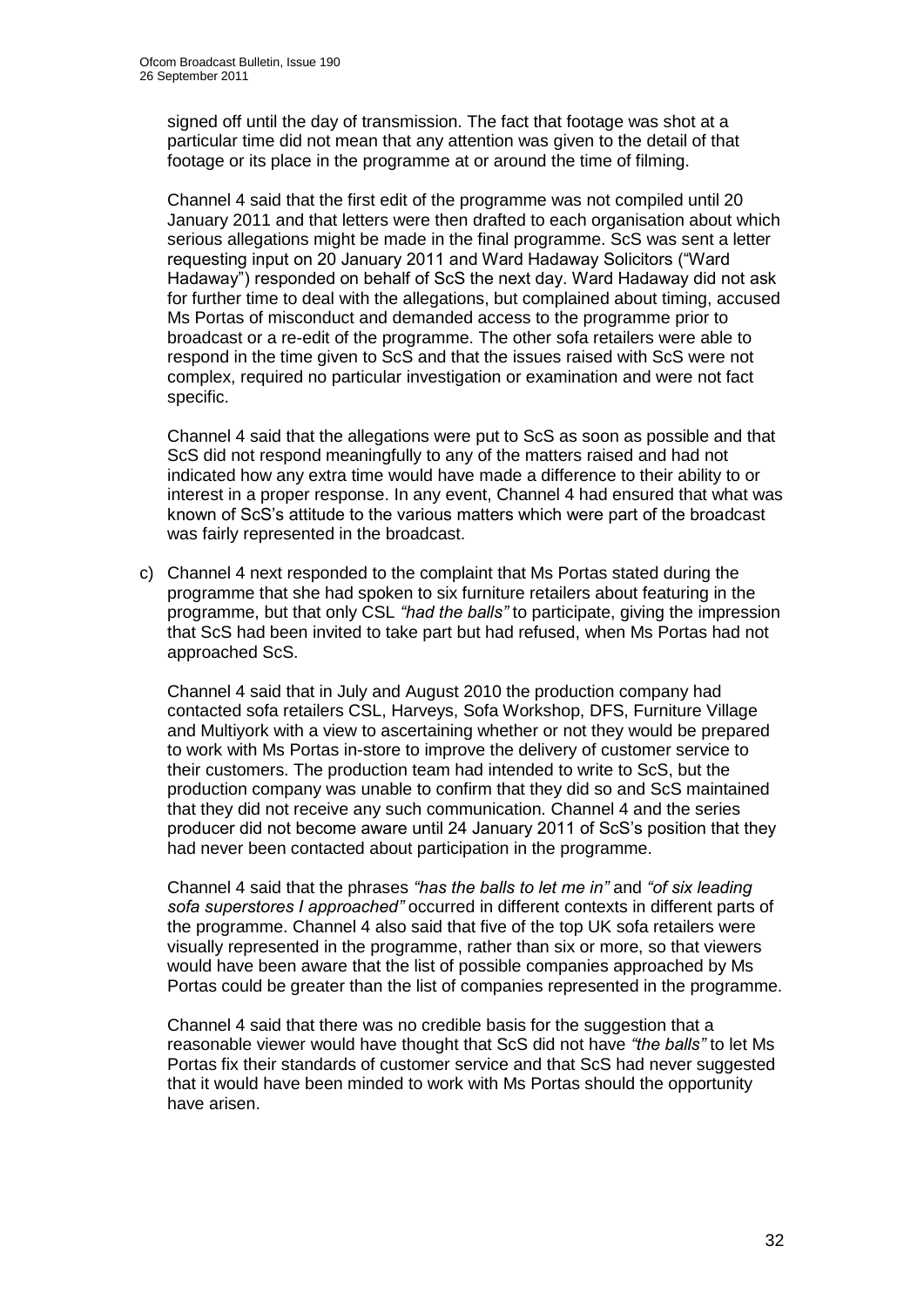signed off until the day of transmission. The fact that footage was shot at a particular time did not mean that any attention was given to the detail of that footage or its place in the programme at or around the time of filming.

Channel 4 said that the first edit of the programme was not compiled until 20 January 2011 and that letters were then drafted to each organisation about which serious allegations might be made in the final programme. ScS was sent a letter requesting input on 20 January 2011 and Ward Hadaway Solicitors ("Ward Hadaway") responded on behalf of ScS the next day. Ward Hadaway did not ask for further time to deal with the allegations, but complained about timing, accused Ms Portas of misconduct and demanded access to the programme prior to broadcast or a re-edit of the programme. The other sofa retailers were able to respond in the time given to ScS and that the issues raised with ScS were not complex, required no particular investigation or examination and were not fact specific.

Channel 4 said that the allegations were put to ScS as soon as possible and that ScS did not respond meaningfully to any of the matters raised and had not indicated how any extra time would have made a difference to their ability to or interest in a proper response. In any event, Channel 4 had ensured that what was known of ScS's attitude to the various matters which were part of the broadcast was fairly represented in the broadcast.

c) Channel 4 next responded to the complaint that Ms Portas stated during the programme that she had spoken to six furniture retailers about featuring in the programme, but that only CSL *"had the balls"* to participate, giving the impression that ScS had been invited to take part but had refused, when Ms Portas had not approached ScS.

   Channel 4 said that in July and August 2010 the production company had contacted sofa retailers CSL, Harveys, Sofa Workshop, DFS, Furniture Village and Multiyork with a view to ascertaining whether or not they would be prepared to work with Ms Portas in-store to improve the delivery of customer service to their customers. The production team had intended to write to ScS, but the production company was unable to confirm that they did so and ScS maintained that they did not receive any such communication. Channel 4 and the series producer did not become aware until 24 January 2011 of ScS's position that they had never been contacted about participation in the programme.

   Channel 4 said that the phrases *"has the balls to let me in"* and *"of six leading sofa superstores I approached"* occurred in different contexts in different parts of the programme. Channel 4 also said that five of the top UK sofa retailers were visually represented in the programme, rather than six or more, so that viewers would have been aware that the list of possible companies approached by Ms Portas could be greater than the list of companies represented in the programme.

   Channel 4 said that there was no credible basis for the suggestion that a reasonable viewer would have thought that ScS did not have *"the balls"* to let Ms Portas fix their standards of customer service and that ScS had never suggested that it would have been minded to work with Ms Portas should the opportunity have arisen.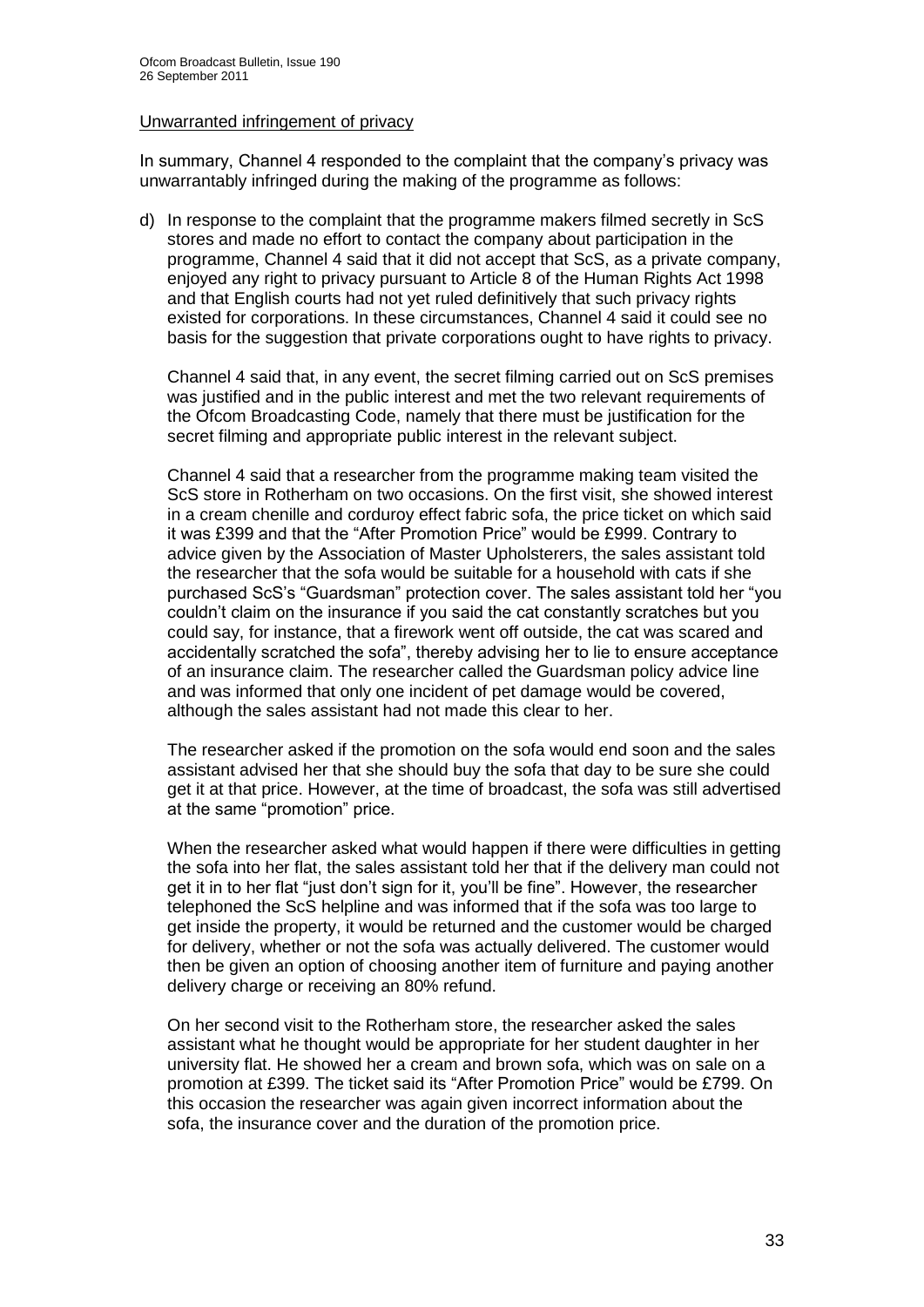Unwarranted infringement of privacy

In summary, Channel 4 responded to the complaint that the company's privacy was unwarrantably infringed during the making of the programme as follows:

d) In response to the complaint that the programme makers filmed secretly in ScS stores and made no effort to contact the company about participation in the programme, Channel 4 said that it did not accept that ScS, as a private company, enjoyed any right to privacy pursuant to Article 8 of the Human Rights Act 1998 and that English courts had not yet ruled definitively that such privacy rights existed for corporations. In these circumstances, Channel 4 said it could see no basis for the suggestion that private corporations ought to have rights to privacy.

   Channel 4 said that, in any event, the secret filming carried out on ScS premises was justified and in the public interest and met the two relevant requirements of the Ofcom Broadcasting Code, namely that there must be justification for the secret filming and appropriate public interest in the relevant subject.

   Channel 4 said that a researcher from the programme making team visited the ScS store in Rotherham on two occasions. On the first visit, she showed interest in a cream chenille and corduroy effect fabric sofa, the price ticket on which said it was £399 and that the "After Promotion Price" would be £999. Contrary to advice given by the Association of Master Upholsterers, the sales assistant told the researcher that the sofa would be suitable for a household with cats if she purchased ScS's "Guardsman" protection cover. The sales assistant told her "you couldn't claim on the insurance if you said the cat constantly scratches but you could say, for instance, that a firework went off outside, the cat was scared and accidentally scratched the sofa", thereby advising her to lie to ensure acceptance of an insurance claim. The researcher called the Guardsman policy advice line and was informed that only one incident of pet damage would be covered, although the sales assistant had not made this clear to her.

   The researcher asked if the promotion on the sofa would end soon and the sales assistant advised her that she should buy the sofa that day to be sure she could get it at that price. However, at the time of broadcast, the sofa was still advertised at the same "promotion" price.

   When the researcher asked what would happen if there were difficulties in getting the sofa into her flat, the sales assistant told her that if the delivery man could not get it in to her flat "just don't sign for it, you'll be fine". However, the researcher telephoned the ScS helpline and was informed that if the sofa was too large to get inside the property, it would be returned and the customer would be charged for delivery, whether or not the sofa was actually delivered. The customer would then be given an option of choosing another item of furniture and paying another delivery charge or receiving an 80% refund.

   On her second visit to the Rotherham store, the researcher asked the sales assistant what he thought would be appropriate for her student daughter in her university flat. He showed her a cream and brown sofa, which was on sale on a promotion at £399. The ticket said its "After Promotion Price" would be £799. On this occasion the researcher was again given incorrect information about the sofa, the insurance cover and the duration of the promotion price.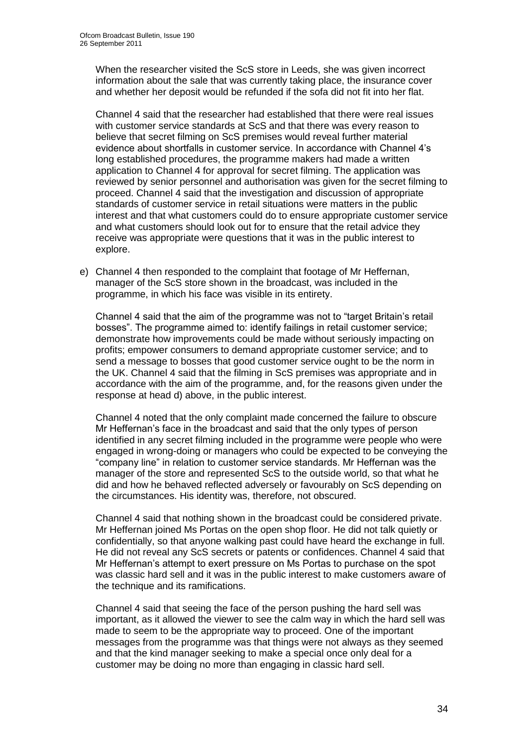When the researcher visited the ScS store in Leeds, she was given incorrect information about the sale that was currently taking place, the insurance cover and whether her deposit would be refunded if the sofa did not fit into her flat.

Channel 4 said that the researcher had established that there were real issues with customer service standards at ScS and that there was every reason to believe that secret filming on ScS premises would reveal further material evidence about shortfalls in customer service. In accordance with Channel 4's long established procedures, the programme makers had made a written application to Channel 4 for approval for secret filming. The application was reviewed by senior personnel and authorisation was given for the secret filming to proceed. Channel 4 said that the investigation and discussion of appropriate standards of customer service in retail situations were matters in the public interest and that what customers could do to ensure appropriate customer service and what customers should look out for to ensure that the retail advice they receive was appropriate were questions that it was in the public interest to explore.

e) Channel 4 then responded to the complaint that footage of Mr Heffernan, manager of the ScS store shown in the broadcast, was included in the programme, in which his face was visible in its entirety.

Channel 4 said that the aim of the programme was not to "target Britain's retail bosses". The programme aimed to: identify failings in retail customer service; demonstrate how improvements could be made without seriously impacting on profits; empower consumers to demand appropriate customer service; and to send a message to bosses that good customer service ought to be the norm in the UK. Channel 4 said that the filming in ScS premises was appropriate and in accordance with the aim of the programme, and, for the reasons given under the response at head d) above, in the public interest.

Channel 4 noted that the only complaint made concerned the failure to obscure Mr Heffernan's face in the broadcast and said that the only types of person identified in any secret filming included in the programme were people who were engaged in wrong-doing or managers who could be expected to be conveying the "company line" in relation to customer service standards. Mr Heffernan was the manager of the store and represented ScS to the outside world, so that what he did and how he behaved reflected adversely or favourably on ScS depending on the circumstances. His identity was, therefore, not obscured.

Channel 4 said that nothing shown in the broadcast could be considered private. Mr Heffernan joined Ms Portas on the open shop floor. He did not talk quietly or confidentially, so that anyone walking past could have heard the exchange in full. He did not reveal any ScS secrets or patents or confidences. Channel 4 said that Mr Heffernan's attempt to exert pressure on Ms Portas to purchase on the spot was classic hard sell and it was in the public interest to make customers aware of the technique and its ramifications.

Channel 4 said that seeing the face of the person pushing the hard sell was important, as it allowed the viewer to see the calm way in which the hard sell was made to seem to be the appropriate way to proceed. One of the important messages from the programme was that things were not always as they seemed and that the kind manager seeking to make a special once only deal for a customer may be doing no more than engaging in classic hard sell.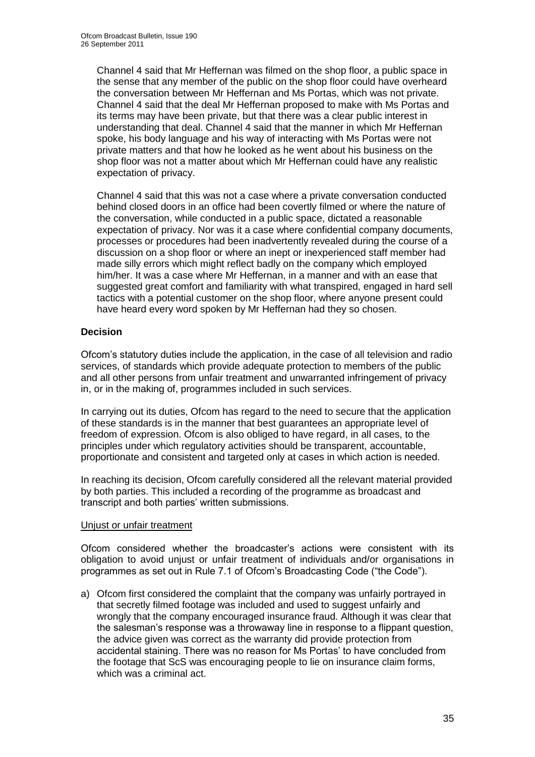Channel 4 said that Mr Heffernan was filmed on the shop floor, a public space in the sense that any member of the public on the shop floor could have overheard the conversation between Mr Heffernan and Ms Portas, which was not private. Channel 4 said that the deal Mr Heffernan proposed to make with Ms Portas and its terms may have been private, but that there was a clear public interest in understanding that deal. Channel 4 said that the manner in which Mr Heffernan spoke, his body language and his way of interacting with Ms Portas were not private matters and that how he looked as he went about his business on the shop floor was not a matter about which Mr Heffernan could have any realistic expectation of privacy.

Channel 4 said that this was not a case where a private conversation conducted behind closed doors in an office had been covertly filmed or where the nature of the conversation, while conducted in a public space, dictated a reasonable expectation of privacy. Nor was it a case where confidential company documents, processes or procedures had been inadvertently revealed during the course of a discussion on a shop floor or where an inept or inexperienced staff member had made silly errors which might reflect badly on the company which employed him/her. It was a case where Mr Heffernan, in a manner and with an ease that suggested great comfort and familiarity with what transpired, engaged in hard sell tactics with a potential customer on the shop floor, where anyone present could have heard every word spoken by Mr Heffernan had they so chosen.

## Decision

Ofcom's statutory duties include the application, in the case of all television and radio services, of standards which provide adequate protection to members of the public and all other persons from unfair treatment and unwarranted infringement of privacy in, or in the making of, programmes included in such services.

In carrying out its duties, Ofcom has regard to the need to secure that the application of these standards is in the manner that best guarantees an appropriate level of freedom of expression. Ofcom is also obliged to have regard, in all cases, to the principles under which regulatory activities should be transparent, accountable, proportionate and consistent and targeted only at cases in which action is needed.

In reaching its decision, Ofcom carefully considered all the relevant material provided by both parties. This included a recording of the programme as broadcast and transcript and both parties' written submissions.

### Unjust or unfair treatment

Ofcom considered whether the broadcaster's actions were consistent with its obligation to avoid unjust or unfair treatment of individuals and/or organisations in programmes as set out in Rule 7.1 of Ofcom's Broadcasting Code ("the Code").

a) Ofcom first considered the complaint that the company was unfairly portrayed in that secretly filmed footage was included and used to suggest unfairly and wrongly that the company encouraged insurance fraud. Although it was clear that the salesman's response was a throwaway line in response to a flippant question, the advice given was correct as the warranty did provide protection from accidental staining. There was no reason for Ms Portas' to have concluded from the footage that ScS was encouraging people to lie on insurance claim forms, which was a criminal act.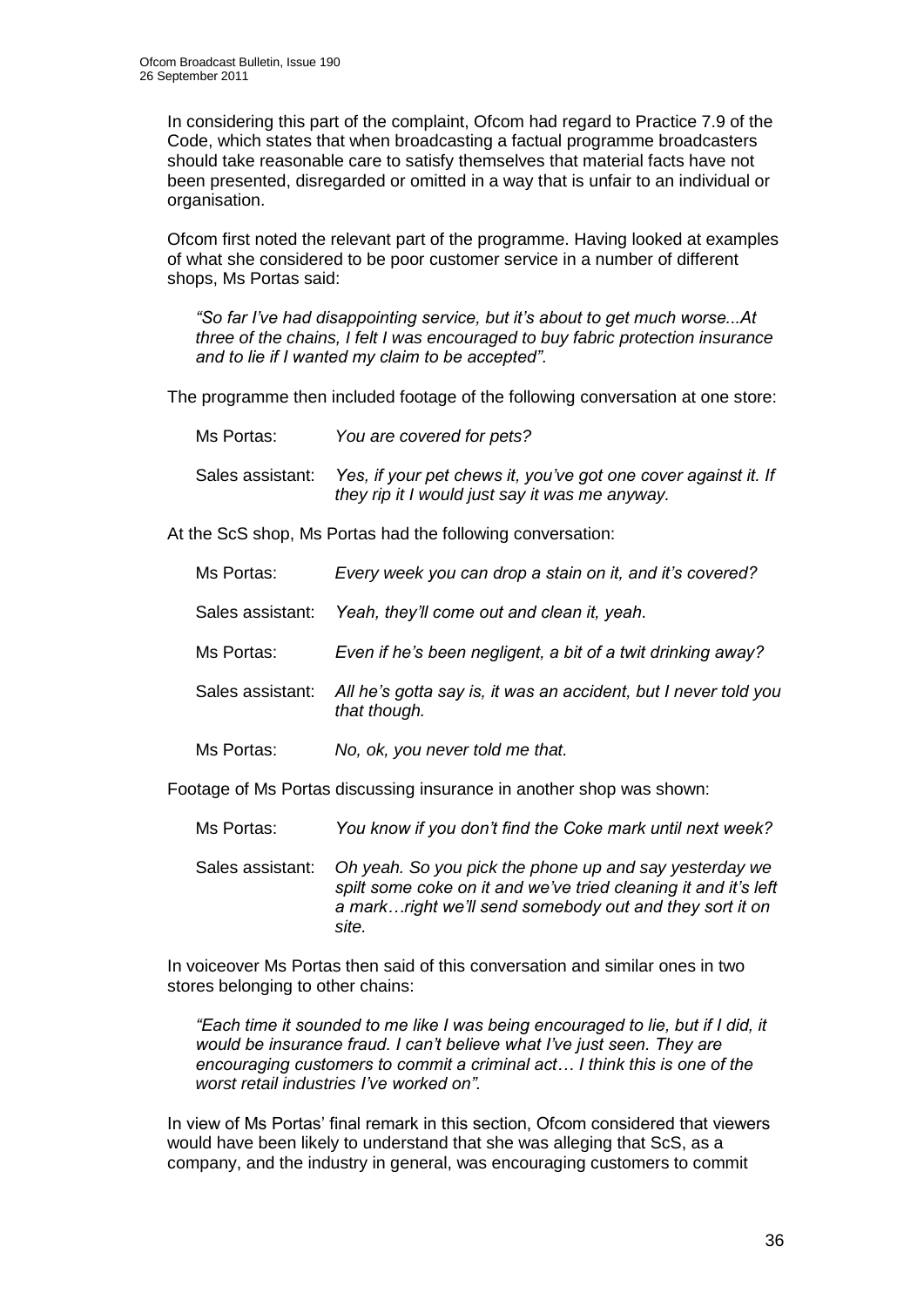In considering this part of the complaint, Ofcom had regard to Practice 7.9 of the Code, which states that when broadcasting a factual programme broadcasters should take reasonable care to satisfy themselves that material facts have not been presented, disregarded or omitted in a way that is unfair to an individual or organisation.

Ofcom first noted the relevant part of the programme. Having looked at examples of what she considered to be poor customer service in a number of different shops, Ms Portas said:

> *"So far I've had disappointing service, but it's about to get much worse...At three of the chains, I felt I was encouraged to buy fabric protection insurance and to lie if I wanted my claim to be accepted".*

The programme then included footage of the following conversation at one store:

> Ms Portas: *You are covered for pets?*
>
> Sales assistant: *Yes, if your pet chews it, you've got one cover against it. If they rip it I would just say it was me anyway.*

At the ScS shop, Ms Portas had the following conversation:

> Ms Portas: *Every week you can drop a stain on it, and it's covered?*
>
> Sales assistant: *Yeah, they'll come out and clean it, yeah.*
>
> Ms Portas: *Even if he's been negligent, a bit of a twit drinking away?*
>
> Sales assistant: *All he's gotta say is, it was an accident, but I never told you that though.*
>
> Ms Portas: *No, ok, you never told me that.*

Footage of Ms Portas discussing insurance in another shop was shown:

> Ms Portas: *You know if you don't find the Coke mark until next week?*
>
> Sales assistant: *Oh yeah. So you pick the phone up and say yesterday we spilt some coke on it and we've tried cleaning it and it's left a mark…right we'll send somebody out and they sort it on site.*

In voiceover Ms Portas then said of this conversation and similar ones in two stores belonging to other chains:

> *"Each time it sounded to me like I was being encouraged to lie, but if I did, it would be insurance fraud. I can't believe what I've just seen. They are encouraging customers to commit a criminal act… I think this is one of the worst retail industries I've worked on".*

In view of Ms Portas' final remark in this section, Ofcom considered that viewers would have been likely to understand that she was alleging that ScS, as a company, and the industry in general, was encouraging customers to commit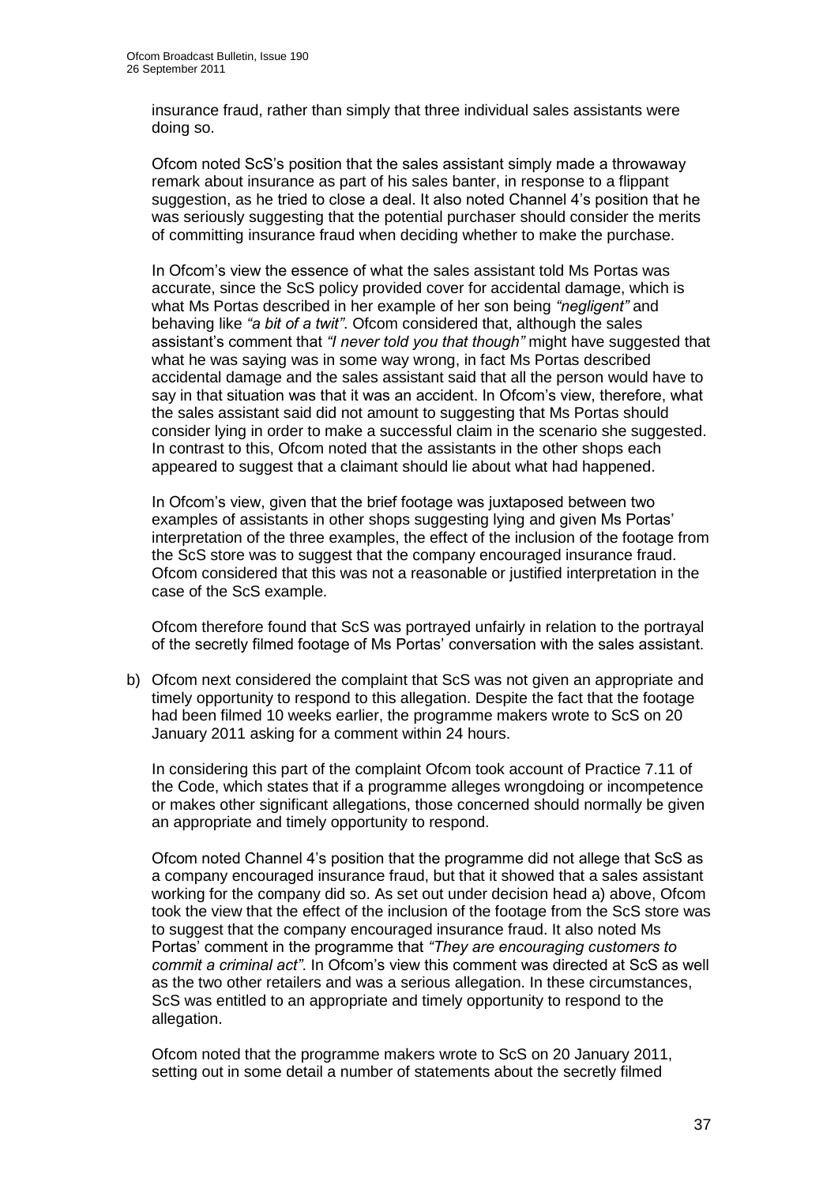insurance fraud, rather than simply that three individual sales assistants were doing so.

Ofcom noted ScS's position that the sales assistant simply made a throwaway remark about insurance as part of his sales banter, in response to a flippant suggestion, as he tried to close a deal. It also noted Channel 4's position that he was seriously suggesting that the potential purchaser should consider the merits of committing insurance fraud when deciding whether to make the purchase.

In Ofcom's view the essence of what the sales assistant told Ms Portas was accurate, since the ScS policy provided cover for accidental damage, which is what Ms Portas described in her example of her son being *"negligent"* and behaving like *"a bit of a twit"*. Ofcom considered that, although the sales assistant's comment that *"I never told you that though"* might have suggested that what he was saying was in some way wrong, in fact Ms Portas described accidental damage and the sales assistant said that all the person would have to say in that situation was that it was an accident. In Ofcom's view, therefore, what the sales assistant said did not amount to suggesting that Ms Portas should consider lying in order to make a successful claim in the scenario she suggested. In contrast to this, Ofcom noted that the assistants in the other shops each appeared to suggest that a claimant should lie about what had happened.

In Ofcom's view, given that the brief footage was juxtaposed between two examples of assistants in other shops suggesting lying and given Ms Portas' interpretation of the three examples, the effect of the inclusion of the footage from the ScS store was to suggest that the company encouraged insurance fraud. Ofcom considered that this was not a reasonable or justified interpretation in the case of the ScS example.

Ofcom therefore found that ScS was portrayed unfairly in relation to the portrayal of the secretly filmed footage of Ms Portas' conversation with the sales assistant.

b) Ofcom next considered the complaint that ScS was not given an appropriate and timely opportunity to respond to this allegation. Despite the fact that the footage had been filmed 10 weeks earlier, the programme makers wrote to ScS on 20 January 2011 asking for a comment within 24 hours.

   In considering this part of the complaint Ofcom took account of Practice 7.11 of the Code, which states that if a programme alleges wrongdoing or incompetence or makes other significant allegations, those concerned should normally be given an appropriate and timely opportunity to respond.

   Ofcom noted Channel 4's position that the programme did not allege that ScS as a company encouraged insurance fraud, but that it showed that a sales assistant working for the company did so. As set out under decision head a) above, Ofcom took the view that the effect of the inclusion of the footage from the ScS store was to suggest that the company encouraged insurance fraud. It also noted Ms Portas' comment in the programme that *"They are encouraging customers to commit a criminal act"*. In Ofcom's view this comment was directed at ScS as well as the two other retailers and was a serious allegation. In these circumstances, ScS was entitled to an appropriate and timely opportunity to respond to the allegation.

   Ofcom noted that the programme makers wrote to ScS on 20 January 2011, setting out in some detail a number of statements about the secretly filmed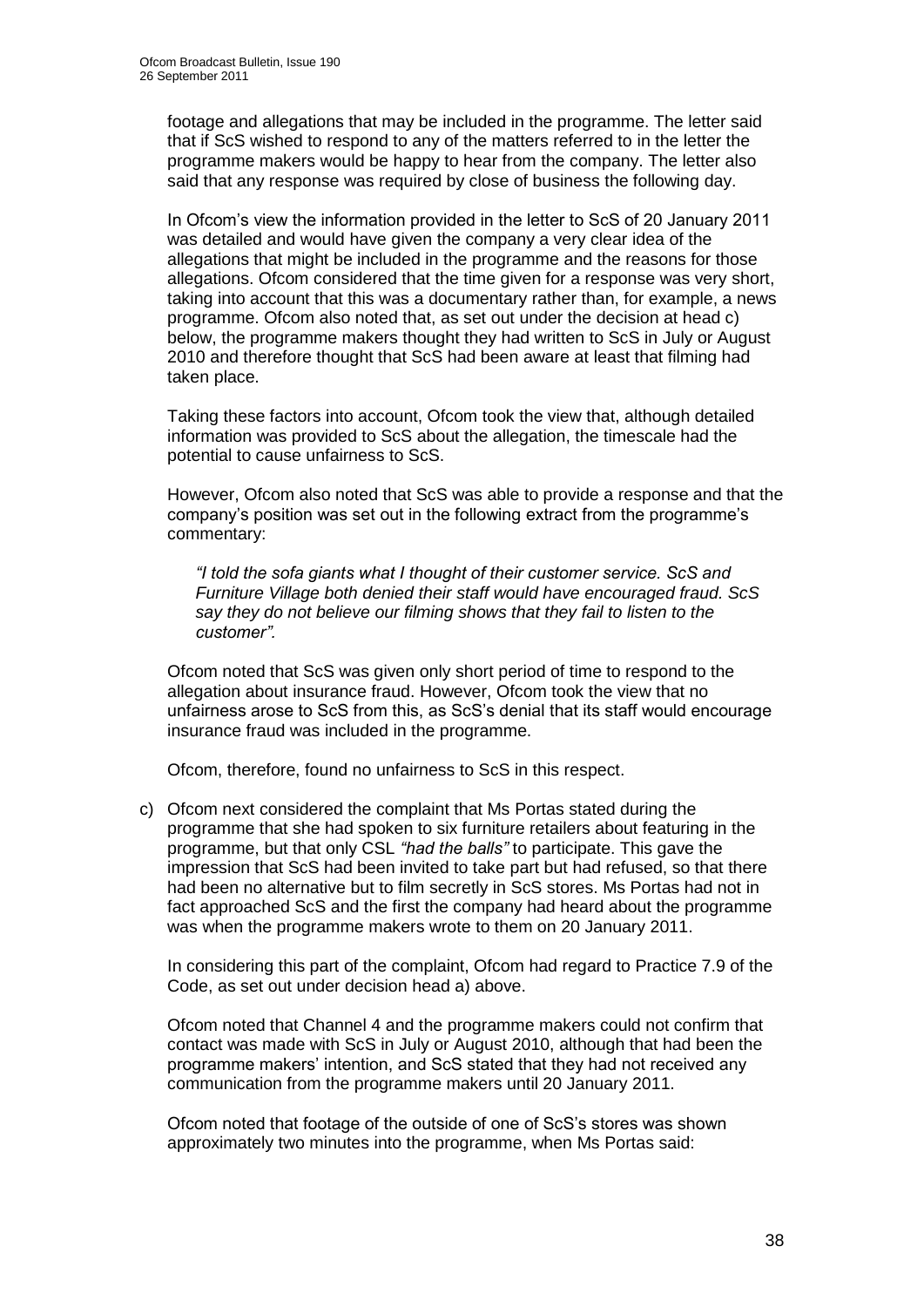footage and allegations that may be included in the programme. The letter said that if ScS wished to respond to any of the matters referred to in the letter the programme makers would be happy to hear from the company. The letter also said that any response was required by close of business the following day.

In Ofcom's view the information provided in the letter to ScS of 20 January 2011 was detailed and would have given the company a very clear idea of the allegations that might be included in the programme and the reasons for those allegations. Ofcom considered that the time given for a response was very short, taking into account that this was a documentary rather than, for example, a news programme. Ofcom also noted that, as set out under the decision at head c) below, the programme makers thought they had written to ScS in July or August 2010 and therefore thought that ScS had been aware at least that filming had taken place.

Taking these factors into account, Ofcom took the view that, although detailed information was provided to ScS about the allegation, the timescale had the potential to cause unfairness to ScS.

However, Ofcom also noted that ScS was able to provide a response and that the company's position was set out in the following extract from the programme's commentary:

> *"I told the sofa giants what I thought of their customer service. ScS and Furniture Village both denied their staff would have encouraged fraud. ScS say they do not believe our filming shows that they fail to listen to the customer".*

Ofcom noted that ScS was given only short period of time to respond to the allegation about insurance fraud. However, Ofcom took the view that no unfairness arose to ScS from this, as ScS's denial that its staff would encourage insurance fraud was included in the programme.

Ofcom, therefore, found no unfairness to ScS in this respect.

c) Ofcom next considered the complaint that Ms Portas stated during the programme that she had spoken to six furniture retailers about featuring in the programme, but that only CSL *"had the balls"* to participate. This gave the impression that ScS had been invited to take part but had refused, so that there had been no alternative but to film secretly in ScS stores. Ms Portas had not in fact approached ScS and the first the company had heard about the programme was when the programme makers wrote to them on 20 January 2011.

In considering this part of the complaint, Ofcom had regard to Practice 7.9 of the Code, as set out under decision head a) above.

Ofcom noted that Channel 4 and the programme makers could not confirm that contact was made with ScS in July or August 2010, although that had been the programme makers' intention, and ScS stated that they had not received any communication from the programme makers until 20 January 2011.

Ofcom noted that footage of the outside of one of ScS's stores was shown approximately two minutes into the programme, when Ms Portas said: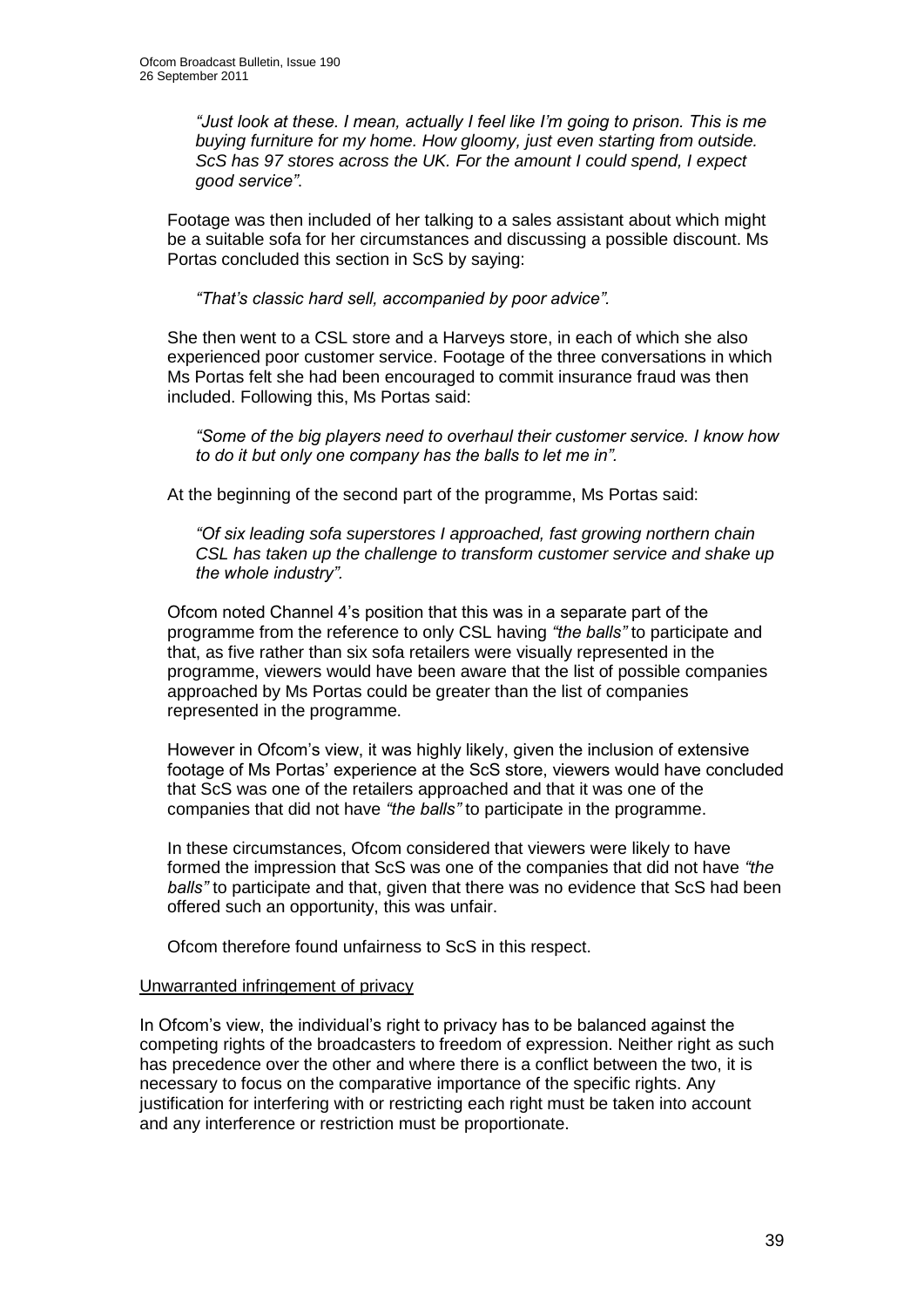*"Just look at these. I mean, actually I feel like I'm going to prison. This is me buying furniture for my home. How gloomy, just even starting from outside. ScS has 97 stores across the UK. For the amount I could spend, I expect good service"*.

Footage was then included of her talking to a sales assistant about which might be a suitable sofa for her circumstances and discussing a possible discount. Ms Portas concluded this section in ScS by saying:

*"That's classic hard sell, accompanied by poor advice".*

She then went to a CSL store and a Harveys store, in each of which she also experienced poor customer service. Footage of the three conversations in which Ms Portas felt she had been encouraged to commit insurance fraud was then included. Following this, Ms Portas said:

*"Some of the big players need to overhaul their customer service. I know how to do it but only one company has the balls to let me in".*

At the beginning of the second part of the programme, Ms Portas said:

*"Of six leading sofa superstores I approached, fast growing northern chain CSL has taken up the challenge to transform customer service and shake up the whole industry".*

Ofcom noted Channel 4's position that this was in a separate part of the programme from the reference to only CSL having *"the balls"* to participate and that, as five rather than six sofa retailers were visually represented in the programme, viewers would have been aware that the list of possible companies approached by Ms Portas could be greater than the list of companies represented in the programme.

However in Ofcom's view, it was highly likely, given the inclusion of extensive footage of Ms Portas' experience at the ScS store, viewers would have concluded that ScS was one of the retailers approached and that it was one of the companies that did not have *"the balls"* to participate in the programme.

In these circumstances, Ofcom considered that viewers were likely to have formed the impression that ScS was one of the companies that did not have *"the balls"* to participate and that, given that there was no evidence that ScS had been offered such an opportunity, this was unfair.

Ofcom therefore found unfairness to ScS in this respect.

Unwarranted infringement of privacy

In Ofcom's view, the individual's right to privacy has to be balanced against the competing rights of the broadcasters to freedom of expression. Neither right as such has precedence over the other and where there is a conflict between the two, it is necessary to focus on the comparative importance of the specific rights. Any justification for interfering with or restricting each right must be taken into account and any interference or restriction must be proportionate.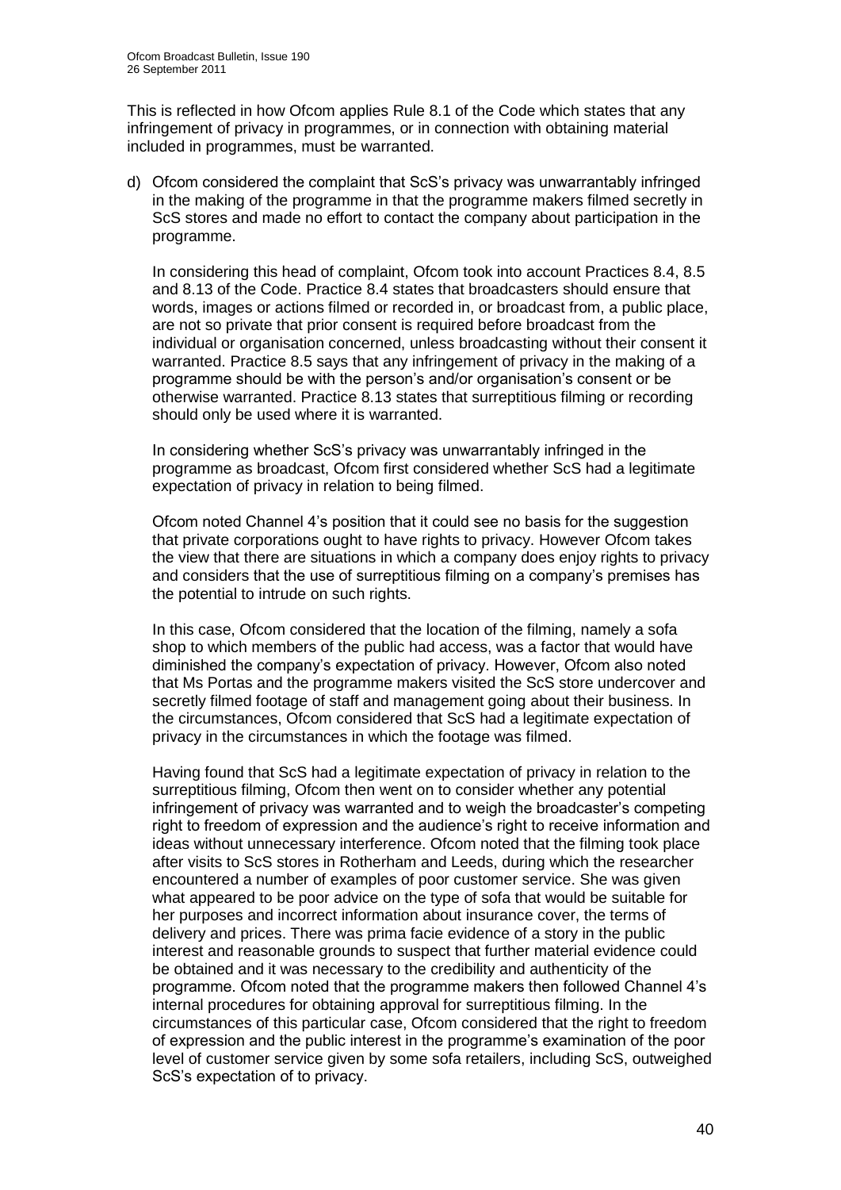This is reflected in how Ofcom applies Rule 8.1 of the Code which states that any infringement of privacy in programmes, or in connection with obtaining material included in programmes, must be warranted.

d) Ofcom considered the complaint that ScS's privacy was unwarrantably infringed in the making of the programme in that the programme makers filmed secretly in ScS stores and made no effort to contact the company about participation in the programme.

   In considering this head of complaint, Ofcom took into account Practices 8.4, 8.5 and 8.13 of the Code. Practice 8.4 states that broadcasters should ensure that words, images or actions filmed or recorded in, or broadcast from, a public place, are not so private that prior consent is required before broadcast from the individual or organisation concerned, unless broadcasting without their consent it warranted. Practice 8.5 says that any infringement of privacy in the making of a programme should be with the person's and/or organisation's consent or be otherwise warranted. Practice 8.13 states that surreptitious filming or recording should only be used where it is warranted.

   In considering whether ScS's privacy was unwarrantably infringed in the programme as broadcast, Ofcom first considered whether ScS had a legitimate expectation of privacy in relation to being filmed.

   Ofcom noted Channel 4's position that it could see no basis for the suggestion that private corporations ought to have rights to privacy. However Ofcom takes the view that there are situations in which a company does enjoy rights to privacy and considers that the use of surreptitious filming on a company's premises has the potential to intrude on such rights.

   In this case, Ofcom considered that the location of the filming, namely a sofa shop to which members of the public had access, was a factor that would have diminished the company's expectation of privacy. However, Ofcom also noted that Ms Portas and the programme makers visited the ScS store undercover and secretly filmed footage of staff and management going about their business. In the circumstances, Ofcom considered that ScS had a legitimate expectation of privacy in the circumstances in which the footage was filmed.

   Having found that ScS had a legitimate expectation of privacy in relation to the surreptitious filming, Ofcom then went on to consider whether any potential infringement of privacy was warranted and to weigh the broadcaster's competing right to freedom of expression and the audience's right to receive information and ideas without unnecessary interference. Ofcom noted that the filming took place after visits to ScS stores in Rotherham and Leeds, during which the researcher encountered a number of examples of poor customer service. She was given what appeared to be poor advice on the type of sofa that would be suitable for her purposes and incorrect information about insurance cover, the terms of delivery and prices. There was prima facie evidence of a story in the public interest and reasonable grounds to suspect that further material evidence could be obtained and it was necessary to the credibility and authenticity of the programme. Ofcom noted that the programme makers then followed Channel 4's internal procedures for obtaining approval for surreptitious filming. In the circumstances of this particular case, Ofcom considered that the right to freedom of expression and the public interest in the programme's examination of the poor level of customer service given by some sofa retailers, including ScS, outweighed ScS's expectation of to privacy.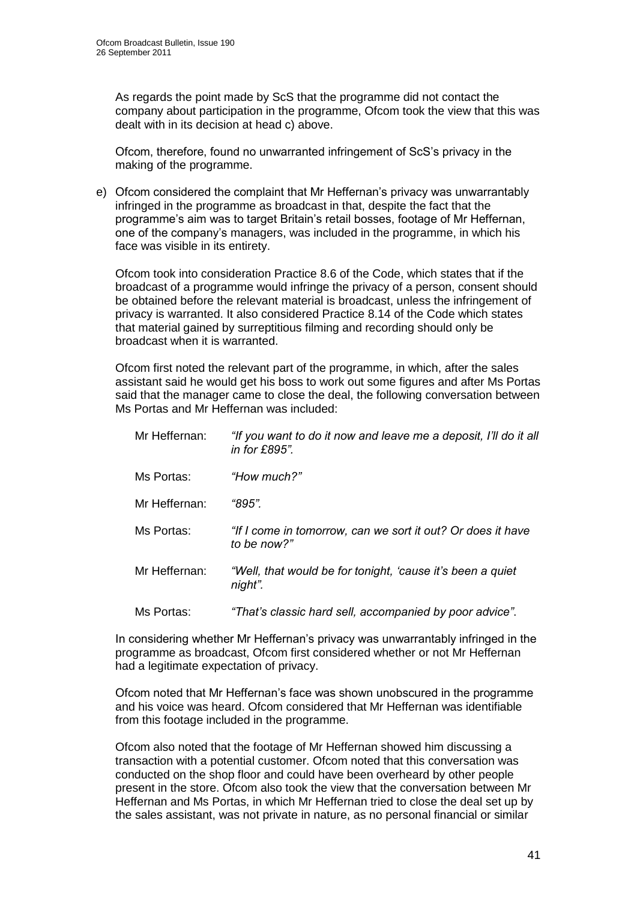As regards the point made by ScS that the programme did not contact the company about participation in the programme, Ofcom took the view that this was dealt with in its decision at head c) above.

Ofcom, therefore, found no unwarranted infringement of ScS's privacy in the making of the programme.

e) Ofcom considered the complaint that Mr Heffernan's privacy was unwarrantably infringed in the programme as broadcast in that, despite the fact that the programme's aim was to target Britain's retail bosses, footage of Mr Heffernan, one of the company's managers, was included in the programme, in which his face was visible in its entirety.

Ofcom took into consideration Practice 8.6 of the Code, which states that if the broadcast of a programme would infringe the privacy of a person, consent should be obtained before the relevant material is broadcast, unless the infringement of privacy is warranted. It also considered Practice 8.14 of the Code which states that material gained by surreptitious filming and recording should only be broadcast when it is warranted.

Ofcom first noted the relevant part of the programme, in which, after the sales assistant said he would get his boss to work out some figures and after Ms Portas said that the manager came to close the deal, the following conversation between Ms Portas and Mr Heffernan was included:

| | |
|---|---|
| Mr Heffernan: | *"If you want to do it now and leave me a deposit, I'll do it all in for £895".* |
| Ms Portas: | *"How much?"* |
| Mr Heffernan: | *"895".* |
| Ms Portas: | *"If I come in tomorrow, can we sort it out? Or does it have to be now?"* |
| Mr Heffernan: | *"Well, that would be for tonight, 'cause it's been a quiet night".* |
| Ms Portas: | *"That's classic hard sell, accompanied by poor advice".* |

In considering whether Mr Heffernan's privacy was unwarrantably infringed in the programme as broadcast, Ofcom first considered whether or not Mr Heffernan had a legitimate expectation of privacy.

Ofcom noted that Mr Heffernan's face was shown unobscured in the programme and his voice was heard. Ofcom considered that Mr Heffernan was identifiable from this footage included in the programme.

Ofcom also noted that the footage of Mr Heffernan showed him discussing a transaction with a potential customer. Ofcom noted that this conversation was conducted on the shop floor and could have been overheard by other people present in the store. Ofcom also took the view that the conversation between Mr Heffernan and Ms Portas, in which Mr Heffernan tried to close the deal set up by the sales assistant, was not private in nature, as no personal financial or similar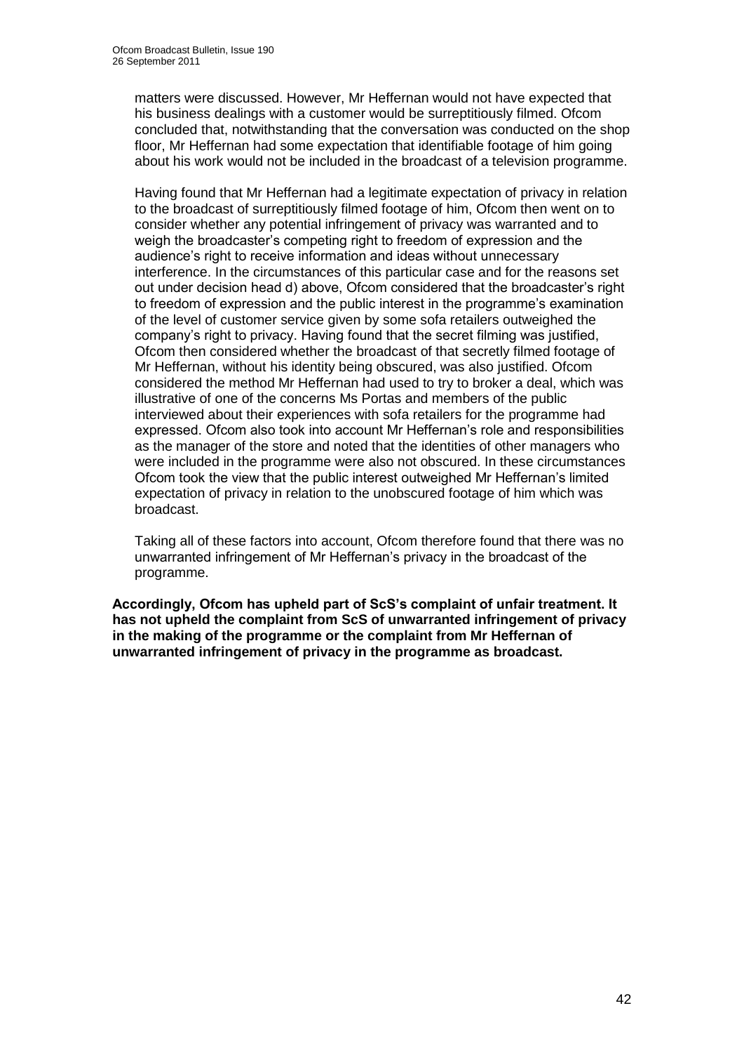matters were discussed. However, Mr Heffernan would not have expected that his business dealings with a customer would be surreptitiously filmed. Ofcom concluded that, notwithstanding that the conversation was conducted on the shop floor, Mr Heffernan had some expectation that identifiable footage of him going about his work would not be included in the broadcast of a television programme.

Having found that Mr Heffernan had a legitimate expectation of privacy in relation to the broadcast of surreptitiously filmed footage of him, Ofcom then went on to consider whether any potential infringement of privacy was warranted and to weigh the broadcaster's competing right to freedom of expression and the audience's right to receive information and ideas without unnecessary interference. In the circumstances of this particular case and for the reasons set out under decision head d) above, Ofcom considered that the broadcaster's right to freedom of expression and the public interest in the programme's examination of the level of customer service given by some sofa retailers outweighed the company's right to privacy. Having found that the secret filming was justified, Ofcom then considered whether the broadcast of that secretly filmed footage of Mr Heffernan, without his identity being obscured, was also justified. Ofcom considered the method Mr Heffernan had used to try to broker a deal, which was illustrative of one of the concerns Ms Portas and members of the public interviewed about their experiences with sofa retailers for the programme had expressed. Ofcom also took into account Mr Heffernan's role and responsibilities as the manager of the store and noted that the identities of other managers who were included in the programme were also not obscured. In these circumstances Ofcom took the view that the public interest outweighed Mr Heffernan's limited expectation of privacy in relation to the unobscured footage of him which was broadcast.

Taking all of these factors into account, Ofcom therefore found that there was no unwarranted infringement of Mr Heffernan's privacy in the broadcast of the programme.

**Accordingly, Ofcom has upheld part of ScS's complaint of unfair treatment. It has not upheld the complaint from ScS of unwarranted infringement of privacy in the making of the programme or the complaint from Mr Heffernan of unwarranted infringement of privacy in the programme as broadcast.**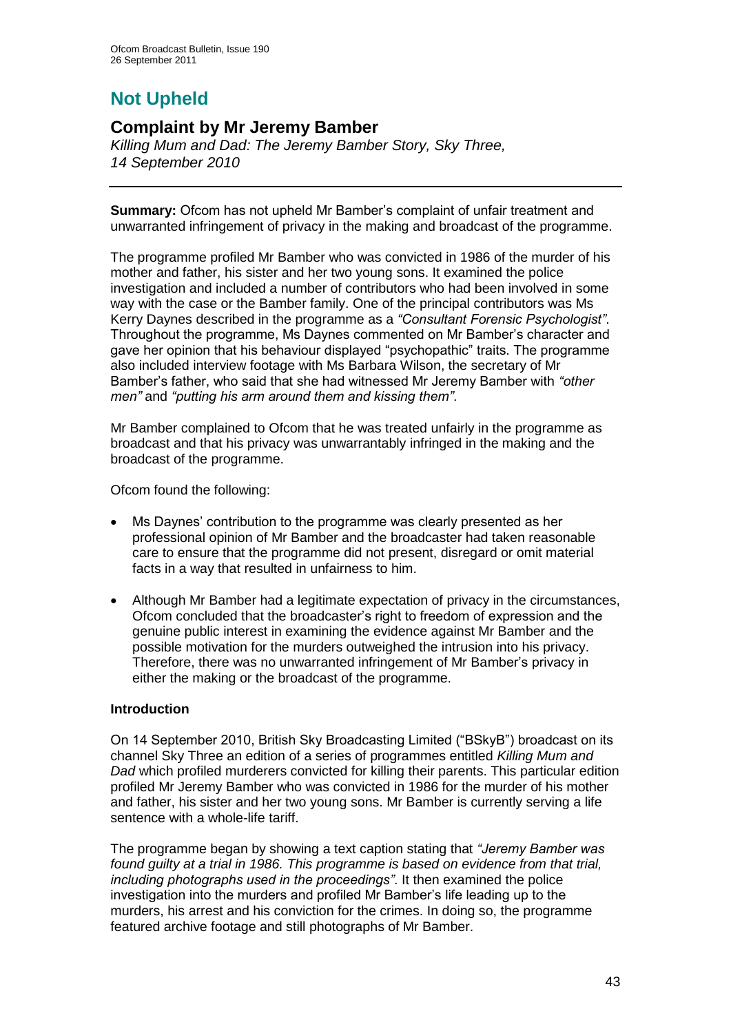# Not Upheld

## Complaint by Mr Jeremy Bamber

*Killing Mum and Dad: The Jeremy Bamber Story, Sky Three, 14 September 2010*

**Summary:** Ofcom has not upheld Mr Bamber's complaint of unfair treatment and unwarranted infringement of privacy in the making and broadcast of the programme.

The programme profiled Mr Bamber who was convicted in 1986 of the murder of his mother and father, his sister and her two young sons. It examined the police investigation and included a number of contributors who had been involved in some way with the case or the Bamber family. One of the principal contributors was Ms Kerry Daynes described in the programme as a *"Consultant Forensic Psychologist"*. Throughout the programme, Ms Daynes commented on Mr Bamber's character and gave her opinion that his behaviour displayed "psychopathic" traits. The programme also included interview footage with Ms Barbara Wilson, the secretary of Mr Bamber's father, who said that she had witnessed Mr Jeremy Bamber with *"other men"* and *"putting his arm around them and kissing them"*.

Mr Bamber complained to Ofcom that he was treated unfairly in the programme as broadcast and that his privacy was unwarrantably infringed in the making and the broadcast of the programme.

Ofcom found the following:

- Ms Daynes' contribution to the programme was clearly presented as her professional opinion of Mr Bamber and the broadcaster had taken reasonable care to ensure that the programme did not present, disregard or omit material facts in a way that resulted in unfairness to him.
- Although Mr Bamber had a legitimate expectation of privacy in the circumstances, Ofcom concluded that the broadcaster's right to freedom of expression and the genuine public interest in examining the evidence against Mr Bamber and the possible motivation for the murders outweighed the intrusion into his privacy. Therefore, there was no unwarranted infringement of Mr Bamber's privacy in either the making or the broadcast of the programme.

### Introduction

On 14 September 2010, British Sky Broadcasting Limited ("BSkyB") broadcast on its channel Sky Three an edition of a series of programmes entitled *Killing Mum and Dad* which profiled murderers convicted for killing their parents. This particular edition profiled Mr Jeremy Bamber who was convicted in 1986 for the murder of his mother and father, his sister and her two young sons. Mr Bamber is currently serving a life sentence with a whole-life tariff.

The programme began by showing a text caption stating that *"Jeremy Bamber was found guilty at a trial in 1986. This programme is based on evidence from that trial, including photographs used in the proceedings"*. It then examined the police investigation into the murders and profiled Mr Bamber's life leading up to the murders, his arrest and his conviction for the crimes. In doing so, the programme featured archive footage and still photographs of Mr Bamber.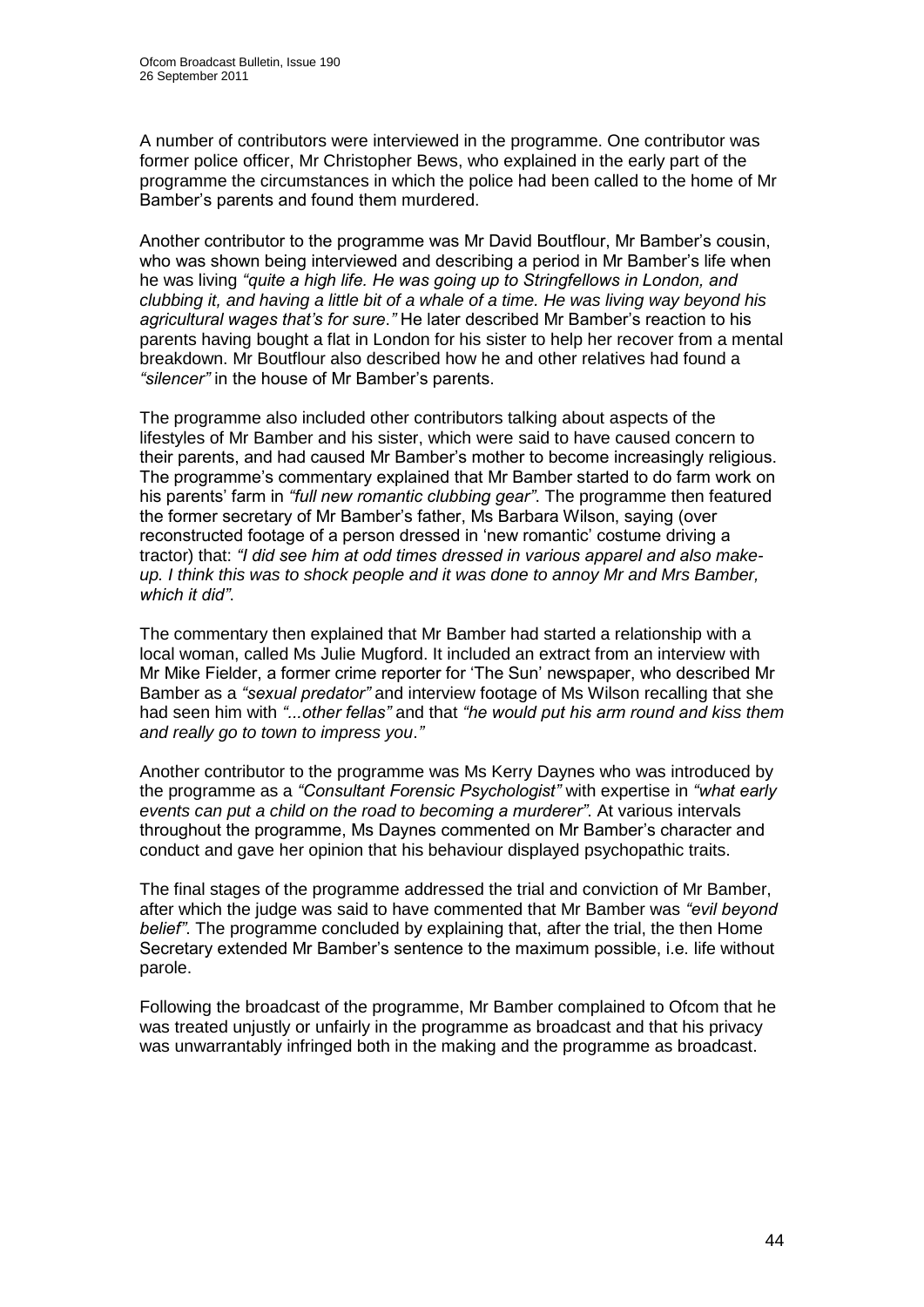A number of contributors were interviewed in the programme. One contributor was former police officer, Mr Christopher Bews, who explained in the early part of the programme the circumstances in which the police had been called to the home of Mr Bamber's parents and found them murdered.

Another contributor to the programme was Mr David Boutflour, Mr Bamber's cousin, who was shown being interviewed and describing a period in Mr Bamber's life when he was living *"quite a high life. He was going up to Stringfellows in London, and clubbing it, and having a little bit of a whale of a time. He was living way beyond his agricultural wages that's for sure."* He later described Mr Bamber's reaction to his parents having bought a flat in London for his sister to help her recover from a mental breakdown. Mr Boutflour also described how he and other relatives had found a *"silencer"* in the house of Mr Bamber's parents.

The programme also included other contributors talking about aspects of the lifestyles of Mr Bamber and his sister, which were said to have caused concern to their parents, and had caused Mr Bamber's mother to become increasingly religious. The programme's commentary explained that Mr Bamber started to do farm work on his parents' farm in *"full new romantic clubbing gear"*. The programme then featured the former secretary of Mr Bamber's father, Ms Barbara Wilson, saying (over reconstructed footage of a person dressed in 'new romantic' costume driving a tractor) that: *"I did see him at odd times dressed in various apparel and also make-up. I think this was to shock people and it was done to annoy Mr and Mrs Bamber, which it did"*.

The commentary then explained that Mr Bamber had started a relationship with a local woman, called Ms Julie Mugford. It included an extract from an interview with Mr Mike Fielder, a former crime reporter for 'The Sun' newspaper, who described Mr Bamber as a *"sexual predator"* and interview footage of Ms Wilson recalling that she had seen him with *"...other fellas"* and that *"he would put his arm round and kiss them and really go to town to impress you."*

Another contributor to the programme was Ms Kerry Daynes who was introduced by the programme as a *"Consultant Forensic Psychologist"* with expertise in *"what early events can put a child on the road to becoming a murderer"*. At various intervals throughout the programme, Ms Daynes commented on Mr Bamber's character and conduct and gave her opinion that his behaviour displayed psychopathic traits.

The final stages of the programme addressed the trial and conviction of Mr Bamber, after which the judge was said to have commented that Mr Bamber was *"evil beyond belief"*. The programme concluded by explaining that, after the trial, the then Home Secretary extended Mr Bamber's sentence to the maximum possible, i.e. life without parole.

Following the broadcast of the programme, Mr Bamber complained to Ofcom that he was treated unjustly or unfairly in the programme as broadcast and that his privacy was unwarrantably infringed both in the making and the programme as broadcast.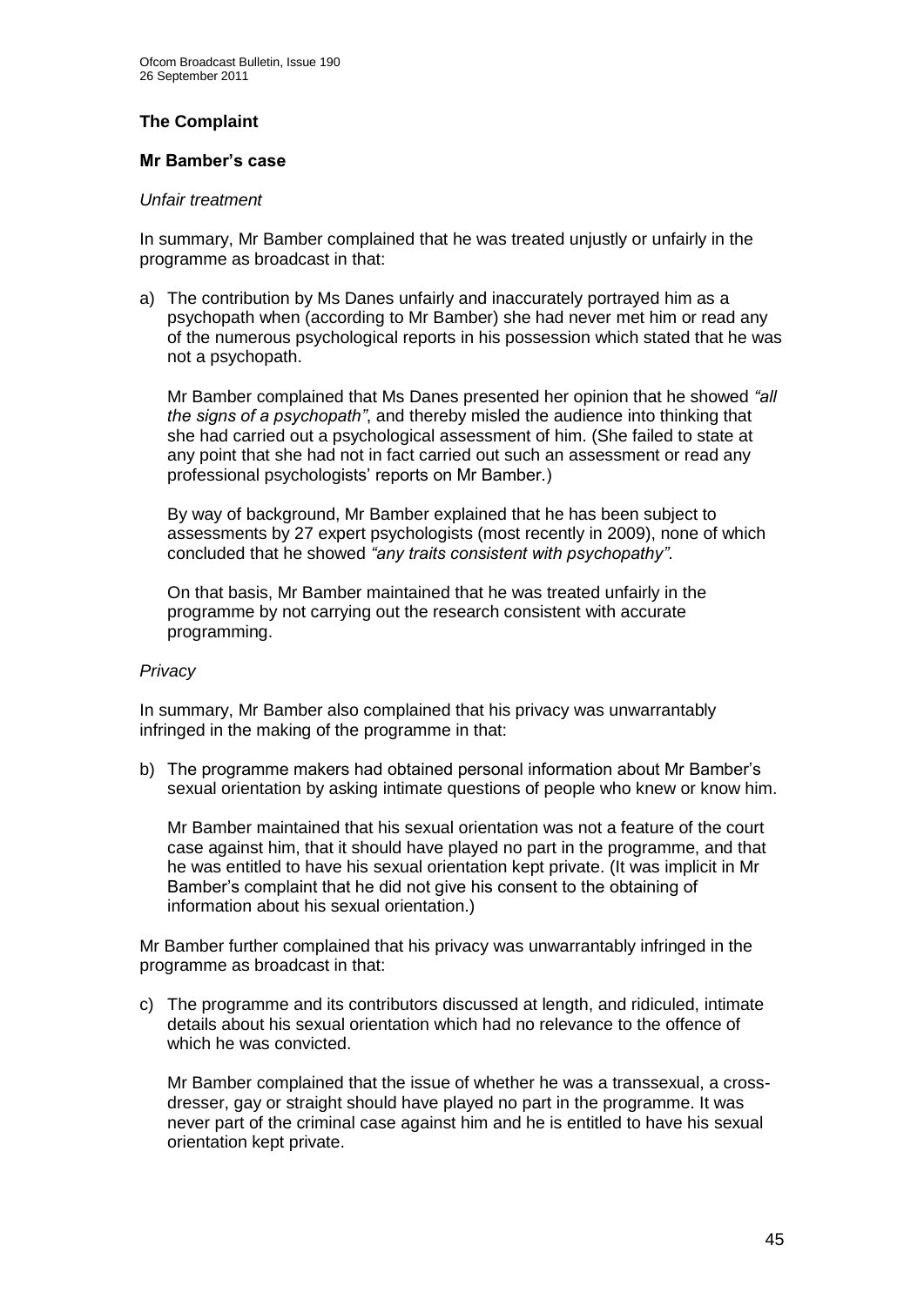## The Complaint

### Mr Bamber's case

*Unfair treatment*

In summary, Mr Bamber complained that he was treated unjustly or unfairly in the programme as broadcast in that:

a) The contribution by Ms Danes unfairly and inaccurately portrayed him as a psychopath when (according to Mr Bamber) she had never met him or read any of the numerous psychological reports in his possession which stated that he was not a psychopath.

   Mr Bamber complained that Ms Danes presented her opinion that he showed *"all the signs of a psychopath"*, and thereby misled the audience into thinking that she had carried out a psychological assessment of him. (She failed to state at any point that she had not in fact carried out such an assessment or read any professional psychologists' reports on Mr Bamber.)

   By way of background, Mr Bamber explained that he has been subject to assessments by 27 expert psychologists (most recently in 2009), none of which concluded that he showed *"any traits consistent with psychopathy"*.

   On that basis, Mr Bamber maintained that he was treated unfairly in the programme by not carrying out the research consistent with accurate programming.

*Privacy*

In summary, Mr Bamber also complained that his privacy was unwarrantably infringed in the making of the programme in that:

b) The programme makers had obtained personal information about Mr Bamber's sexual orientation by asking intimate questions of people who knew or know him.

   Mr Bamber maintained that his sexual orientation was not a feature of the court case against him, that it should have played no part in the programme, and that he was entitled to have his sexual orientation kept private. (It was implicit in Mr Bamber's complaint that he did not give his consent to the obtaining of information about his sexual orientation.)

Mr Bamber further complained that his privacy was unwarrantably infringed in the programme as broadcast in that:

c) The programme and its contributors discussed at length, and ridiculed, intimate details about his sexual orientation which had no relevance to the offence of which he was convicted.

   Mr Bamber complained that the issue of whether he was a transsexual, a cross-dresser, gay or straight should have played no part in the programme. It was never part of the criminal case against him and he is entitled to have his sexual orientation kept private.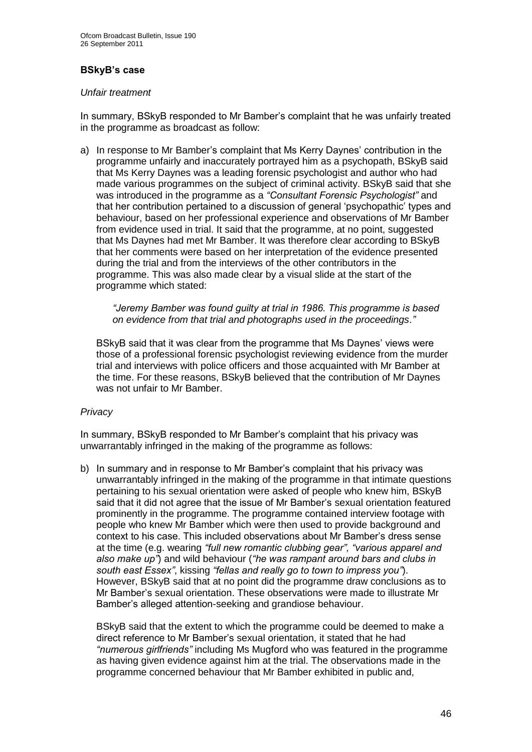**BSkyB's case**

*Unfair treatment*

In summary, BSkyB responded to Mr Bamber's complaint that he was unfairly treated in the programme as broadcast as follow:

a) In response to Mr Bamber's complaint that Ms Kerry Daynes' contribution in the programme unfairly and inaccurately portrayed him as a psychopath, BSkyB said that Ms Kerry Daynes was a leading forensic psychologist and author who had made various programmes on the subject of criminal activity. BSkyB said that she was introduced in the programme as a *"Consultant Forensic Psychologist"* and that her contribution pertained to a discussion of general 'psychopathic' types and behaviour, based on her professional experience and observations of Mr Bamber from evidence used in trial. It said that the programme, at no point, suggested that Ms Daynes had met Mr Bamber. It was therefore clear according to BSkyB that her comments were based on her interpretation of the evidence presented during the trial and from the interviews of the other contributors in the programme. This was also made clear by a visual slide at the start of the programme which stated:

   *"Jeremy Bamber was found guilty at trial in 1986. This programme is based on evidence from that trial and photographs used in the proceedings."*

   BSkyB said that it was clear from the programme that Ms Daynes' views were those of a professional forensic psychologist reviewing evidence from the murder trial and interviews with police officers and those acquainted with Mr Bamber at the time. For these reasons, BSkyB believed that the contribution of Mr Daynes was not unfair to Mr Bamber.

*Privacy*

In summary, BSkyB responded to Mr Bamber's complaint that his privacy was unwarrantably infringed in the making of the programme as follows:

b) In summary and in response to Mr Bamber's complaint that his privacy was unwarrantably infringed in the making of the programme in that intimate questions pertaining to his sexual orientation were asked of people who knew him, BSkyB said that it did not agree that the issue of Mr Bamber's sexual orientation featured prominently in the programme. The programme contained interview footage with people who knew Mr Bamber which were then used to provide background and context to his case. This included observations about Mr Bamber's dress sense at the time (e.g. wearing *"full new romantic clubbing gear", "various apparel and also make up"*) and wild behaviour (*"he was rampant around bars and clubs in south east Essex"*, kissing *"fellas and really go to town to impress you"*). However, BSkyB said that at no point did the programme draw conclusions as to Mr Bamber's sexual orientation. These observations were made to illustrate Mr Bamber's alleged attention-seeking and grandiose behaviour.

   BSkyB said that the extent to which the programme could be deemed to make a direct reference to Mr Bamber's sexual orientation, it stated that he had *"numerous girlfriends"* including Ms Mugford who was featured in the programme as having given evidence against him at the trial. The observations made in the programme concerned behaviour that Mr Bamber exhibited in public and,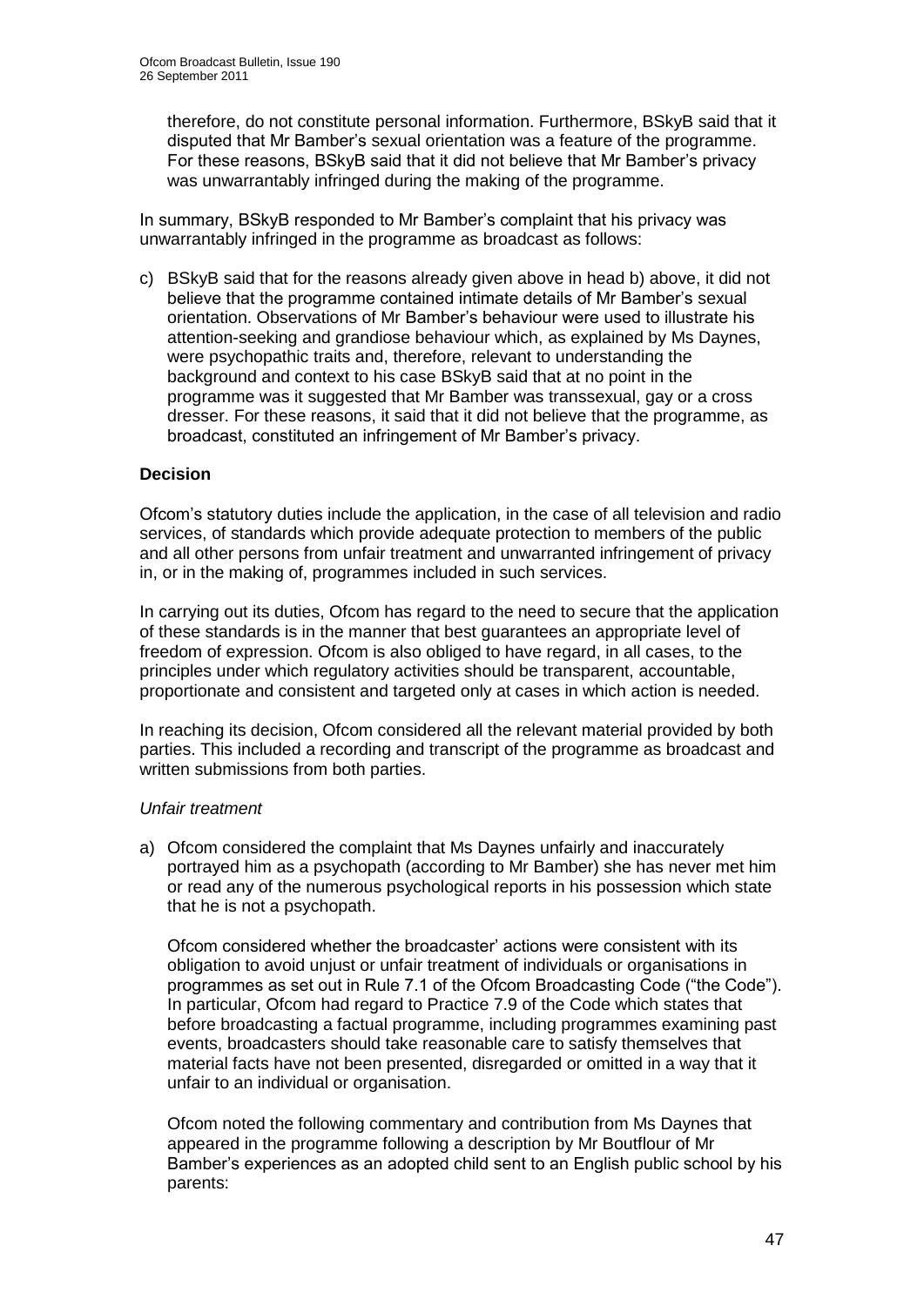therefore, do not constitute personal information. Furthermore, BSkyB said that it disputed that Mr Bamber's sexual orientation was a feature of the programme. For these reasons, BSkyB said that it did not believe that Mr Bamber's privacy was unwarrantably infringed during the making of the programme.

In summary, BSkyB responded to Mr Bamber's complaint that his privacy was unwarrantably infringed in the programme as broadcast as follows:

c) BSkyB said that for the reasons already given above in head b) above, it did not believe that the programme contained intimate details of Mr Bamber's sexual orientation. Observations of Mr Bamber's behaviour were used to illustrate his attention-seeking and grandiose behaviour which, as explained by Ms Daynes, were psychopathic traits and, therefore, relevant to understanding the background and context to his case BSkyB said that at no point in the programme was it suggested that Mr Bamber was transsexual, gay or a cross dresser. For these reasons, it said that it did not believe that the programme, as broadcast, constituted an infringement of Mr Bamber's privacy.

### Decision

Ofcom's statutory duties include the application, in the case of all television and radio services, of standards which provide adequate protection to members of the public and all other persons from unfair treatment and unwarranted infringement of privacy in, or in the making of, programmes included in such services.

In carrying out its duties, Ofcom has regard to the need to secure that the application of these standards is in the manner that best guarantees an appropriate level of freedom of expression. Ofcom is also obliged to have regard, in all cases, to the principles under which regulatory activities should be transparent, accountable, proportionate and consistent and targeted only at cases in which action is needed.

In reaching its decision, Ofcom considered all the relevant material provided by both parties. This included a recording and transcript of the programme as broadcast and written submissions from both parties.

*Unfair treatment*

a) Ofcom considered the complaint that Ms Daynes unfairly and inaccurately portrayed him as a psychopath (according to Mr Bamber) she has never met him or read any of the numerous psychological reports in his possession which state that he is not a psychopath.

   Ofcom considered whether the broadcaster' actions were consistent with its obligation to avoid unjust or unfair treatment of individuals or organisations in programmes as set out in Rule 7.1 of the Ofcom Broadcasting Code ("the Code"). In particular, Ofcom had regard to Practice 7.9 of the Code which states that before broadcasting a factual programme, including programmes examining past events, broadcasters should take reasonable care to satisfy themselves that material facts have not been presented, disregarded or omitted in a way that it unfair to an individual or organisation.

   Ofcom noted the following commentary and contribution from Ms Daynes that appeared in the programme following a description by Mr Boutflour of Mr Bamber's experiences as an adopted child sent to an English public school by his parents: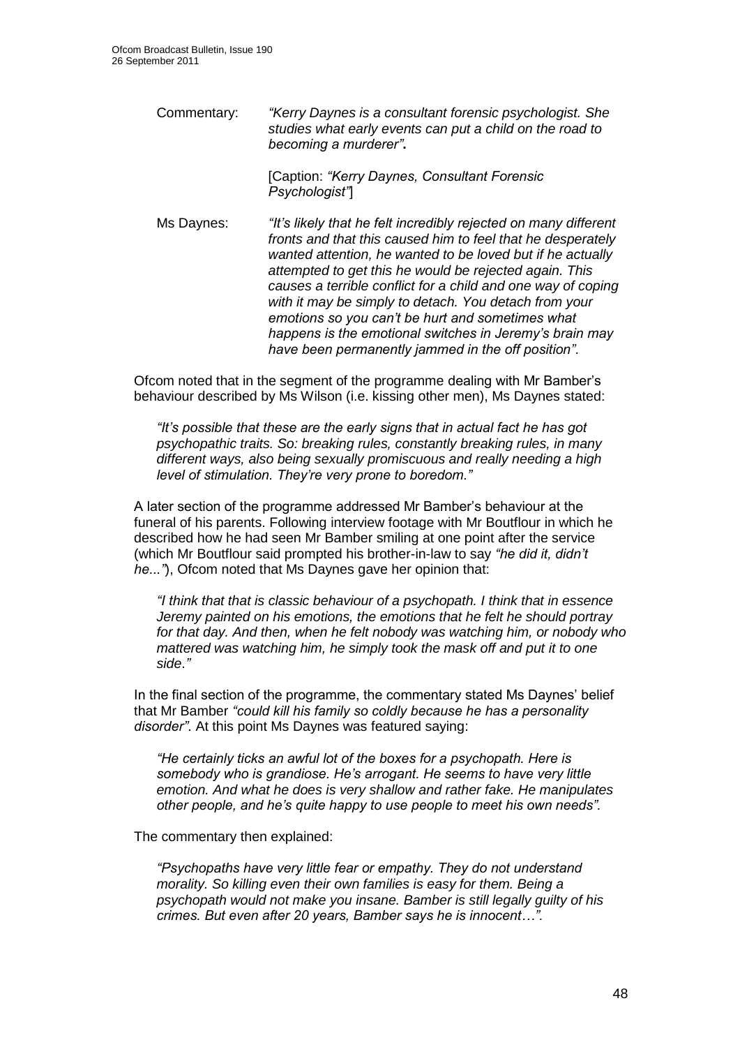Commentary: *"Kerry Daynes is a consultant forensic psychologist. She studies what early events can put a child on the road to becoming a murderer"***.**

[Caption: *"Kerry Daynes, Consultant Forensic Psychologist"*]

Ms Daynes: *"It's likely that he felt incredibly rejected on many different fronts and that this caused him to feel that he desperately wanted attention, he wanted to be loved but if he actually attempted to get this he would be rejected again. This causes a terrible conflict for a child and one way of coping with it may be simply to detach. You detach from your emotions so you can't be hurt and sometimes what happens is the emotional switches in Jeremy's brain may have been permanently jammed in the off position"*.

Ofcom noted that in the segment of the programme dealing with Mr Bamber's behaviour described by Ms Wilson (i.e. kissing other men), Ms Daynes stated:

> *"It's possible that these are the early signs that in actual fact he has got psychopathic traits. So: breaking rules, constantly breaking rules, in many different ways, also being sexually promiscuous and really needing a high level of stimulation. They're very prone to boredom."*

A later section of the programme addressed Mr Bamber's behaviour at the funeral of his parents. Following interview footage with Mr Boutflour in which he described how he had seen Mr Bamber smiling at one point after the service (which Mr Boutflour said prompted his brother-in-law to say *"he did it, didn't he..."*), Ofcom noted that Ms Daynes gave her opinion that:

> *"I think that that is classic behaviour of a psychopath. I think that in essence Jeremy painted on his emotions, the emotions that he felt he should portray for that day. And then, when he felt nobody was watching him, or nobody who mattered was watching him, he simply took the mask off and put it to one side."*

In the final section of the programme, the commentary stated Ms Daynes' belief that Mr Bamber *"could kill his family so coldly because he has a personality disorder"*. At this point Ms Daynes was featured saying:

> *"He certainly ticks an awful lot of the boxes for a psychopath. Here is somebody who is grandiose. He's arrogant. He seems to have very little emotion. And what he does is very shallow and rather fake. He manipulates other people, and he's quite happy to use people to meet his own needs".*

The commentary then explained:

> *"Psychopaths have very little fear or empathy. They do not understand morality. So killing even their own families is easy for them. Being a psychopath would not make you insane. Bamber is still legally guilty of his crimes. But even after 20 years, Bamber says he is innocent…".*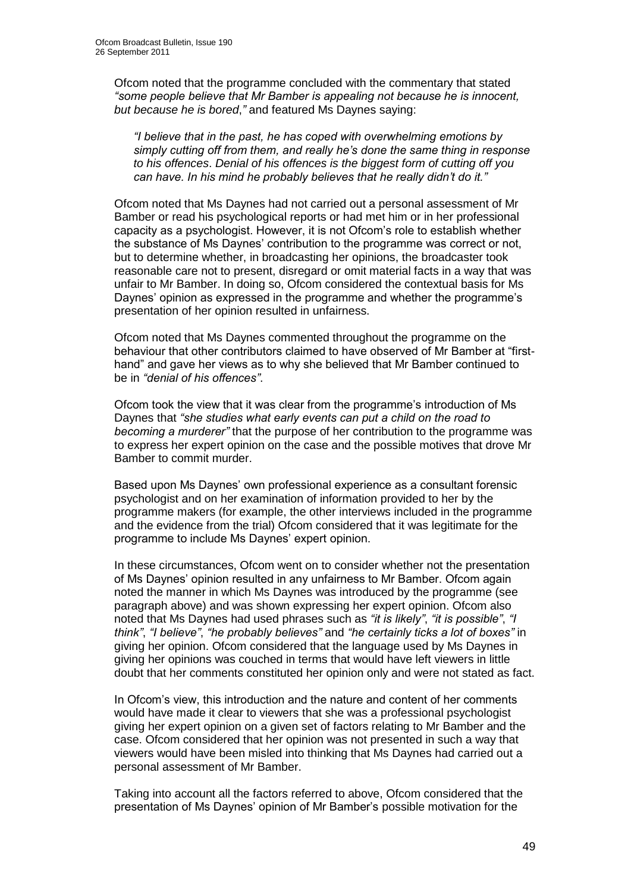Ofcom noted that the programme concluded with the commentary that stated *"some people believe that Mr Bamber is appealing not because he is innocent, but because he is bored*,*"* and featured Ms Daynes saying:

> *"I believe that in the past, he has coped with overwhelming emotions by simply cutting off from them, and really he's done the same thing in response to his offences*. *Denial of his offences is the biggest form of cutting off you can have. In his mind he probably believes that he really didn't do it."*

Ofcom noted that Ms Daynes had not carried out a personal assessment of Mr Bamber or read his psychological reports or had met him or in her professional capacity as a psychologist. However, it is not Ofcom's role to establish whether the substance of Ms Daynes' contribution to the programme was correct or not, but to determine whether, in broadcasting her opinions, the broadcaster took reasonable care not to present, disregard or omit material facts in a way that was unfair to Mr Bamber. In doing so, Ofcom considered the contextual basis for Ms Daynes' opinion as expressed in the programme and whether the programme's presentation of her opinion resulted in unfairness.

Ofcom noted that Ms Daynes commented throughout the programme on the behaviour that other contributors claimed to have observed of Mr Bamber at "first-hand" and gave her views as to why she believed that Mr Bamber continued to be in *"denial of his offences"*.

Ofcom took the view that it was clear from the programme's introduction of Ms Daynes that *"she studies what early events can put a child on the road to becoming a murderer"* that the purpose of her contribution to the programme was to express her expert opinion on the case and the possible motives that drove Mr Bamber to commit murder.

Based upon Ms Daynes' own professional experience as a consultant forensic psychologist and on her examination of information provided to her by the programme makers (for example, the other interviews included in the programme and the evidence from the trial) Ofcom considered that it was legitimate for the programme to include Ms Daynes' expert opinion.

In these circumstances, Ofcom went on to consider whether not the presentation of Ms Daynes' opinion resulted in any unfairness to Mr Bamber. Ofcom again noted the manner in which Ms Daynes was introduced by the programme (see paragraph above) and was shown expressing her expert opinion. Ofcom also noted that Ms Daynes had used phrases such as *"it is likely"*, *"it is possible"*, *"I think"*, *"I believe"*, *"he probably believes"* and *"he certainly ticks a lot of boxes"* in giving her opinion. Ofcom considered that the language used by Ms Daynes in giving her opinions was couched in terms that would have left viewers in little doubt that her comments constituted her opinion only and were not stated as fact.

In Ofcom's view, this introduction and the nature and content of her comments would have made it clear to viewers that she was a professional psychologist giving her expert opinion on a given set of factors relating to Mr Bamber and the case. Ofcom considered that her opinion was not presented in such a way that viewers would have been misled into thinking that Ms Daynes had carried out a personal assessment of Mr Bamber.

Taking into account all the factors referred to above, Ofcom considered that the presentation of Ms Daynes' opinion of Mr Bamber's possible motivation for the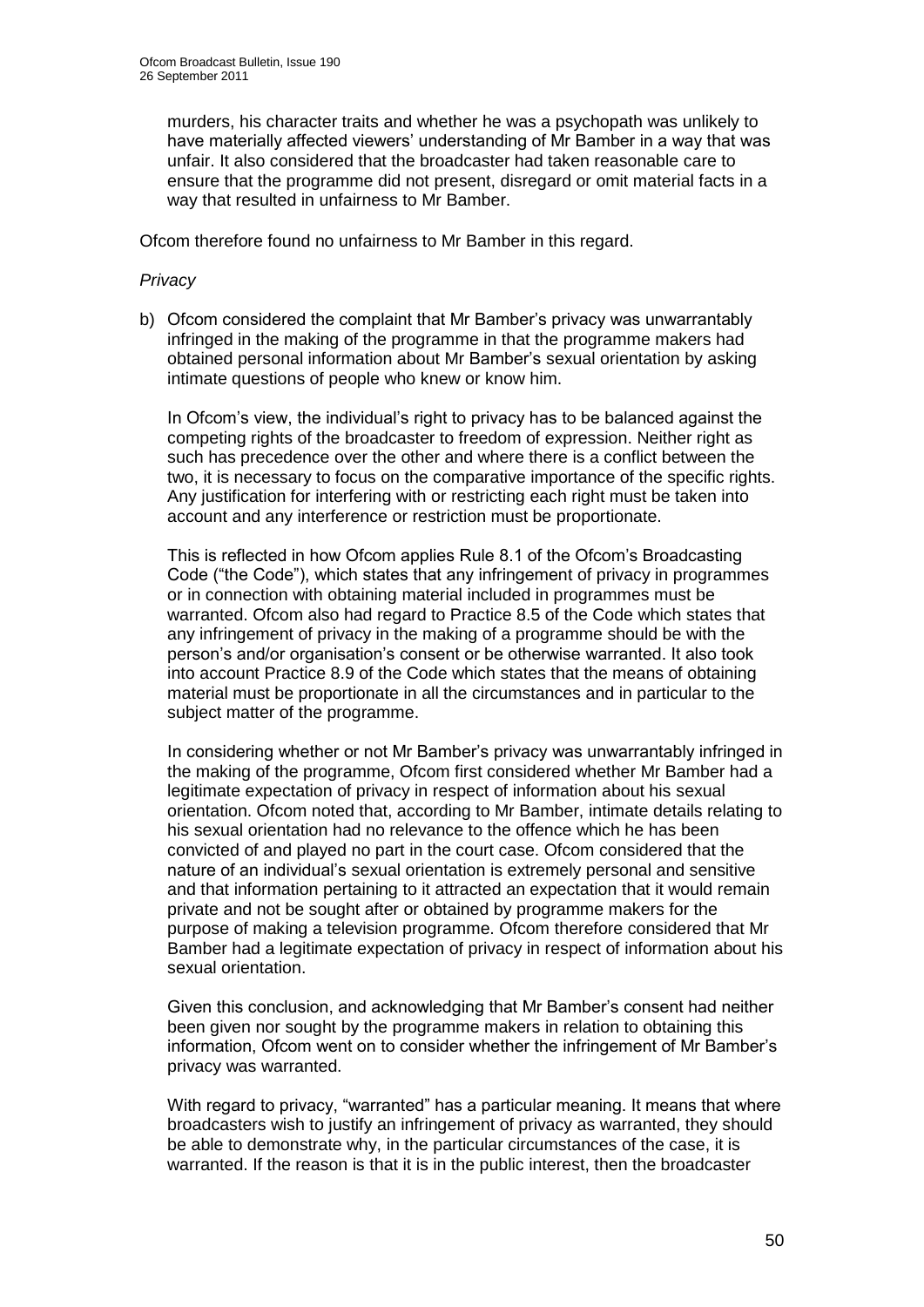murders, his character traits and whether he was a psychopath was unlikely to have materially affected viewers' understanding of Mr Bamber in a way that was unfair. It also considered that the broadcaster had taken reasonable care to ensure that the programme did not present, disregard or omit material facts in a way that resulted in unfairness to Mr Bamber.

Ofcom therefore found no unfairness to Mr Bamber in this regard.

*Privacy*

b) Ofcom considered the complaint that Mr Bamber's privacy was unwarrantably infringed in the making of the programme in that the programme makers had obtained personal information about Mr Bamber's sexual orientation by asking intimate questions of people who knew or know him.

   In Ofcom's view, the individual's right to privacy has to be balanced against the competing rights of the broadcaster to freedom of expression. Neither right as such has precedence over the other and where there is a conflict between the two, it is necessary to focus on the comparative importance of the specific rights. Any justification for interfering with or restricting each right must be taken into account and any interference or restriction must be proportionate.

   This is reflected in how Ofcom applies Rule 8.1 of the Ofcom's Broadcasting Code ("the Code"), which states that any infringement of privacy in programmes or in connection with obtaining material included in programmes must be warranted. Ofcom also had regard to Practice 8.5 of the Code which states that any infringement of privacy in the making of a programme should be with the person's and/or organisation's consent or be otherwise warranted. It also took into account Practice 8.9 of the Code which states that the means of obtaining material must be proportionate in all the circumstances and in particular to the subject matter of the programme.

   In considering whether or not Mr Bamber's privacy was unwarrantably infringed in the making of the programme, Ofcom first considered whether Mr Bamber had a legitimate expectation of privacy in respect of information about his sexual orientation. Ofcom noted that, according to Mr Bamber, intimate details relating to his sexual orientation had no relevance to the offence which he has been convicted of and played no part in the court case. Ofcom considered that the nature of an individual's sexual orientation is extremely personal and sensitive and that information pertaining to it attracted an expectation that it would remain private and not be sought after or obtained by programme makers for the purpose of making a television programme. Ofcom therefore considered that Mr Bamber had a legitimate expectation of privacy in respect of information about his sexual orientation.

   Given this conclusion, and acknowledging that Mr Bamber's consent had neither been given nor sought by the programme makers in relation to obtaining this information, Ofcom went on to consider whether the infringement of Mr Bamber's privacy was warranted.

   With regard to privacy, "warranted" has a particular meaning. It means that where broadcasters wish to justify an infringement of privacy as warranted, they should be able to demonstrate why, in the particular circumstances of the case, it is warranted. If the reason is that it is in the public interest, then the broadcaster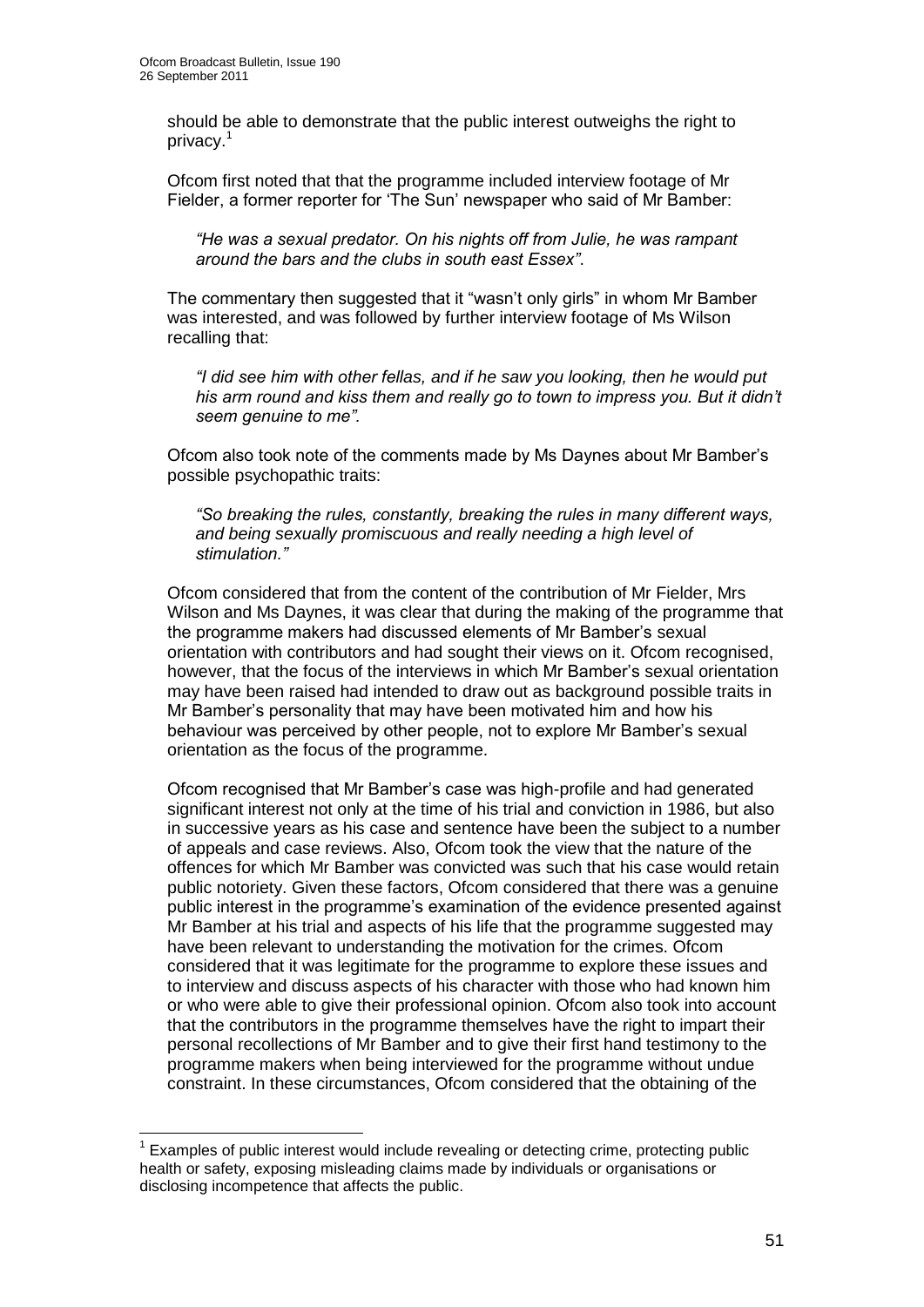should be able to demonstrate that the public interest outweighs the right to privacy.[1]

Ofcom first noted that that the programme included interview footage of Mr Fielder, a former reporter for 'The Sun' newspaper who said of Mr Bamber:

> *"He was a sexual predator. On his nights off from Julie, he was rampant around the bars and the clubs in south east Essex"*.

The commentary then suggested that it "wasn't only girls" in whom Mr Bamber was interested, and was followed by further interview footage of Ms Wilson recalling that:

> *"I did see him with other fellas, and if he saw you looking, then he would put his arm round and kiss them and really go to town to impress you. But it didn't seem genuine to me"*.

Ofcom also took note of the comments made by Ms Daynes about Mr Bamber's possible psychopathic traits:

> *"So breaking the rules, constantly, breaking the rules in many different ways, and being sexually promiscuous and really needing a high level of stimulation."*

Ofcom considered that from the content of the contribution of Mr Fielder, Mrs Wilson and Ms Daynes, it was clear that during the making of the programme that the programme makers had discussed elements of Mr Bamber's sexual orientation with contributors and had sought their views on it. Ofcom recognised, however, that the focus of the interviews in which Mr Bamber's sexual orientation may have been raised had intended to draw out as background possible traits in Mr Bamber's personality that may have been motivated him and how his behaviour was perceived by other people, not to explore Mr Bamber's sexual orientation as the focus of the programme.

Ofcom recognised that Mr Bamber's case was high-profile and had generated significant interest not only at the time of his trial and conviction in 1986, but also in successive years as his case and sentence have been the subject to a number of appeals and case reviews. Also, Ofcom took the view that the nature of the offences for which Mr Bamber was convicted was such that his case would retain public notoriety. Given these factors, Ofcom considered that there was a genuine public interest in the programme's examination of the evidence presented against Mr Bamber at his trial and aspects of his life that the programme suggested may have been relevant to understanding the motivation for the crimes. Ofcom considered that it was legitimate for the programme to explore these issues and to interview and discuss aspects of his character with those who had known him or who were able to give their professional opinion. Ofcom also took into account that the contributors in the programme themselves have the right to impart their personal recollections of Mr Bamber and to give their first hand testimony to the programme makers when being interviewed for the programme without undue constraint. In these circumstances, Ofcom considered that the obtaining of the

---

[1] Examples of public interest would include revealing or detecting crime, protecting public health or safety, exposing misleading claims made by individuals or organisations or disclosing incompetence that affects the public.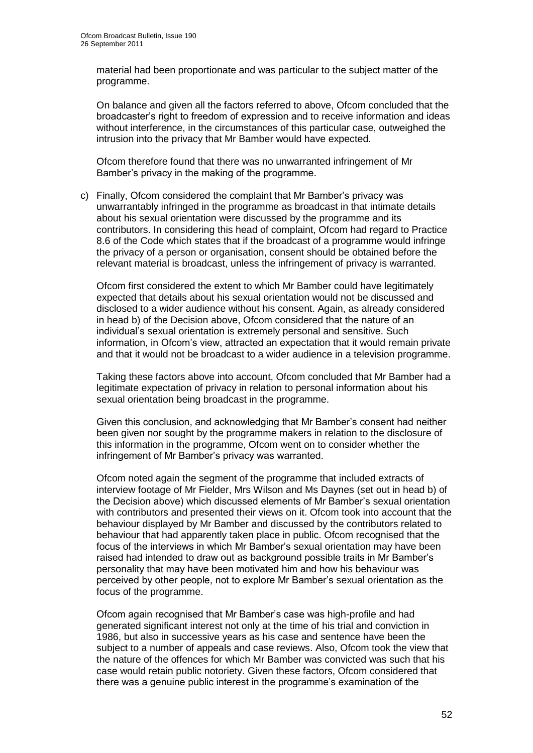material had been proportionate and was particular to the subject matter of the programme.

On balance and given all the factors referred to above, Ofcom concluded that the broadcaster's right to freedom of expression and to receive information and ideas without interference, in the circumstances of this particular case, outweighed the intrusion into the privacy that Mr Bamber would have expected.

Ofcom therefore found that there was no unwarranted infringement of Mr Bamber's privacy in the making of the programme.

c) Finally, Ofcom considered the complaint that Mr Bamber's privacy was unwarrantably infringed in the programme as broadcast in that intimate details about his sexual orientation were discussed by the programme and its contributors. In considering this head of complaint, Ofcom had regard to Practice 8.6 of the Code which states that if the broadcast of a programme would infringe the privacy of a person or organisation, consent should be obtained before the relevant material is broadcast, unless the infringement of privacy is warranted.

Ofcom first considered the extent to which Mr Bamber could have legitimately expected that details about his sexual orientation would not be discussed and disclosed to a wider audience without his consent. Again, as already considered in head b) of the Decision above, Ofcom considered that the nature of an individual's sexual orientation is extremely personal and sensitive. Such information, in Ofcom's view, attracted an expectation that it would remain private and that it would not be broadcast to a wider audience in a television programme.

Taking these factors above into account, Ofcom concluded that Mr Bamber had a legitimate expectation of privacy in relation to personal information about his sexual orientation being broadcast in the programme.

Given this conclusion, and acknowledging that Mr Bamber's consent had neither been given nor sought by the programme makers in relation to the disclosure of this information in the programme, Ofcom went on to consider whether the infringement of Mr Bamber's privacy was warranted.

Ofcom noted again the segment of the programme that included extracts of interview footage of Mr Fielder, Mrs Wilson and Ms Daynes (set out in head b) of the Decision above) which discussed elements of Mr Bamber's sexual orientation with contributors and presented their views on it. Ofcom took into account that the behaviour displayed by Mr Bamber and discussed by the contributors related to behaviour that had apparently taken place in public. Ofcom recognised that the focus of the interviews in which Mr Bamber's sexual orientation may have been raised had intended to draw out as background possible traits in Mr Bamber's personality that may have been motivated him and how his behaviour was perceived by other people, not to explore Mr Bamber's sexual orientation as the focus of the programme.

Ofcom again recognised that Mr Bamber's case was high-profile and had generated significant interest not only at the time of his trial and conviction in 1986, but also in successive years as his case and sentence have been the subject to a number of appeals and case reviews. Also, Ofcom took the view that the nature of the offences for which Mr Bamber was convicted was such that his case would retain public notoriety. Given these factors, Ofcom considered that there was a genuine public interest in the programme's examination of the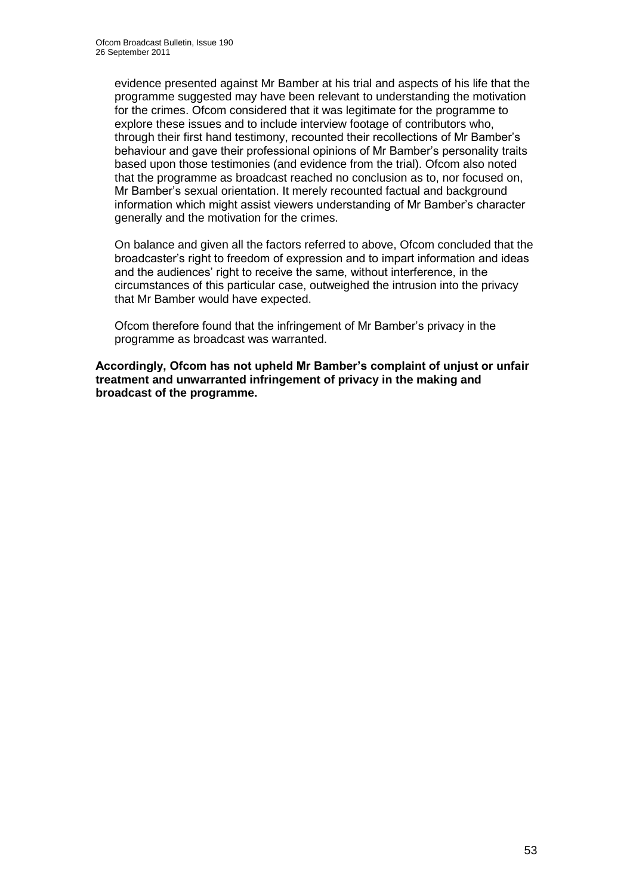evidence presented against Mr Bamber at his trial and aspects of his life that the programme suggested may have been relevant to understanding the motivation for the crimes. Ofcom considered that it was legitimate for the programme to explore these issues and to include interview footage of contributors who, through their first hand testimony, recounted their recollections of Mr Bamber's behaviour and gave their professional opinions of Mr Bamber's personality traits based upon those testimonies (and evidence from the trial). Ofcom also noted that the programme as broadcast reached no conclusion as to, nor focused on, Mr Bamber's sexual orientation. It merely recounted factual and background information which might assist viewers understanding of Mr Bamber's character generally and the motivation for the crimes.

On balance and given all the factors referred to above, Ofcom concluded that the broadcaster's right to freedom of expression and to impart information and ideas and the audiences' right to receive the same, without interference, in the circumstances of this particular case, outweighed the intrusion into the privacy that Mr Bamber would have expected.

Ofcom therefore found that the infringement of Mr Bamber's privacy in the programme as broadcast was warranted.

**Accordingly, Ofcom has not upheld Mr Bamber's complaint of unjust or unfair treatment and unwarranted infringement of privacy in the making and broadcast of the programme.**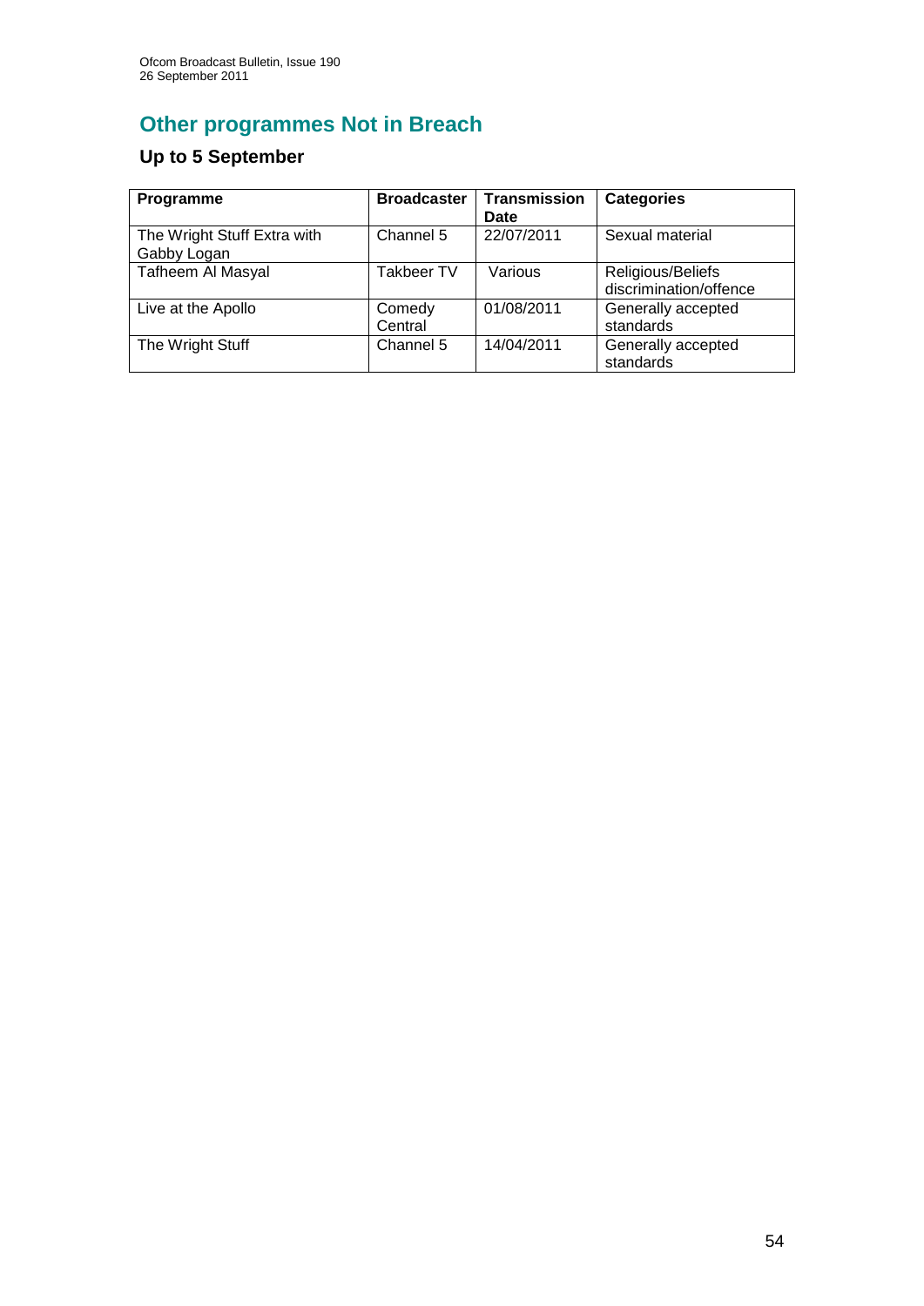## Other programmes Not in Breach

### Up to 5 September

| Programme | Broadcaster | Transmission Date | Categories |
|---|---|---|---|
| The Wright Stuff Extra with Gabby Logan | Channel 5 | 22/07/2011 | Sexual material |
| Tafheem Al Masyal | Takbeer TV | Various | Religious/Beliefs discrimination/offence |
| Live at the Apollo | Comedy Central | 01/08/2011 | Generally accepted standards |
| The Wright Stuff | Channel 5 | 14/04/2011 | Generally accepted standards |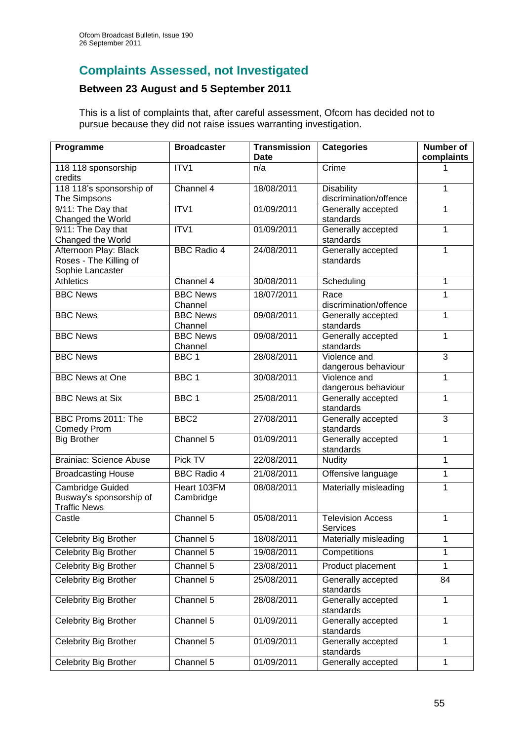## Complaints Assessed, not Investigated

### Between 23 August and 5 September 2011

This is a list of complaints that, after careful assessment, Ofcom has decided not to pursue because they did not raise issues warranting investigation.

| Programme | Broadcaster | Transmission Date | Categories | Number of complaints |
|---|---|---|---|---|
| 118 118 sponsorship credits | ITV1 | n/a | Crime | 1 |
| 118 118's sponsorship of The Simpsons | Channel 4 | 18/08/2011 | Disability discrimination/offence | 1 |
| 9/11: The Day that Changed the World | ITV1 | 01/09/2011 | Generally accepted standards | 1 |
| 9/11: The Day that Changed the World | ITV1 | 01/09/2011 | Generally accepted standards | 1 |
| Afternoon Play: Black Roses - The Killing of Sophie Lancaster | BBC Radio 4 | 24/08/2011 | Generally accepted standards | 1 |
| Athletics | Channel 4 | 30/08/2011 | Scheduling | 1 |
| BBC News | BBC News Channel | 18/07/2011 | Race discrimination/offence | 1 |
| BBC News | BBC News Channel | 09/08/2011 | Generally accepted standards | 1 |
| BBC News | BBC News Channel | 09/08/2011 | Generally accepted standards | 1 |
| BBC News | BBC 1 | 28/08/2011 | Violence and dangerous behaviour | 3 |
| BBC News at One | BBC 1 | 30/08/2011 | Violence and dangerous behaviour | 1 |
| BBC News at Six | BBC 1 | 25/08/2011 | Generally accepted standards | 1 |
| BBC Proms 2011: The Comedy Prom | BBC2 | 27/08/2011 | Generally accepted standards | 3 |
| Big Brother | Channel 5 | 01/09/2011 | Generally accepted standards | 1 |
| Brainiac: Science Abuse | Pick TV | 22/08/2011 | Nudity | 1 |
| Broadcasting House | BBC Radio 4 | 21/08/2011 | Offensive language | 1 |
| Cambridge Guided Busway's sponsorship of Traffic News | Heart 103FM Cambridge | 08/08/2011 | Materially misleading | 1 |
| Castle | Channel 5 | 05/08/2011 | Television Access Services | 1 |
| Celebrity Big Brother | Channel 5 | 18/08/2011 | Materially misleading | 1 |
| Celebrity Big Brother | Channel 5 | 19/08/2011 | Competitions | 1 |
| Celebrity Big Brother | Channel 5 | 23/08/2011 | Product placement | 1 |
| Celebrity Big Brother | Channel 5 | 25/08/2011 | Generally accepted standards | 84 |
| Celebrity Big Brother | Channel 5 | 28/08/2011 | Generally accepted standards | 1 |
| Celebrity Big Brother | Channel 5 | 01/09/2011 | Generally accepted standards | 1 |
| Celebrity Big Brother | Channel 5 | 01/09/2011 | Generally accepted standards | 1 |
| Celebrity Big Brother | Channel 5 | 01/09/2011 | Generally accepted | 1 |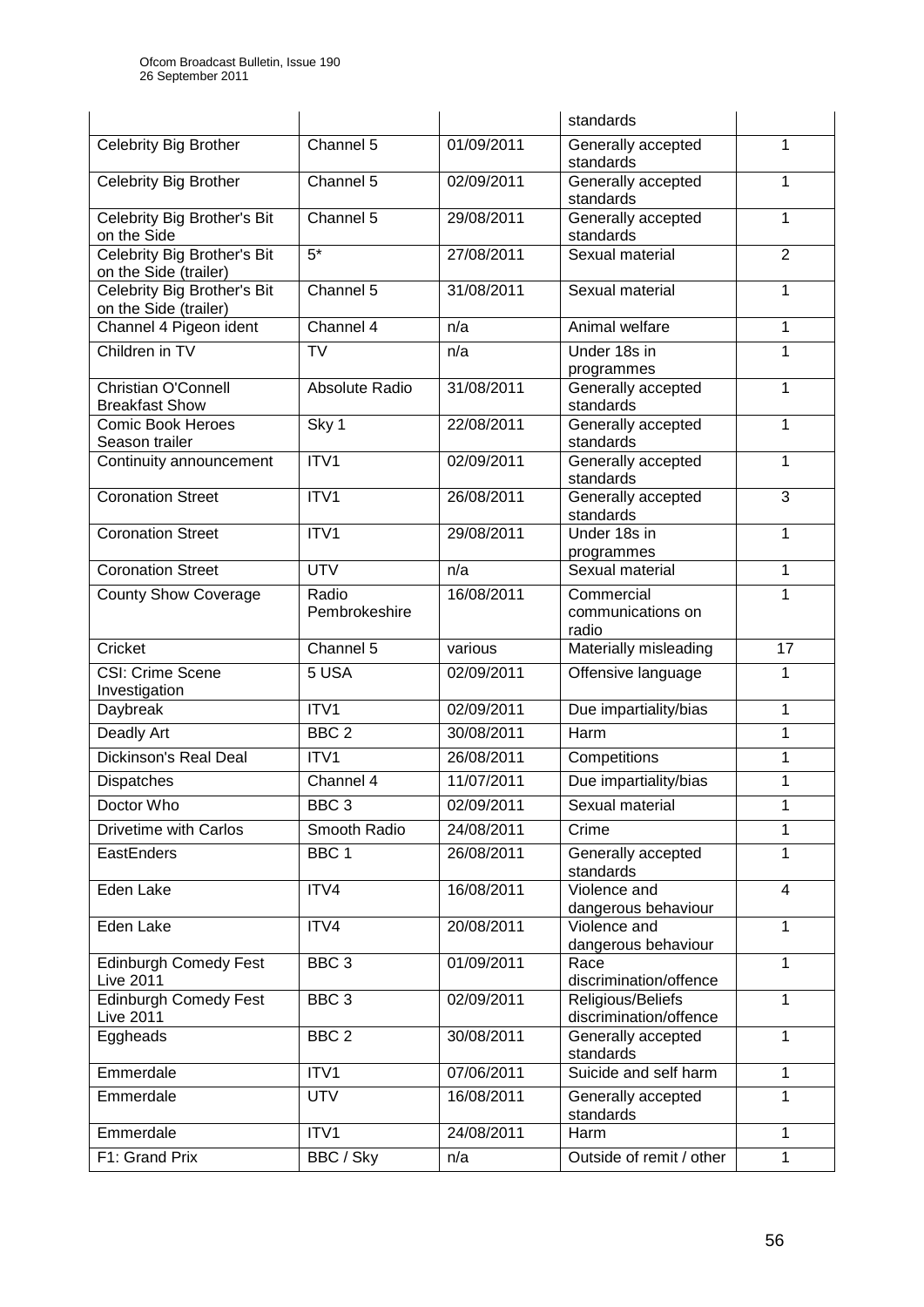| | | | standards | |
|---|---|---|---|---|
| Celebrity Big Brother | Channel 5 | 01/09/2011 | Generally accepted standards | 1 |
| Celebrity Big Brother | Channel 5 | 02/09/2011 | Generally accepted standards | 1 |
| Celebrity Big Brother's Bit on the Side | Channel 5 | 29/08/2011 | Generally accepted standards | 1 |
| Celebrity Big Brother's Bit on the Side (trailer) | 5* | 27/08/2011 | Sexual material | 2 |
| Celebrity Big Brother's Bit on the Side (trailer) | Channel 5 | 31/08/2011 | Sexual material | 1 |
| Channel 4 Pigeon ident | Channel 4 | n/a | Animal welfare | 1 |
| Children in TV | TV | n/a | Under 18s in programmes | 1 |
| Christian O'Connell Breakfast Show | Absolute Radio | 31/08/2011 | Generally accepted standards | 1 |
| Comic Book Heroes Season trailer | Sky 1 | 22/08/2011 | Generally accepted standards | 1 |
| Continuity announcement | ITV1 | 02/09/2011 | Generally accepted standards | 1 |
| Coronation Street | ITV1 | 26/08/2011 | Generally accepted standards | 3 |
| Coronation Street | ITV1 | 29/08/2011 | Under 18s in programmes | 1 |
| Coronation Street | UTV | n/a | Sexual material | 1 |
| County Show Coverage | Radio Pembrokeshire | 16/08/2011 | Commercial communications on radio | 1 |
| Cricket | Channel 5 | various | Materially misleading | 17 |
| CSI: Crime Scene Investigation | 5 USA | 02/09/2011 | Offensive language | 1 |
| Daybreak | ITV1 | 02/09/2011 | Due impartiality/bias | 1 |
| Deadly Art | BBC 2 | 30/08/2011 | Harm | 1 |
| Dickinson's Real Deal | ITV1 | 26/08/2011 | Competitions | 1 |
| Dispatches | Channel 4 | 11/07/2011 | Due impartiality/bias | 1 |
| Doctor Who | BBC 3 | 02/09/2011 | Sexual material | 1 |
| Drivetime with Carlos | Smooth Radio | 24/08/2011 | Crime | 1 |
| EastEnders | BBC 1 | 26/08/2011 | Generally accepted standards | 1 |
| Eden Lake | ITV4 | 16/08/2011 | Violence and dangerous behaviour | 4 |
| Eden Lake | ITV4 | 20/08/2011 | Violence and dangerous behaviour | 1 |
| Edinburgh Comedy Fest Live 2011 | BBC 3 | 01/09/2011 | Race discrimination/offence | 1 |
| Edinburgh Comedy Fest Live 2011 | BBC 3 | 02/09/2011 | Religious/Beliefs discrimination/offence | 1 |
| Eggheads | BBC 2 | 30/08/2011 | Generally accepted standards | 1 |
| Emmerdale | ITV1 | 07/06/2011 | Suicide and self harm | 1 |
| Emmerdale | UTV | 16/08/2011 | Generally accepted standards | 1 |
| Emmerdale | ITV1 | 24/08/2011 | Harm | 1 |
| F1: Grand Prix | BBC / Sky | n/a | Outside of remit / other | 1 |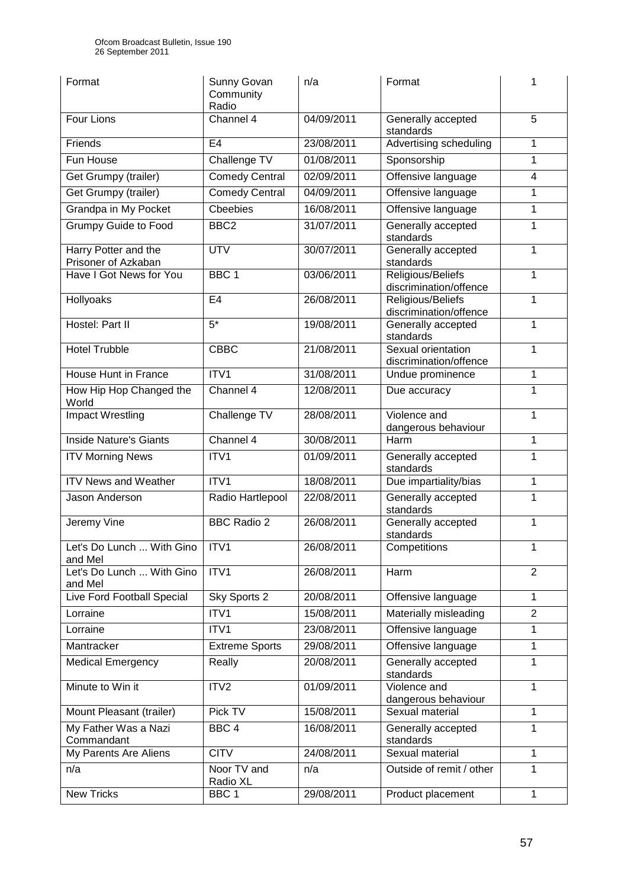| Format | Sunny Govan Community Radio | n/a | Format | 1 |
|---|---|---|---|---|
| Four Lions | Channel 4 | 04/09/2011 | Generally accepted standards | 5 |
| Friends | E4 | 23/08/2011 | Advertising scheduling | 1 |
| Fun House | Challenge TV | 01/08/2011 | Sponsorship | 1 |
| Get Grumpy (trailer) | Comedy Central | 02/09/2011 | Offensive language | 4 |
| Get Grumpy (trailer) | Comedy Central | 04/09/2011 | Offensive language | 1 |
| Grandpa in My Pocket | Cbeebies | 16/08/2011 | Offensive language | 1 |
| Grumpy Guide to Food | BBC2 | 31/07/2011 | Generally accepted standards | 1 |
| Harry Potter and the Prisoner of Azkaban | UTV | 30/07/2011 | Generally accepted standards | 1 |
| Have I Got News for You | BBC 1 | 03/06/2011 | Religious/Beliefs discrimination/offence | 1 |
| Hollyoaks | E4 | 26/08/2011 | Religious/Beliefs discrimination/offence | 1 |
| Hostel: Part II | 5* | 19/08/2011 | Generally accepted standards | 1 |
| Hotel Trubble | CBBC | 21/08/2011 | Sexual orientation discrimination/offence | 1 |
| House Hunt in France | ITV1 | 31/08/2011 | Undue prominence | 1 |
| How Hip Hop Changed the World | Channel 4 | 12/08/2011 | Due accuracy | 1 |
| Impact Wrestling | Challenge TV | 28/08/2011 | Violence and dangerous behaviour | 1 |
| Inside Nature's Giants | Channel 4 | 30/08/2011 | Harm | 1 |
| ITV Morning News | ITV1 | 01/09/2011 | Generally accepted standards | 1 |
| ITV News and Weather | ITV1 | 18/08/2011 | Due impartiality/bias | 1 |
| Jason Anderson | Radio Hartlepool | 22/08/2011 | Generally accepted standards | 1 |
| Jeremy Vine | BBC Radio 2 | 26/08/2011 | Generally accepted standards | 1 |
| Let's Do Lunch ... With Gino and Mel | ITV1 | 26/08/2011 | Competitions | 1 |
| Let's Do Lunch ... With Gino and Mel | ITV1 | 26/08/2011 | Harm | 2 |
| Live Ford Football Special | Sky Sports 2 | 20/08/2011 | Offensive language | 1 |
| Lorraine | ITV1 | 15/08/2011 | Materially misleading | 2 |
| Lorraine | ITV1 | 23/08/2011 | Offensive language | 1 |
| Mantracker | Extreme Sports | 29/08/2011 | Offensive language | 1 |
| Medical Emergency | Really | 20/08/2011 | Generally accepted standards | 1 |
| Minute to Win it | ITV2 | 01/09/2011 | Violence and dangerous behaviour | 1 |
| Mount Pleasant (trailer) | Pick TV | 15/08/2011 | Sexual material | 1 |
| My Father Was a Nazi Commandant | BBC 4 | 16/08/2011 | Generally accepted standards | 1 |
| My Parents Are Aliens | CITV | 24/08/2011 | Sexual material | 1 |
| n/a | Noor TV and Radio XL | n/a | Outside of remit / other | 1 |
| New Tricks | BBC 1 | 29/08/2011 | Product placement | 1 |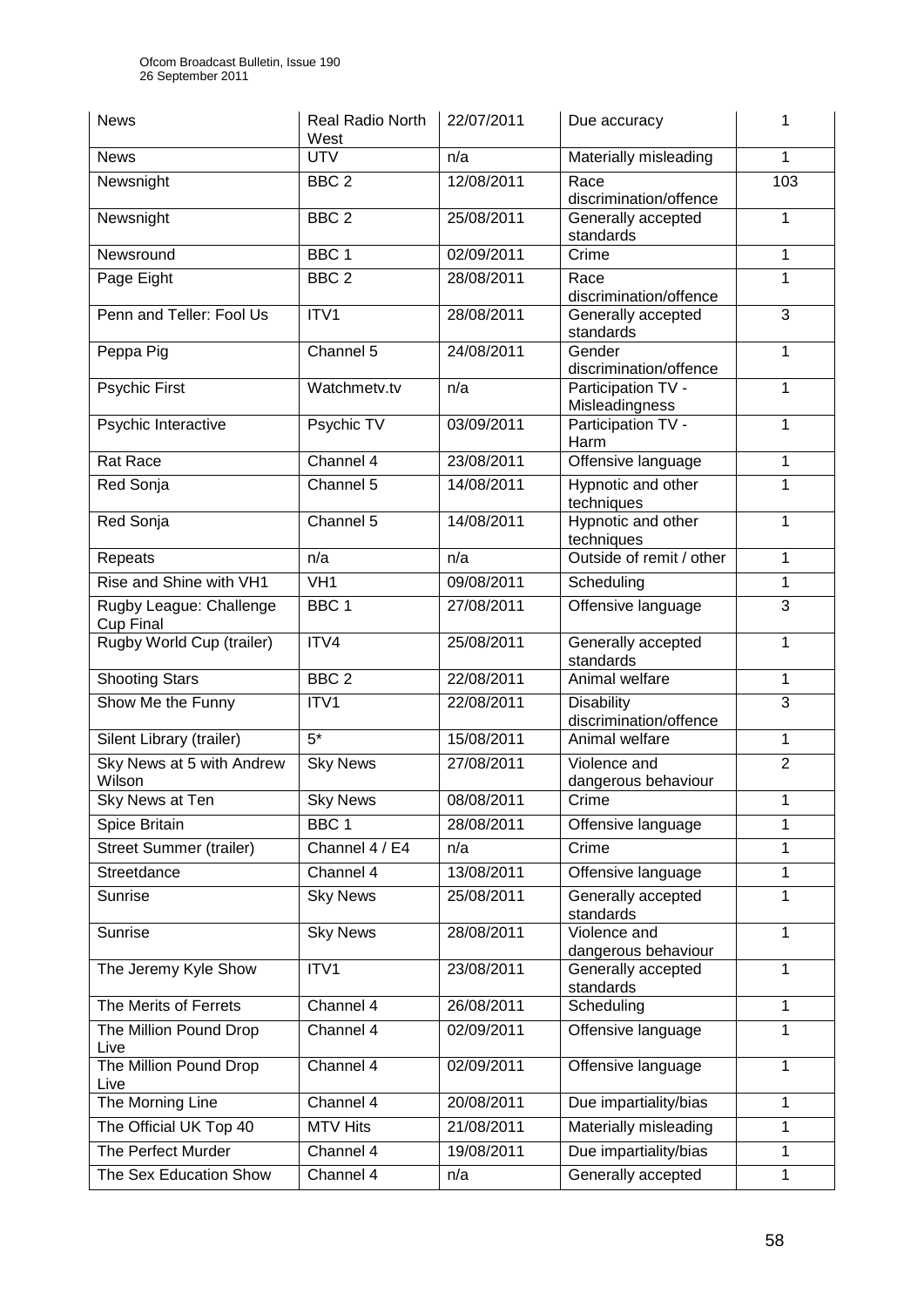| News | Real Radio North West | 22/07/2011 | Due accuracy | 1 |
|---|---|---|---|---|
| News | UTV | n/a | Materially misleading | 1 |
| Newsnight | BBC 2 | 12/08/2011 | Race discrimination/offence | 103 |
| Newsnight | BBC 2 | 25/08/2011 | Generally accepted standards | 1 |
| Newsround | BBC 1 | 02/09/2011 | Crime | 1 |
| Page Eight | BBC 2 | 28/08/2011 | Race discrimination/offence | 1 |
| Penn and Teller: Fool Us | ITV1 | 28/08/2011 | Generally accepted standards | 3 |
| Peppa Pig | Channel 5 | 24/08/2011 | Gender discrimination/offence | 1 |
| Psychic First | Watchmetv.tv | n/a | Participation TV - Misleadingness | 1 |
| Psychic Interactive | Psychic TV | 03/09/2011 | Participation TV - Harm | 1 |
| Rat Race | Channel 4 | 23/08/2011 | Offensive language | 1 |
| Red Sonja | Channel 5 | 14/08/2011 | Hypnotic and other techniques | 1 |
| Red Sonja | Channel 5 | 14/08/2011 | Hypnotic and other techniques | 1 |
| Repeats | n/a | n/a | Outside of remit / other | 1 |
| Rise and Shine with VH1 | VH1 | 09/08/2011 | Scheduling | 1 |
| Rugby League: Challenge Cup Final | BBC 1 | 27/08/2011 | Offensive language | 3 |
| Rugby World Cup (trailer) | ITV4 | 25/08/2011 | Generally accepted standards | 1 |
| Shooting Stars | BBC 2 | 22/08/2011 | Animal welfare | 1 |
| Show Me the Funny | ITV1 | 22/08/2011 | Disability discrimination/offence | 3 |
| Silent Library (trailer) | 5* | 15/08/2011 | Animal welfare | 1 |
| Sky News at 5 with Andrew Wilson | Sky News | 27/08/2011 | Violence and dangerous behaviour | 2 |
| Sky News at Ten | Sky News | 08/08/2011 | Crime | 1 |
| Spice Britain | BBC 1 | 28/08/2011 | Offensive language | 1 |
| Street Summer (trailer) | Channel 4 / E4 | n/a | Crime | 1 |
| Streetdance | Channel 4 | 13/08/2011 | Offensive language | 1 |
| Sunrise | Sky News | 25/08/2011 | Generally accepted standards | 1 |
| Sunrise | Sky News | 28/08/2011 | Violence and dangerous behaviour | 1 |
| The Jeremy Kyle Show | ITV1 | 23/08/2011 | Generally accepted standards | 1 |
| The Merits of Ferrets | Channel 4 | 26/08/2011 | Scheduling | 1 |
| The Million Pound Drop Live | Channel 4 | 02/09/2011 | Offensive language | 1 |
| The Million Pound Drop Live | Channel 4 | 02/09/2011 | Offensive language | 1 |
| The Morning Line | Channel 4 | 20/08/2011 | Due impartiality/bias | 1 |
| The Official UK Top 40 | MTV Hits | 21/08/2011 | Materially misleading | 1 |
| The Perfect Murder | Channel 4 | 19/08/2011 | Due impartiality/bias | 1 |
| The Sex Education Show | Channel 4 | n/a | Generally accepted | 1 |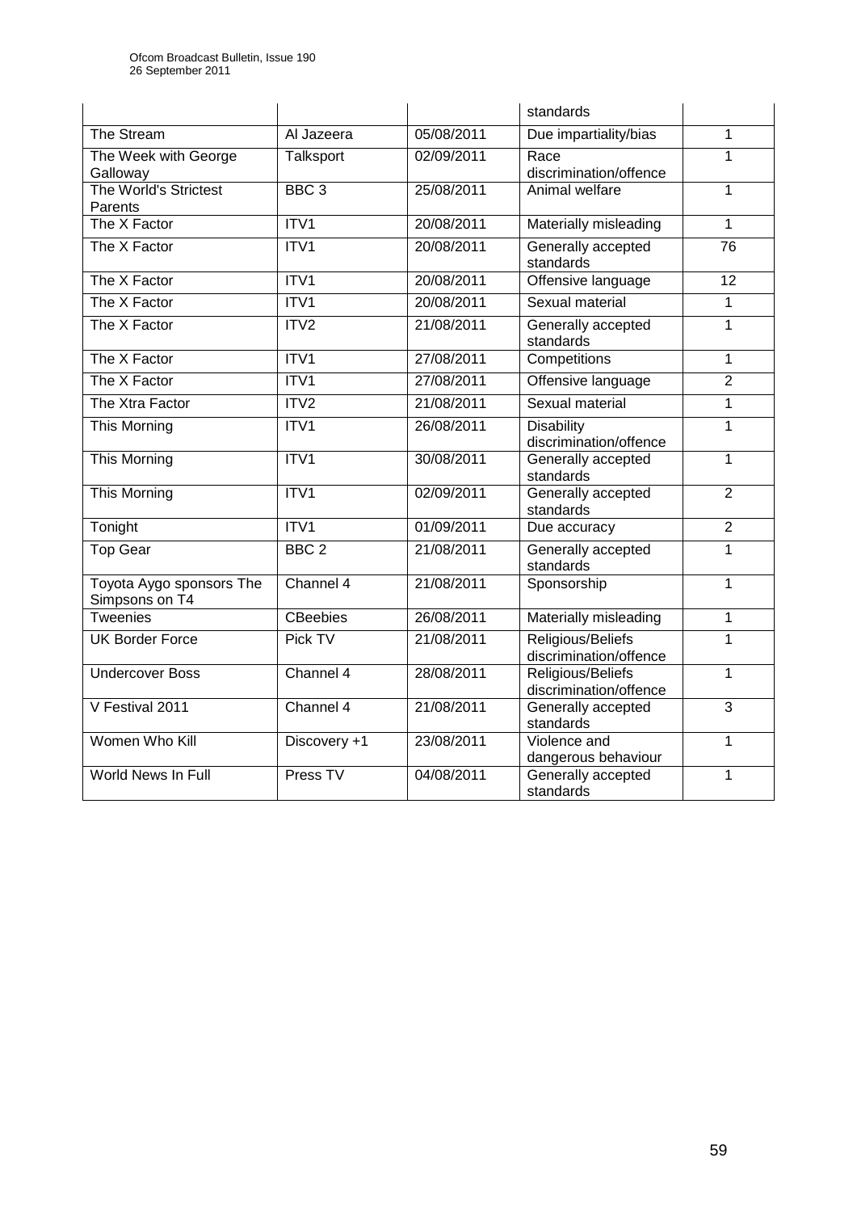| | | | standards | |
|---|---|---|---|---|
| The Stream | Al Jazeera | 05/08/2011 | Due impartiality/bias | 1 |
| The Week with George Galloway | Talksport | 02/09/2011 | Race discrimination/offence | 1 |
| The World's Strictest Parents | BBC 3 | 25/08/2011 | Animal welfare | 1 |
| The X Factor | ITV1 | 20/08/2011 | Materially misleading | 1 |
| The X Factor | ITV1 | 20/08/2011 | Generally accepted standards | 76 |
| The X Factor | ITV1 | 20/08/2011 | Offensive language | 12 |
| The X Factor | ITV1 | 20/08/2011 | Sexual material | 1 |
| The X Factor | ITV2 | 21/08/2011 | Generally accepted standards | 1 |
| The X Factor | ITV1 | 27/08/2011 | Competitions | 1 |
| The X Factor | ITV1 | 27/08/2011 | Offensive language | 2 |
| The Xtra Factor | ITV2 | 21/08/2011 | Sexual material | 1 |
| This Morning | ITV1 | 26/08/2011 | Disability discrimination/offence | 1 |
| This Morning | ITV1 | 30/08/2011 | Generally accepted standards | 1 |
| This Morning | ITV1 | 02/09/2011 | Generally accepted standards | 2 |
| Tonight | ITV1 | 01/09/2011 | Due accuracy | 2 |
| Top Gear | BBC 2 | 21/08/2011 | Generally accepted standards | 1 |
| Toyota Aygo sponsors The Simpsons on T4 | Channel 4 | 21/08/2011 | Sponsorship | 1 |
| Tweenies | CBeebies | 26/08/2011 | Materially misleading | 1 |
| UK Border Force | Pick TV | 21/08/2011 | Religious/Beliefs discrimination/offence | 1 |
| Undercover Boss | Channel 4 | 28/08/2011 | Religious/Beliefs discrimination/offence | 1 |
| V Festival 2011 | Channel 4 | 21/08/2011 | Generally accepted standards | 3 |
| Women Who Kill | Discovery +1 | 23/08/2011 | Violence and dangerous behaviour | 1 |
| World News In Full | Press TV | 04/08/2011 | Generally accepted standards | 1 |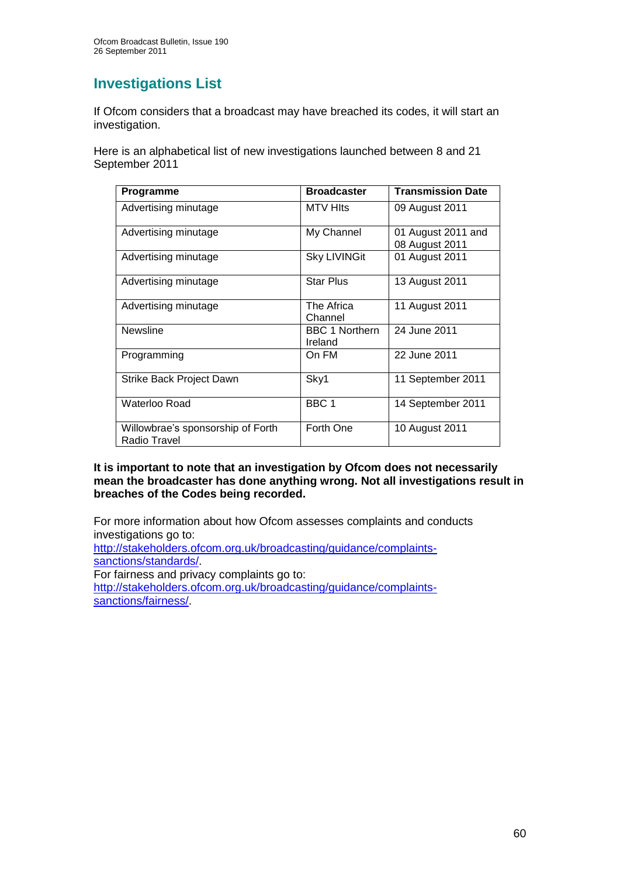## Investigations List

If Ofcom considers that a broadcast may have breached its codes, it will start an investigation.

Here is an alphabetical list of new investigations launched between 8 and 21 September 2011

| Programme | Broadcaster | Transmission Date |
|---|---|---|
| Advertising minutage | MTV HIts | 09 August 2011 |
| Advertising minutage | My Channel | 01 August 2011 and 08 August 2011 |
| Advertising minutage | Sky LIVINGit | 01 August 2011 |
| Advertising minutage | Star Plus | 13 August 2011 |
| Advertising minutage | The Africa Channel | 11 August 2011 |
| Newsline | BBC 1 Northern Ireland | 24 June 2011 |
| Programming | On FM | 22 June 2011 |
| Strike Back Project Dawn | Sky1 | 11 September 2011 |
| Waterloo Road | BBC 1 | 14 September 2011 |
| Willowbrae's sponsorship of Forth Radio Travel | Forth One | 10 August 2011 |

**It is important to note that an investigation by Ofcom does not necessarily mean the broadcaster has done anything wrong. Not all investigations result in breaches of the Codes being recorded.**

For more information about how Ofcom assesses complaints and conducts investigations go to:
[http://stakeholders.ofcom.org.uk/broadcasting/guidance/complaints-sanctions/standards/](http://stakeholders.ofcom.org.uk/broadcasting/guidance/complaints-sanctions/standards/).
For fairness and privacy complaints go to:
[http://stakeholders.ofcom.org.uk/broadcasting/guidance/complaints-sanctions/fairness/](http://stakeholders.ofcom.org.uk/broadcasting/guidance/complaints-sanctions/fairness/).